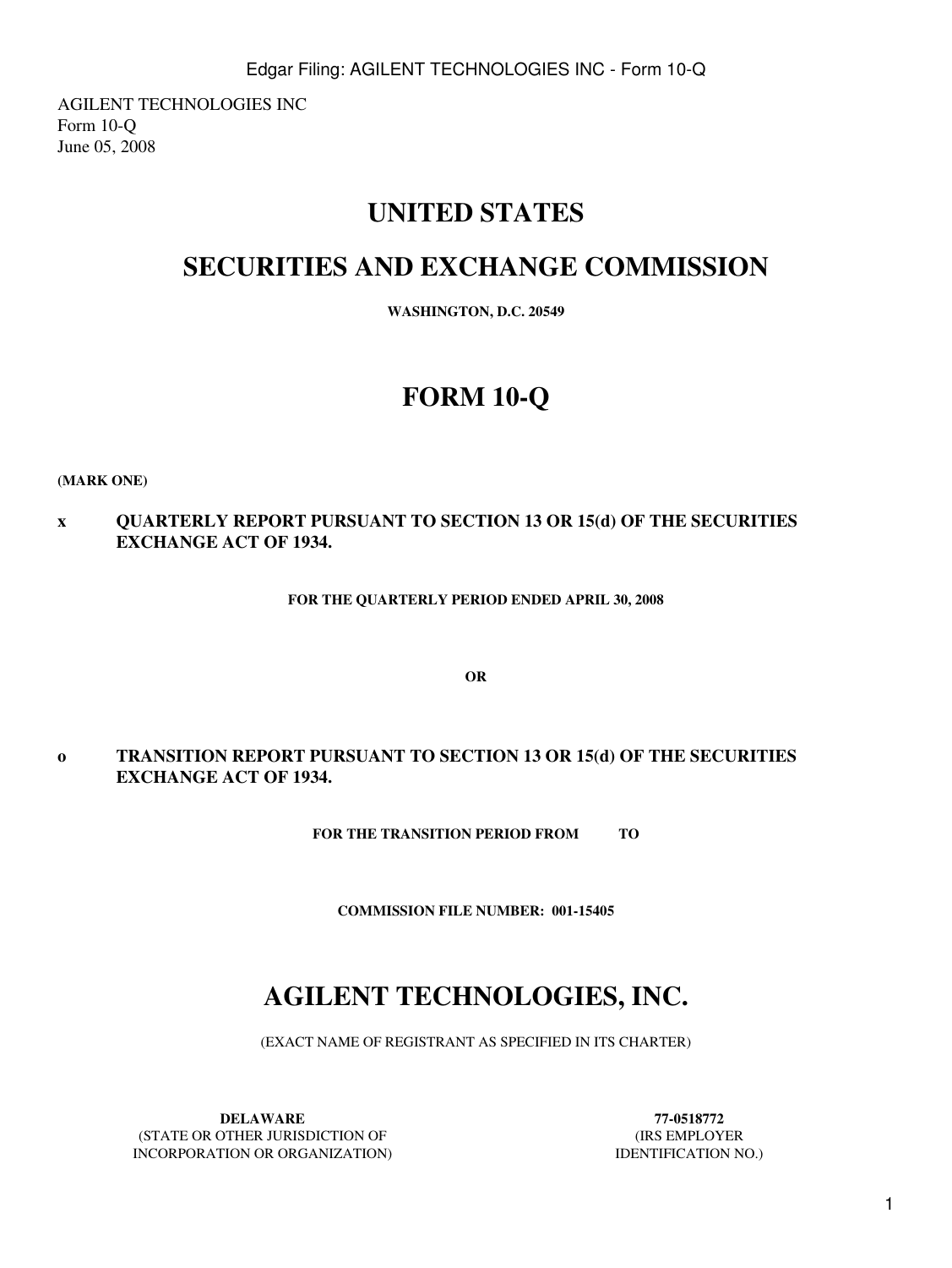AGILENT TECHNOLOGIES INC
Form 10-Q
June 05, 2008

# UNITED STATES

# SECURITIES AND EXCHANGE COMMISSION

**WASHINGTON, D.C. 20549**

# FORM 10-Q

**(MARK ONE)**

**x QUARTERLY REPORT PURSUANT TO SECTION 13 OR 15(d) OF THE SECURITIES EXCHANGE ACT OF 1934.**

**FOR THE QUARTERLY PERIOD ENDED APRIL 30, 2008**

**OR**

**o TRANSITION REPORT PURSUANT TO SECTION 13 OR 15(d) OF THE SECURITIES EXCHANGE ACT OF 1934.**

**FOR THE TRANSITION PERIOD FROM TO**

**COMMISSION FILE NUMBER: 001-15405**

# AGILENT TECHNOLOGIES, INC.

(EXACT NAME OF REGISTRANT AS SPECIFIED IN ITS CHARTER)

| **DELAWARE** | **77-0518772** |
|---|---|
| (STATE OR OTHER JURISDICTION OF INCORPORATION OR ORGANIZATION) | (IRS EMPLOYER IDENTIFICATION NO.) |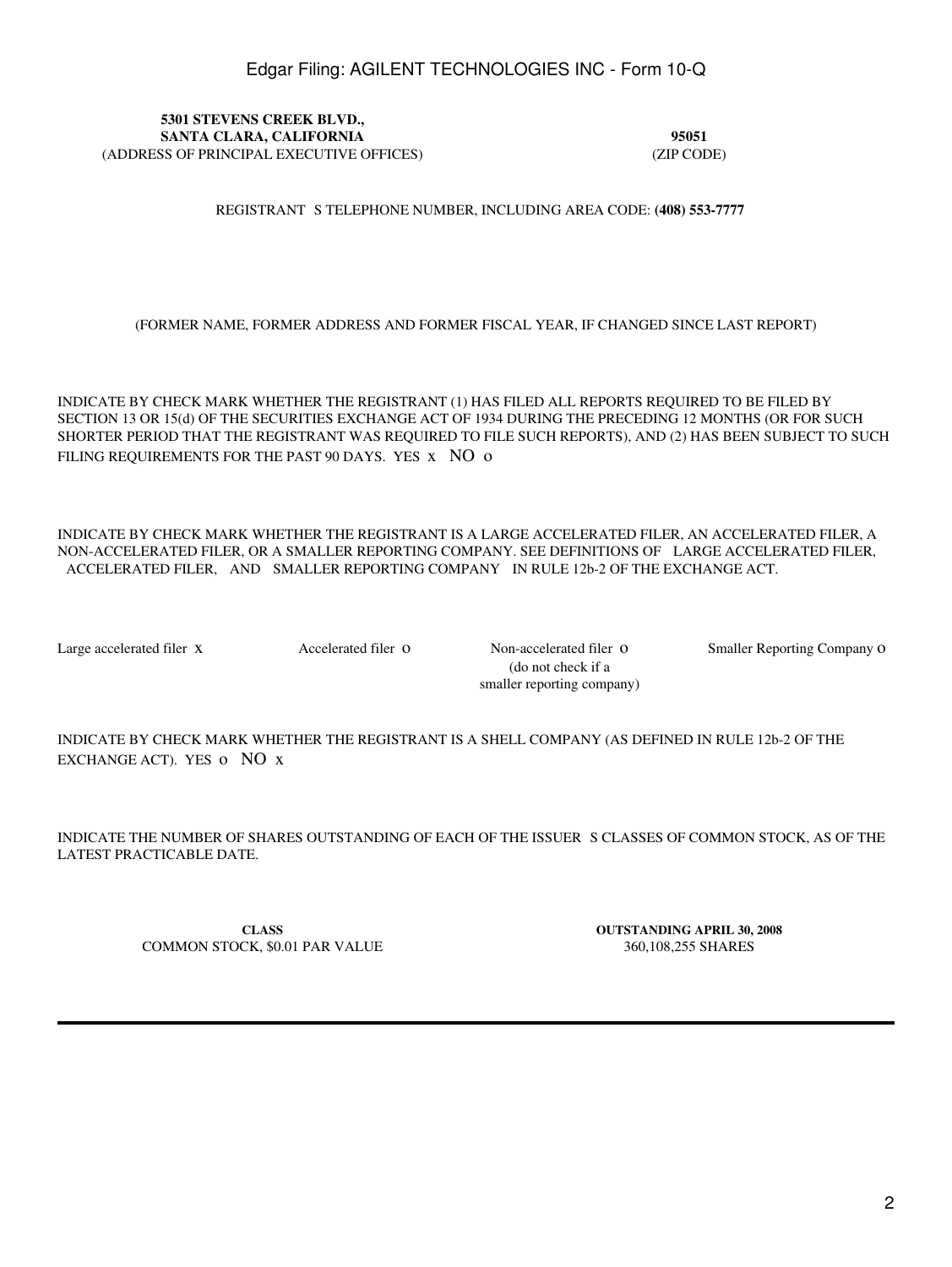| **5301 STEVENS CREEK BLVD., SANTA CLARA, CALIFORNIA** | **95051** |
| --- | --- |
| (ADDRESS OF PRINCIPAL EXECUTIVE OFFICES) | (ZIP CODE) |

REGISTRANT S TELEPHONE NUMBER, INCLUDING AREA CODE: **(408) 553-7777**

(FORMER NAME, FORMER ADDRESS AND FORMER FISCAL YEAR, IF CHANGED SINCE LAST REPORT)

INDICATE BY CHECK MARK WHETHER THE REGISTRANT (1) HAS FILED ALL REPORTS REQUIRED TO BE FILED BY SECTION 13 OR 15(d) OF THE SECURITIES EXCHANGE ACT OF 1934 DURING THE PRECEDING 12 MONTHS (OR FOR SUCH SHORTER PERIOD THAT THE REGISTRANT WAS REQUIRED TO FILE SUCH REPORTS), AND (2) HAS BEEN SUBJECT TO SUCH FILING REQUIREMENTS FOR THE PAST 90 DAYS. YES x NO o

INDICATE BY CHECK MARK WHETHER THE REGISTRANT IS A LARGE ACCELERATED FILER, AN ACCELERATED FILER, A NON-ACCELERATED FILER, OR A SMALLER REPORTING COMPANY. SEE DEFINITIONS OF LARGE ACCELERATED FILER, ACCELERATED FILER, AND SMALLER REPORTING COMPANY IN RULE 12b-2 OF THE EXCHANGE ACT.

| Large accelerated filer x | Accelerated filer o | Non-accelerated filer o (do not check if a smaller reporting company) | Smaller Reporting Company o |
| --- | --- | --- | --- |

INDICATE BY CHECK MARK WHETHER THE REGISTRANT IS A SHELL COMPANY (AS DEFINED IN RULE 12b-2 OF THE EXCHANGE ACT). YES o NO x

INDICATE THE NUMBER OF SHARES OUTSTANDING OF EACH OF THE ISSUER S CLASSES OF COMMON STOCK, AS OF THE LATEST PRACTICABLE DATE.

| **CLASS** | **OUTSTANDING APRIL 30, 2008** |
| --- | --- |
| COMMON STOCK, $0.01 PAR VALUE | 360,108,255 SHARES |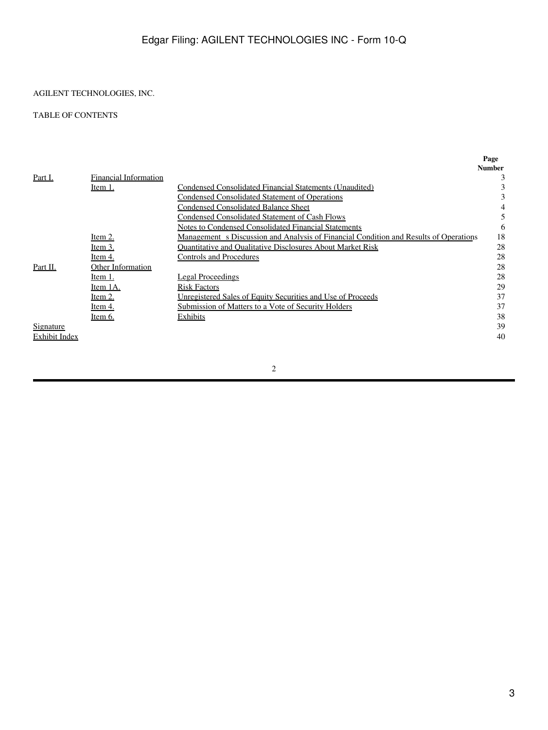AGILENT TECHNOLOGIES, INC.

TABLE OF CONTENTS

| | | | Page Number |
|---|---|---|---|
| Part I. | Financial Information | | 3 |
| | Item 1. | Condensed Consolidated Financial Statements (Unaudited) | 3 |
| | | Condensed Consolidated Statement of Operations | 3 |
| | | Condensed Consolidated Balance Sheet | 4 |
| | | Condensed Consolidated Statement of Cash Flows | 5 |
| | | Notes to Condensed Consolidated Financial Statements | 6 |
| | Item 2. | Management s Discussion and Analysis of Financial Condition and Results of Operations | 18 |
| | Item 3. | Quantitative and Qualitative Disclosures About Market Risk | 28 |
| | Item 4. | Controls and Procedures | 28 |
| Part II. | Other Information | | 28 |
| | Item 1. | Legal Proceedings | 28 |
| | Item 1A. | Risk Factors | 29 |
| | Item 2. | Unregistered Sales of Equity Securities and Use of Proceeds | 37 |
| | Item 4. | Submission of Matters to a Vote of Security Holders | 37 |
| | Item 6. | Exhibits | 38 |
| Signature | | | 39 |
| Exhibit Index | | | 40 |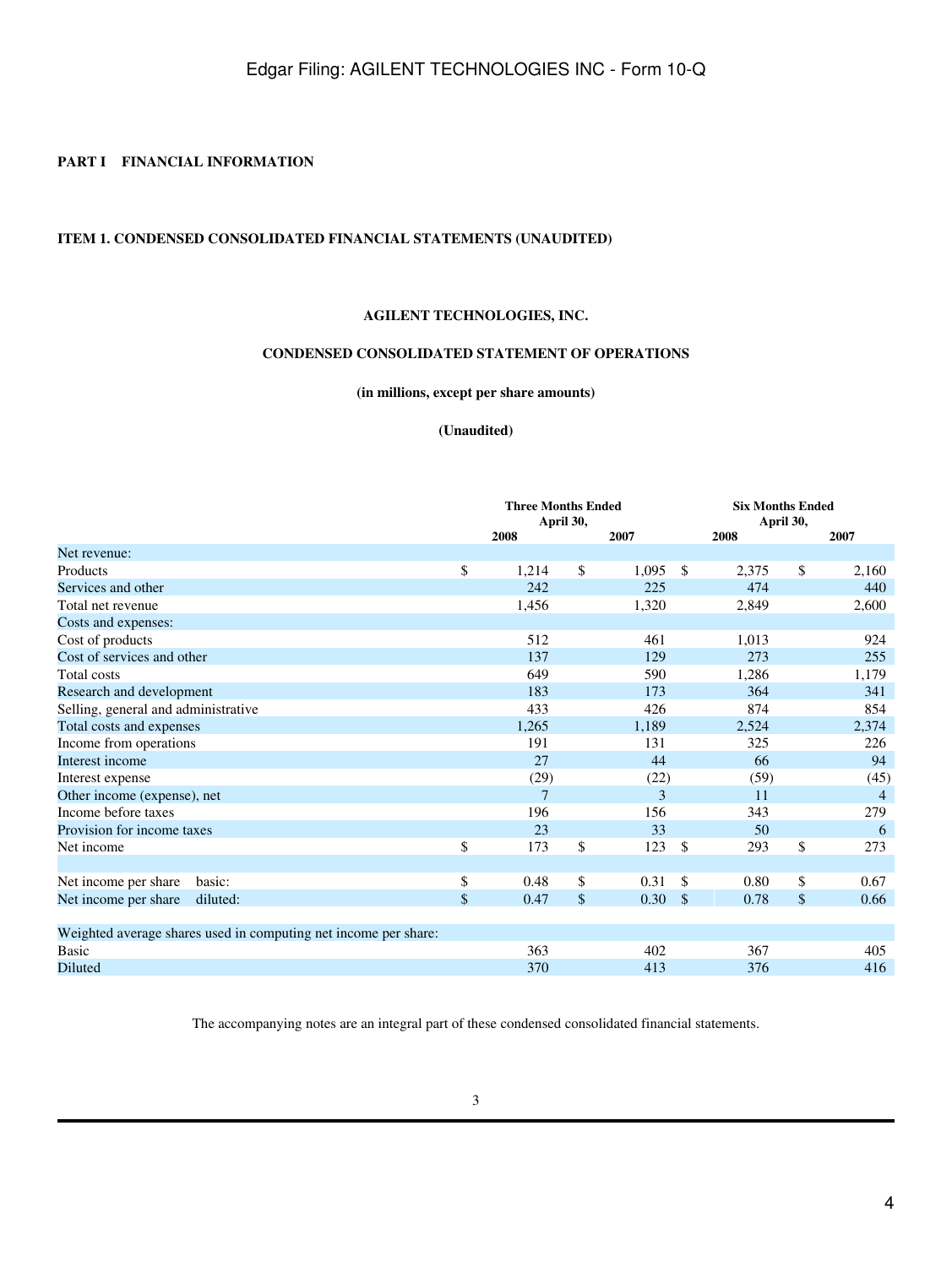# PART I FINANCIAL INFORMATION

## ITEM 1. CONDENSED CONSOLIDATED FINANCIAL STATEMENTS (UNAUDITED)

### AGILENT TECHNOLOGIES, INC.

### CONDENSED CONSOLIDATED STATEMENT OF OPERATIONS

**(in millions, except per share amounts)**

**(Unaudited)**

| | Three Months Ended April 30, | | Six Months Ended April 30, | |
|---|---|---|---|---|
| | 2008 | 2007 | 2008 | 2007 |
| Net revenue: | | | | |
| Products | $ 1,214 | $ 1,095 | $ 2,375 | $ 2,160 |
| Services and other | 242 | 225 | 474 | 440 |
| Total net revenue | 1,456 | 1,320 | 2,849 | 2,600 |
| Costs and expenses: | | | | |
| Cost of products | 512 | 461 | 1,013 | 924 |
| Cost of services and other | 137 | 129 | 273 | 255 |
| Total costs | 649 | 590 | 1,286 | 1,179 |
| Research and development | 183 | 173 | 364 | 341 |
| Selling, general and administrative | 433 | 426 | 874 | 854 |
| Total costs and expenses | 1,265 | 1,189 | 2,524 | 2,374 |
| Income from operations | 191 | 131 | 325 | 226 |
| Interest income | 27 | 44 | 66 | 94 |
| Interest expense | (29) | (22) | (59) | (45) |
| Other income (expense), net | 7 | 3 | 11 | 4 |
| Income before taxes | 196 | 156 | 343 | 279 |
| Provision for income taxes | 23 | 33 | 50 | 6 |
| Net income | $ 173 | $ 123 | $ 293 | $ 273 |
| | | | | |
| Net income per share basic: | $ 0.48 | $ 0.31 | $ 0.80 | $ 0.67 |
| Net income per share diluted: | $ 0.47 | $ 0.30 | $ 0.78 | $ 0.66 |
| | | | | |
| Weighted average shares used in computing net income per share: | | | | |
| Basic | 363 | 402 | 367 | 405 |
| Diluted | 370 | 413 | 376 | 416 |

The accompanying notes are an integral part of these condensed consolidated financial statements.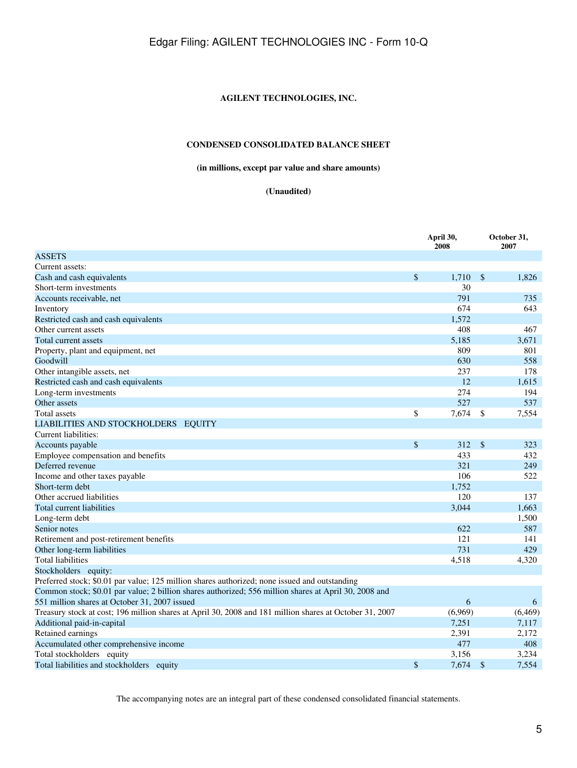**AGILENT TECHNOLOGIES, INC.**

**CONDENSED CONSOLIDATED BALANCE SHEET**

**(in millions, except par value and share amounts)**

**(Unaudited)**

| | April 30, 2008 | October 31, 2007 |
|---|---|---|
| ASSETS | | |
| Current assets: | | |
| Cash and cash equivalents | $ 1,710 | $ 1,826 |
| Short-term investments | 30 | |
| Accounts receivable, net | 791 | 735 |
| Inventory | 674 | 643 |
| Restricted cash and cash equivalents | 1,572 | |
| Other current assets | 408 | 467 |
| Total current assets | 5,185 | 3,671 |
| Property, plant and equipment, net | 809 | 801 |
| Goodwill | 630 | 558 |
| Other intangible assets, net | 237 | 178 |
| Restricted cash and cash equivalents | 12 | 1,615 |
| Long-term investments | 274 | 194 |
| Other assets | 527 | 537 |
| Total assets | $ 7,674 | $ 7,554 |
| LIABILITIES AND STOCKHOLDERS EQUITY | | |
| Current liabilities: | | |
| Accounts payable | $ 312 | $ 323 |
| Employee compensation and benefits | 433 | 432 |
| Deferred revenue | 321 | 249 |
| Income and other taxes payable | 106 | 522 |
| Short-term debt | 1,752 | |
| Other accrued liabilities | 120 | 137 |
| Total current liabilities | 3,044 | 1,663 |
| Long-term debt | | 1,500 |
| Senior notes | 622 | 587 |
| Retirement and post-retirement benefits | 121 | 141 |
| Other long-term liabilities | 731 | 429 |
| Total liabilities | 4,518 | 4,320 |
| Stockholders equity: | | |
| Preferred stock; $0.01 par value; 125 million shares authorized; none issued and outstanding | | |
| Common stock; $0.01 par value; 2 billion shares authorized; 556 million shares at April 30, 2008 and 551 million shares at October 31, 2007 issued | 6 | 6 |
| Treasury stock at cost; 196 million shares at April 30, 2008 and 181 million shares at October 31, 2007 | (6,969) | (6,469) |
| Additional paid-in-capital | 7,251 | 7,117 |
| Retained earnings | 2,391 | 2,172 |
| Accumulated other comprehensive income | 477 | 408 |
| Total stockholders equity | 3,156 | 3,234 |
| Total liabilities and stockholders equity | $ 7,674 | $ 7,554 |

The accompanying notes are an integral part of these condensed consolidated financial statements.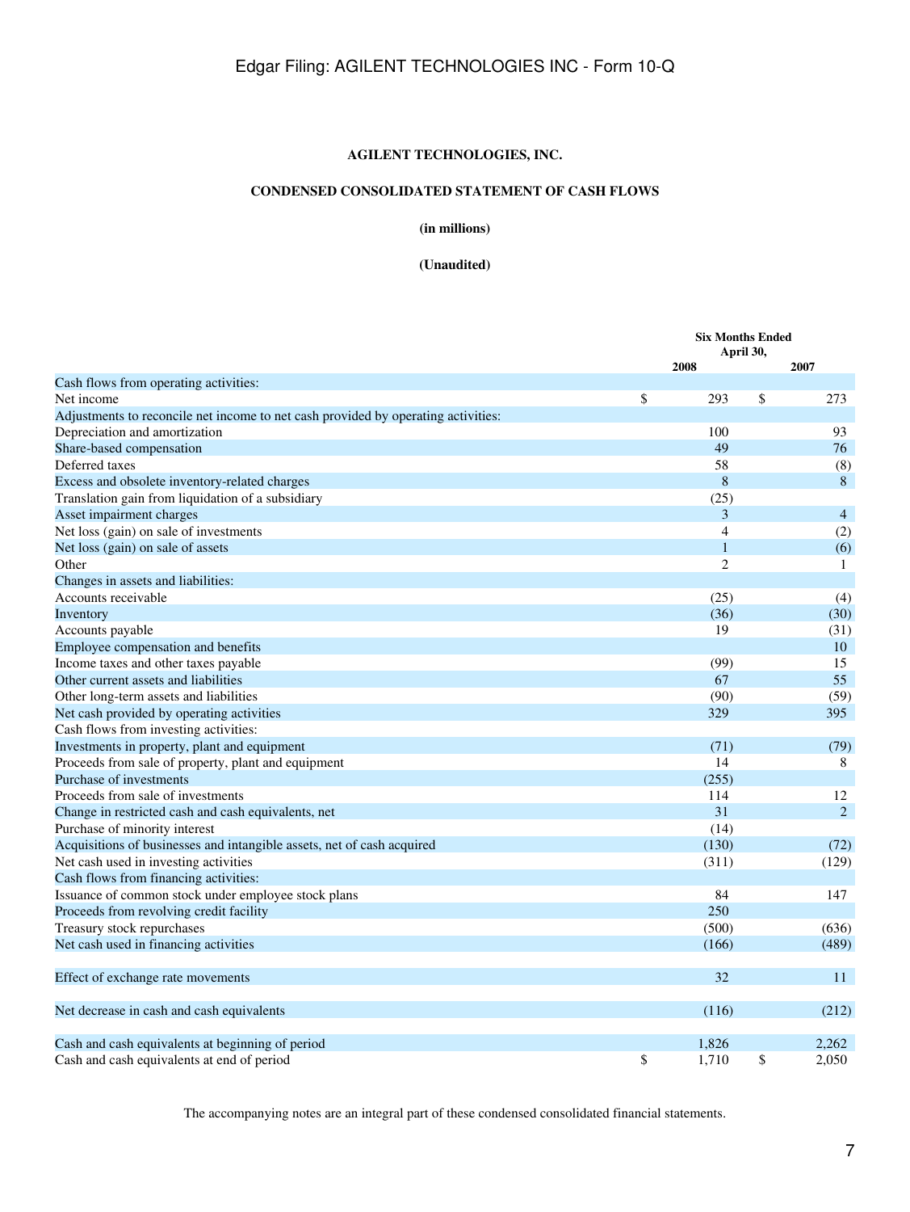Edgar Filing: AGILENT TECHNOLOGIES INC - Form 10-Q

**AGILENT TECHNOLOGIES, INC.**

**CONDENSED CONSOLIDATED STATEMENT OF CASH FLOWS**

**(in millions)**

**(Unaudited)**

| | Six Months Ended April 30, | |
|---|---|---|
| | **2008** | **2007** |
| Cash flows from operating activities: | | |
| Net income | $ 293 | $ 273 |
| Adjustments to reconcile net income to net cash provided by operating activities: | | |
| Depreciation and amortization | 100 | 93 |
| Share-based compensation | 49 | 76 |
| Deferred taxes | 58 | (8) |
| Excess and obsolete inventory-related charges | 8 | 8 |
| Translation gain from liquidation of a subsidiary | (25) | |
| Asset impairment charges | 3 | 4 |
| Net loss (gain) on sale of investments | 4 | (2) |
| Net loss (gain) on sale of assets | 1 | (6) |
| Other | 2 | 1 |
| Changes in assets and liabilities: | | |
| Accounts receivable | (25) | (4) |
| Inventory | (36) | (30) |
| Accounts payable | 19 | (31) |
| Employee compensation and benefits | | 10 |
| Income taxes and other taxes payable | (99) | 15 |
| Other current assets and liabilities | 67 | 55 |
| Other long-term assets and liabilities | (90) | (59) |
| Net cash provided by operating activities | 329 | 395 |
| Cash flows from investing activities: | | |
| Investments in property, plant and equipment | (71) | (79) |
| Proceeds from sale of property, plant and equipment | 14 | 8 |
| Purchase of investments | (255) | |
| Proceeds from sale of investments | 114 | 12 |
| Change in restricted cash and cash equivalents, net | 31 | 2 |
| Purchase of minority interest | (14) | |
| Acquisitions of businesses and intangible assets, net of cash acquired | (130) | (72) |
| Net cash used in investing activities | (311) | (129) |
| Cash flows from financing activities: | | |
| Issuance of common stock under employee stock plans | 84 | 147 |
| Proceeds from revolving credit facility | 250 | |
| Treasury stock repurchases | (500) | (636) |
| Net cash used in financing activities | (166) | (489) |
| Effect of exchange rate movements | 32 | 11 |
| Net decrease in cash and cash equivalents | (116) | (212) |
| Cash and cash equivalents at beginning of period | 1,826 | 2,262 |
| Cash and cash equivalents at end of period | $ 1,710 | $ 2,050 |

The accompanying notes are an integral part of these condensed consolidated financial statements.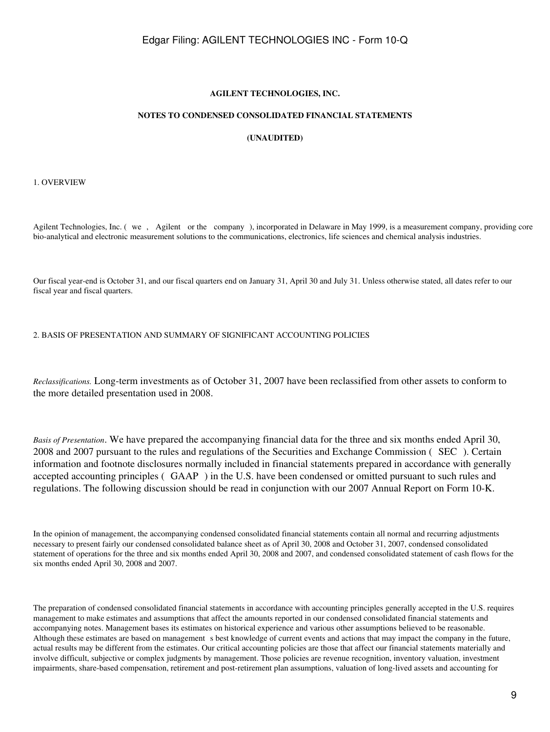# AGILENT TECHNOLOGIES, INC.

## NOTES TO CONDENSED CONSOLIDATED FINANCIAL STATEMENTS

## (UNAUDITED)

1. OVERVIEW

Agilent Technologies, Inc. ( we , Agilent or the company ), incorporated in Delaware in May 1999, is a measurement company, providing core bio-analytical and electronic measurement solutions to the communications, electronics, life sciences and chemical analysis industries.

Our fiscal year-end is October 31, and our fiscal quarters end on January 31, April 30 and July 31. Unless otherwise stated, all dates refer to our fiscal year and fiscal quarters.

2. BASIS OF PRESENTATION AND SUMMARY OF SIGNIFICANT ACCOUNTING POLICIES

*Reclassifications.* Long-term investments as of October 31, 2007 have been reclassified from other assets to conform to the more detailed presentation used in 2008.

*Basis of Presentation*. We have prepared the accompanying financial data for the three and six months ended April 30, 2008 and 2007 pursuant to the rules and regulations of the Securities and Exchange Commission ( SEC ). Certain information and footnote disclosures normally included in financial statements prepared in accordance with generally accepted accounting principles ( GAAP ) in the U.S. have been condensed or omitted pursuant to such rules and regulations. The following discussion should be read in conjunction with our 2007 Annual Report on Form 10-K.

In the opinion of management, the accompanying condensed consolidated financial statements contain all normal and recurring adjustments necessary to present fairly our condensed consolidated balance sheet as of April 30, 2008 and October 31, 2007, condensed consolidated statement of operations for the three and six months ended April 30, 2008 and 2007, and condensed consolidated statement of cash flows for the six months ended April 30, 2008 and 2007.

The preparation of condensed consolidated financial statements in accordance with accounting principles generally accepted in the U.S. requires management to make estimates and assumptions that affect the amounts reported in our condensed consolidated financial statements and accompanying notes. Management bases its estimates on historical experience and various other assumptions believed to be reasonable. Although these estimates are based on management s best knowledge of current events and actions that may impact the company in the future, actual results may be different from the estimates. Our critical accounting policies are those that affect our financial statements materially and involve difficult, subjective or complex judgments by management. Those policies are revenue recognition, inventory valuation, investment impairments, share-based compensation, retirement and post-retirement plan assumptions, valuation of long-lived assets and accounting for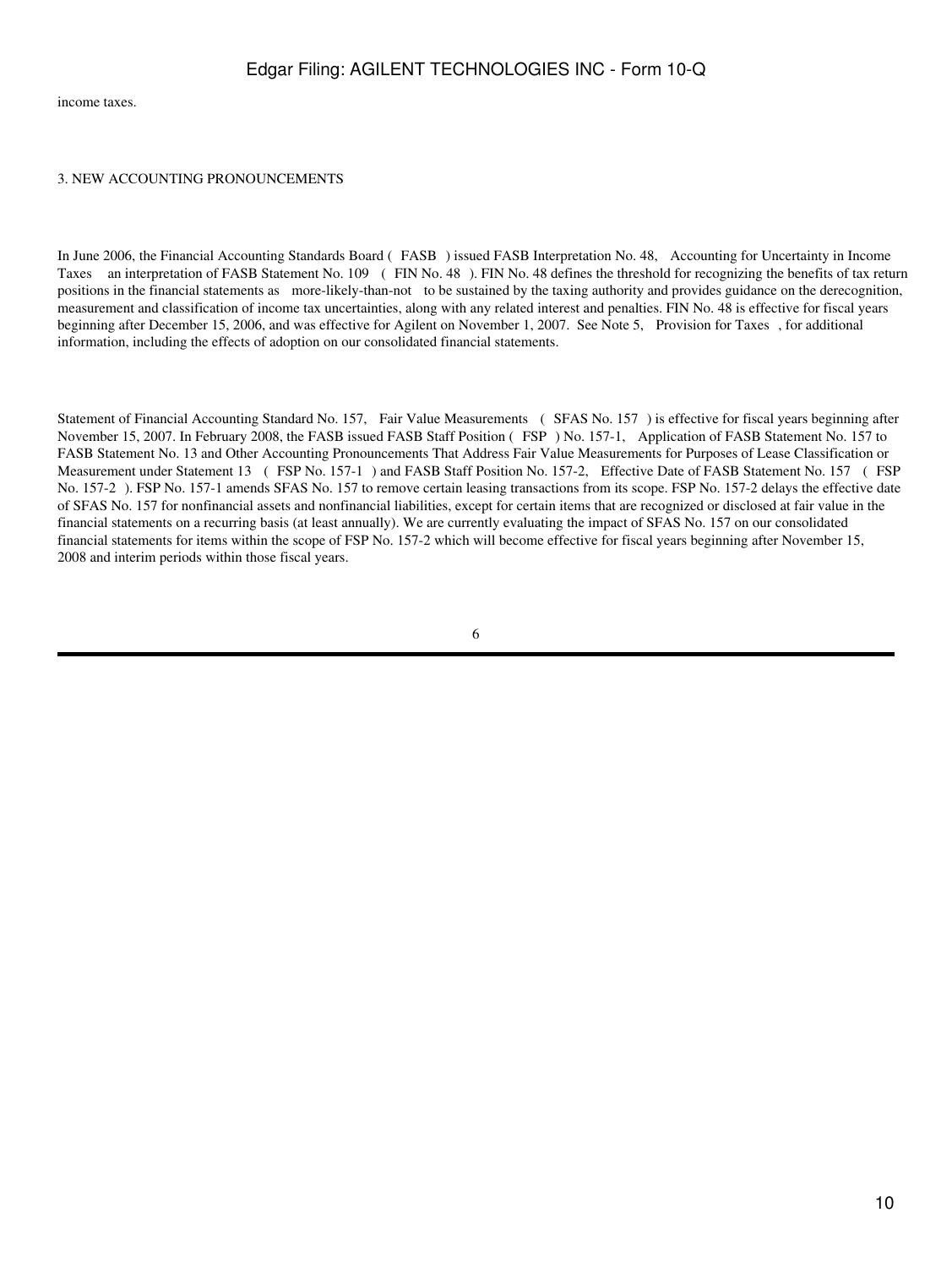income taxes.

3. NEW ACCOUNTING PRONOUNCEMENTS

In June 2006, the Financial Accounting Standards Board ( FASB ) issued FASB Interpretation No. 48, Accounting for Uncertainty in Income Taxes an interpretation of FASB Statement No. 109 ( FIN No. 48 ). FIN No. 48 defines the threshold for recognizing the benefits of tax return positions in the financial statements as more-likely-than-not to be sustained by the taxing authority and provides guidance on the derecognition, measurement and classification of income tax uncertainties, along with any related interest and penalties. FIN No. 48 is effective for fiscal years beginning after December 15, 2006, and was effective for Agilent on November 1, 2007. See Note 5, Provision for Taxes , for additional information, including the effects of adoption on our consolidated financial statements.

Statement of Financial Accounting Standard No. 157, Fair Value Measurements ( SFAS No. 157 ) is effective for fiscal years beginning after November 15, 2007. In February 2008, the FASB issued FASB Staff Position ( FSP ) No. 157-1, Application of FASB Statement No. 157 to FASB Statement No. 13 and Other Accounting Pronouncements That Address Fair Value Measurements for Purposes of Lease Classification or Measurement under Statement 13 ( FSP No. 157-1 ) and FASB Staff Position No. 157-2, Effective Date of FASB Statement No. 157 ( FSP No. 157-2 ). FSP No. 157-1 amends SFAS No. 157 to remove certain leasing transactions from its scope. FSP No. 157-2 delays the effective date of SFAS No. 157 for nonfinancial assets and nonfinancial liabilities, except for certain items that are recognized or disclosed at fair value in the financial statements on a recurring basis (at least annually). We are currently evaluating the impact of SFAS No. 157 on our consolidated financial statements for items within the scope of FSP No. 157-2 which will become effective for fiscal years beginning after November 15, 2008 and interim periods within those fiscal years.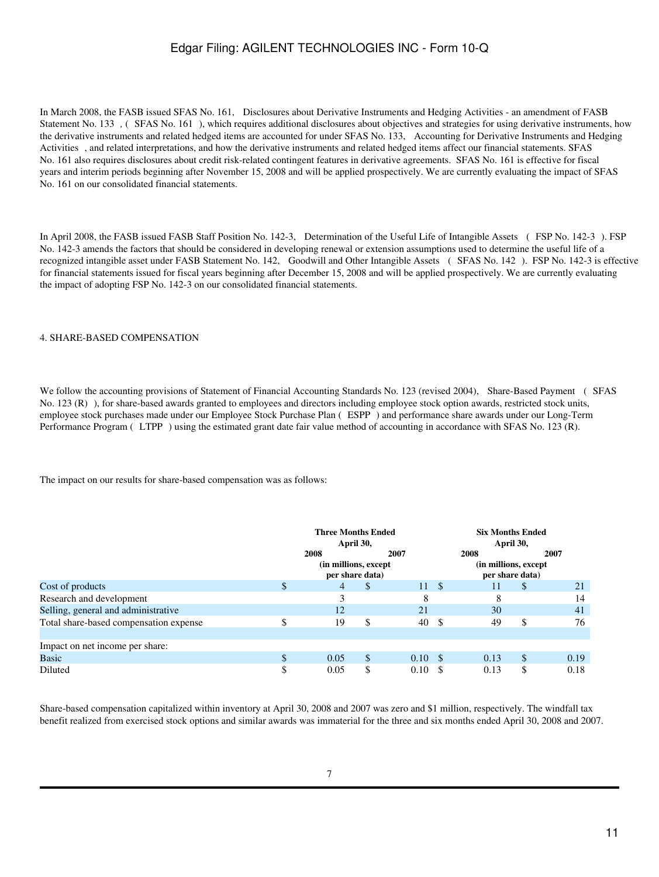In March 2008, the FASB issued SFAS No. 161, Disclosures about Derivative Instruments and Hedging Activities - an amendment of FASB Statement No. 133 , ( SFAS No. 161 ), which requires additional disclosures about objectives and strategies for using derivative instruments, how the derivative instruments and related hedged items are accounted for under SFAS No. 133, Accounting for Derivative Instruments and Hedging Activities , and related interpretations, and how the derivative instruments and related hedged items affect our financial statements. SFAS No. 161 also requires disclosures about credit risk-related contingent features in derivative agreements. SFAS No. 161 is effective for fiscal years and interim periods beginning after November 15, 2008 and will be applied prospectively. We are currently evaluating the impact of SFAS No. 161 on our consolidated financial statements.

In April 2008, the FASB issued FASB Staff Position No. 142-3, Determination of the Useful Life of Intangible Assets ( FSP No. 142-3 ). FSP No. 142-3 amends the factors that should be considered in developing renewal or extension assumptions used to determine the useful life of a recognized intangible asset under FASB Statement No. 142, Goodwill and Other Intangible Assets ( SFAS No. 142 ). FSP No. 142-3 is effective for financial statements issued for fiscal years beginning after December 15, 2008 and will be applied prospectively. We are currently evaluating the impact of adopting FSP No. 142-3 on our consolidated financial statements.

4. SHARE-BASED COMPENSATION

We follow the accounting provisions of Statement of Financial Accounting Standards No. 123 (revised 2004), Share-Based Payment ( SFAS No. 123 (R) ), for share-based awards granted to employees and directors including employee stock option awards, restricted stock units, employee stock purchases made under our Employee Stock Purchase Plan ( ESPP ) and performance share awards under our Long-Term Performance Program ( LTPP ) using the estimated grant date fair value method of accounting in accordance with SFAS No. 123 (R).

The impact on our results for share-based compensation was as follows:

| | Three Months Ended April 30, | | Six Months Ended April 30, | |
|---|---|---|---|---|
| | 2008 | 2007 | 2008 | 2007 |
| | (in millions, except per share data) | | (in millions, except per share data) | |
| Cost of products | $ 4 | $ 11 | $ 11 | $ 21 |
| Research and development | 3 | 8 | 8 | 14 |
| Selling, general and administrative | 12 | 21 | 30 | 41 |
| Total share-based compensation expense | $ 19 | $ 40 | $ 49 | $ 76 |
| | | | | |
| Impact on net income per share: | | | | |
| Basic | $ 0.05 | $ 0.10 | $ 0.13 | $ 0.19 |
| Diluted | $ 0.05 | $ 0.10 | $ 0.13 | $ 0.18 |

Share-based compensation capitalized within inventory at April 30, 2008 and 2007 was zero and $1 million, respectively. The windfall tax benefit realized from exercised stock options and similar awards was immaterial for the three and six months ended April 30, 2008 and 2007.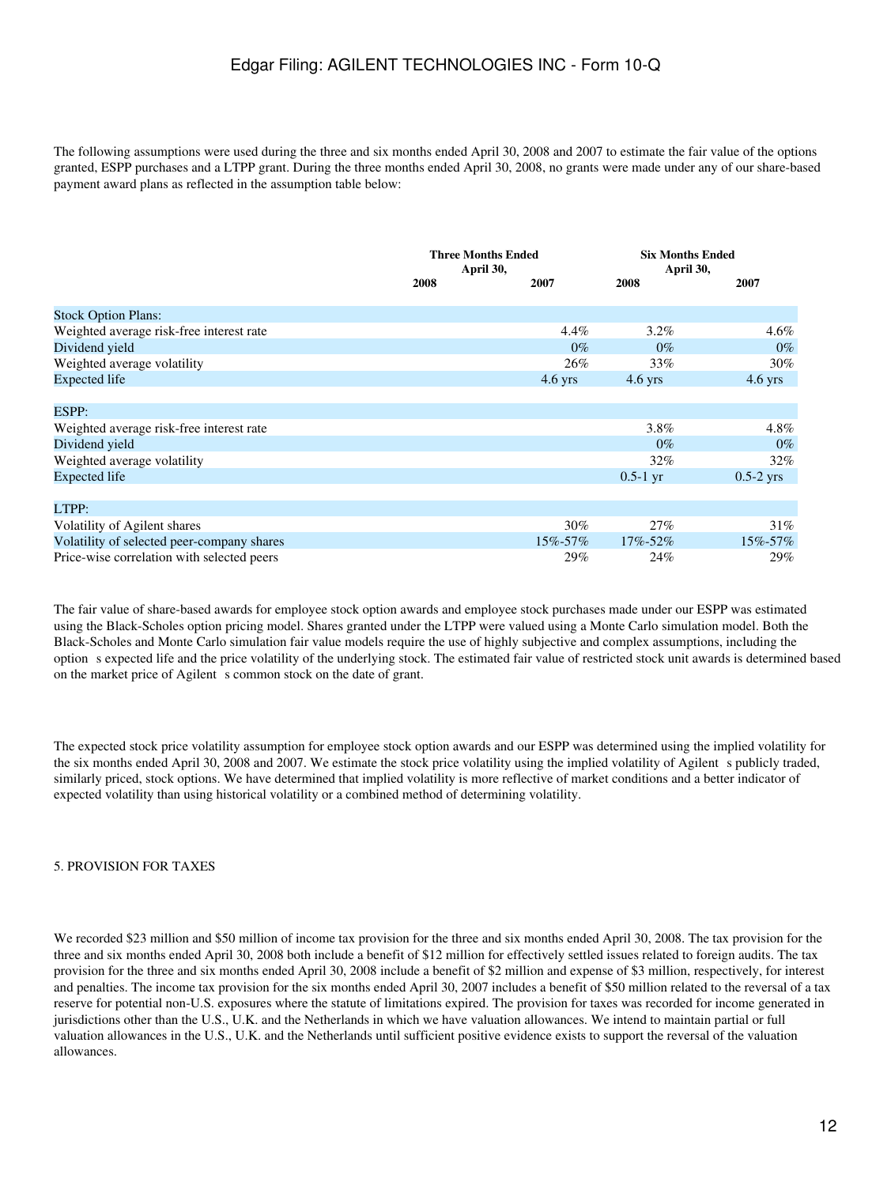The following assumptions were used during the three and six months ended April 30, 2008 and 2007 to estimate the fair value of the options granted, ESPP purchases and a LTPP grant. During the three months ended April 30, 2008, no grants were made under any of our share-based payment award plans as reflected in the assumption table below:

| | Three Months Ended April 30, | | Six Months Ended April 30, | |
|---|---|---|---|---|
| | 2008 | 2007 | 2008 | 2007 |
| Stock Option Plans: | | | | |
| Weighted average risk-free interest rate | | 4.4% | 3.2% | 4.6% |
| Dividend yield | | 0% | 0% | 0% |
| Weighted average volatility | | 26% | 33% | 30% |
| Expected life | | 4.6 yrs | 4.6 yrs | 4.6 yrs |
| ESPP: | | | | |
| Weighted average risk-free interest rate | | | 3.8% | 4.8% |
| Dividend yield | | | 0% | 0% |
| Weighted average volatility | | | 32% | 32% |
| Expected life | | | 0.5-1 yr | 0.5-2 yrs |
| LTPP: | | | | |
| Volatility of Agilent shares | | 30% | 27% | 31% |
| Volatility of selected peer-company shares | | 15%-57% | 17%-52% | 15%-57% |
| Price-wise correlation with selected peers | | 29% | 24% | 29% |

The fair value of share-based awards for employee stock option awards and employee stock purchases made under our ESPP was estimated using the Black-Scholes option pricing model. Shares granted under the LTPP were valued using a Monte Carlo simulation model. Both the Black-Scholes and Monte Carlo simulation fair value models require the use of highly subjective and complex assumptions, including the option s expected life and the price volatility of the underlying stock. The estimated fair value of restricted stock unit awards is determined based on the market price of Agilent s common stock on the date of grant.

The expected stock price volatility assumption for employee stock option awards and our ESPP was determined using the implied volatility for the six months ended April 30, 2008 and 2007. We estimate the stock price volatility using the implied volatility of Agilent s publicly traded, similarly priced, stock options. We have determined that implied volatility is more reflective of market conditions and a better indicator of expected volatility than using historical volatility or a combined method of determining volatility.

## 5. PROVISION FOR TAXES

We recorded $23 million and $50 million of income tax provision for the three and six months ended April 30, 2008. The tax provision for the three and six months ended April 30, 2008 both include a benefit of $12 million for effectively settled issues related to foreign audits. The tax provision for the three and six months ended April 30, 2008 include a benefit of $2 million and expense of $3 million, respectively, for interest and penalties. The income tax provision for the six months ended April 30, 2007 includes a benefit of $50 million related to the reversal of a tax reserve for potential non-U.S. exposures where the statute of limitations expired. The provision for taxes was recorded for income generated in jurisdictions other than the U.S., U.K. and the Netherlands in which we have valuation allowances. We intend to maintain partial or full valuation allowances in the U.S., U.K. and the Netherlands until sufficient positive evidence exists to support the reversal of the valuation allowances.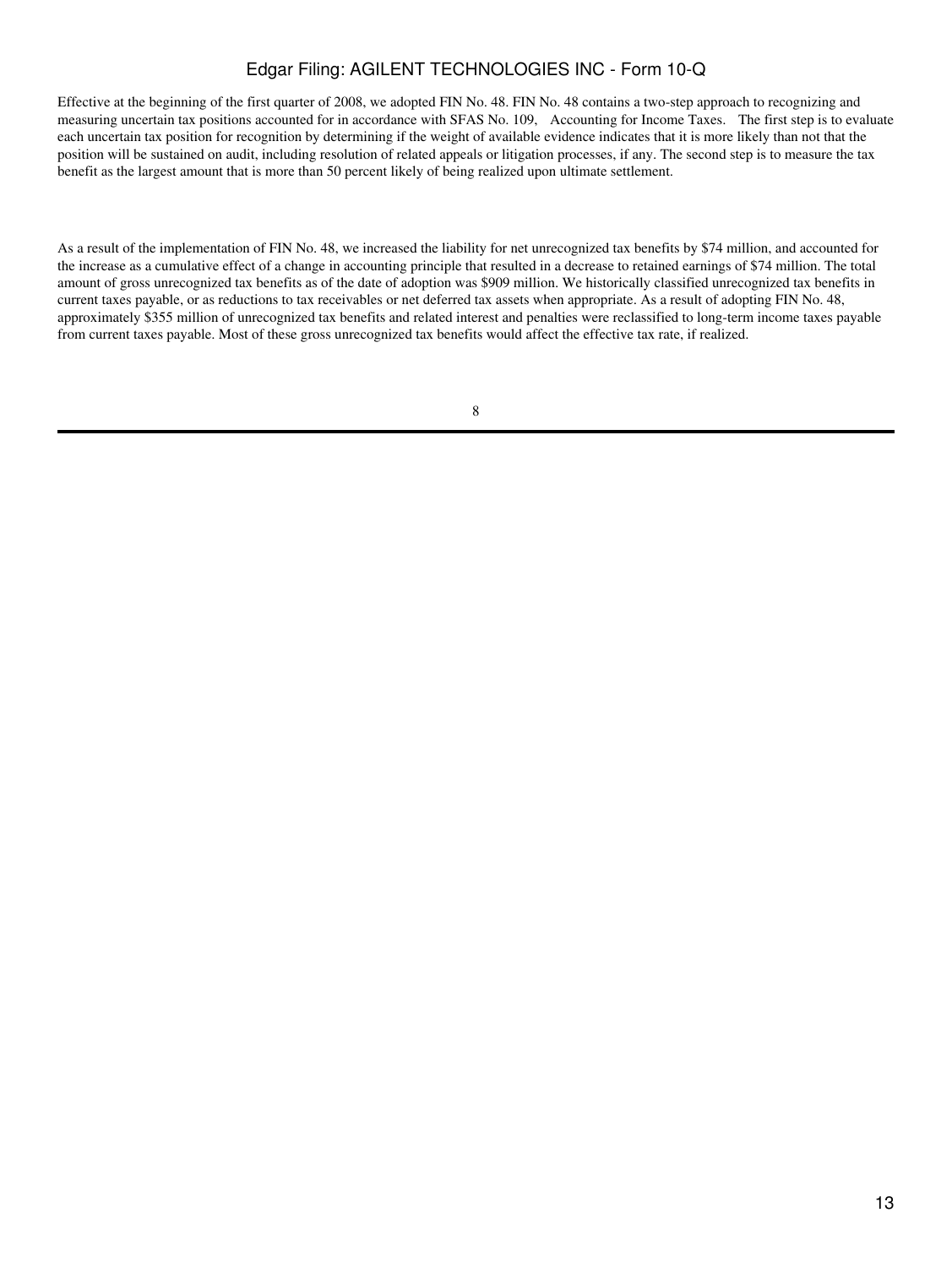Effective at the beginning of the first quarter of 2008, we adopted FIN No. 48. FIN No. 48 contains a two-step approach to recognizing and measuring uncertain tax positions accounted for in accordance with SFAS No. 109, Accounting for Income Taxes. The first step is to evaluate each uncertain tax position for recognition by determining if the weight of available evidence indicates that it is more likely than not that the position will be sustained on audit, including resolution of related appeals or litigation processes, if any. The second step is to measure the tax benefit as the largest amount that is more than 50 percent likely of being realized upon ultimate settlement.

As a result of the implementation of FIN No. 48, we increased the liability for net unrecognized tax benefits by $74 million, and accounted for the increase as a cumulative effect of a change in accounting principle that resulted in a decrease to retained earnings of $74 million. The total amount of gross unrecognized tax benefits as of the date of adoption was $909 million. We historically classified unrecognized tax benefits in current taxes payable, or as reductions to tax receivables or net deferred tax assets when appropriate. As a result of adopting FIN No. 48, approximately $355 million of unrecognized tax benefits and related interest and penalties were reclassified to long-term income taxes payable from current taxes payable. Most of these gross unrecognized tax benefits would affect the effective tax rate, if realized.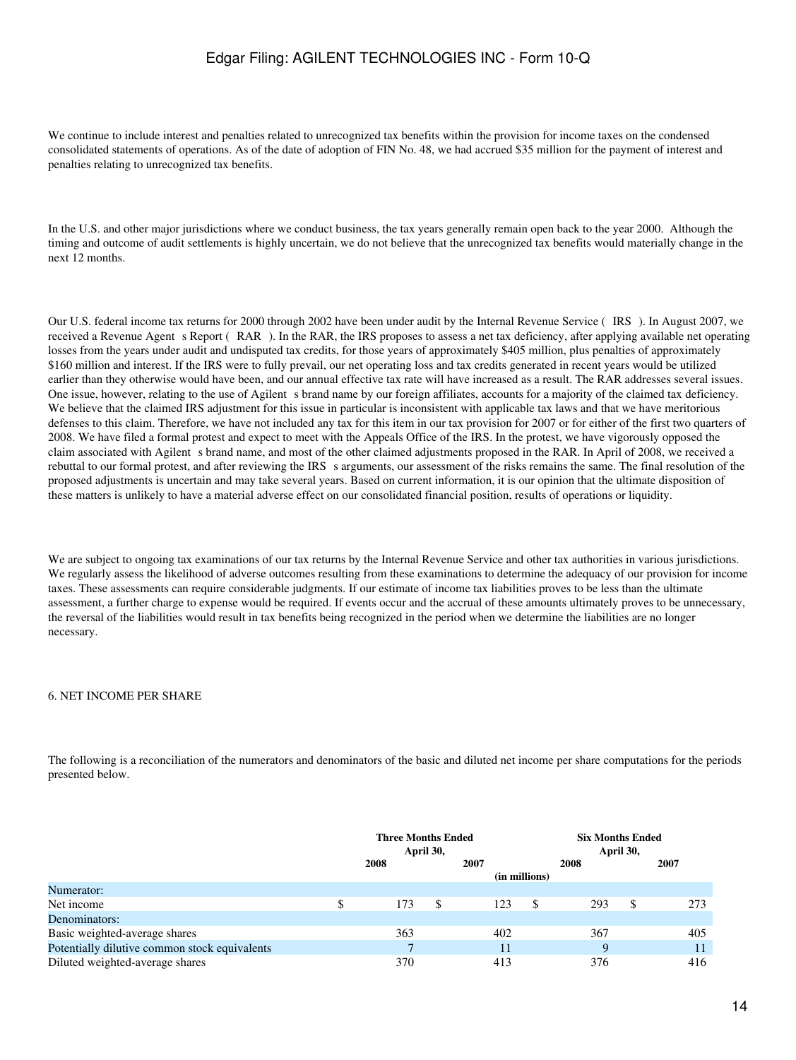We continue to include interest and penalties related to unrecognized tax benefits within the provision for income taxes on the condensed consolidated statements of operations. As of the date of adoption of FIN No. 48, we had accrued $35 million for the payment of interest and penalties relating to unrecognized tax benefits.

In the U.S. and other major jurisdictions where we conduct business, the tax years generally remain open back to the year 2000. Although the timing and outcome of audit settlements is highly uncertain, we do not believe that the unrecognized tax benefits would materially change in the next 12 months.

Our U.S. federal income tax returns for 2000 through 2002 have been under audit by the Internal Revenue Service ( IRS ). In August 2007, we received a Revenue Agent s Report ( RAR ). In the RAR, the IRS proposes to assess a net tax deficiency, after applying available net operating losses from the years under audit and undisputed tax credits, for those years of approximately $405 million, plus penalties of approximately $160 million and interest. If the IRS were to fully prevail, our net operating loss and tax credits generated in recent years would be utilized earlier than they otherwise would have been, and our annual effective tax rate will have increased as a result. The RAR addresses several issues. One issue, however, relating to the use of Agilent s brand name by our foreign affiliates, accounts for a majority of the claimed tax deficiency. We believe that the claimed IRS adjustment for this issue in particular is inconsistent with applicable tax laws and that we have meritorious defenses to this claim. Therefore, we have not included any tax for this item in our tax provision for 2007 or for either of the first two quarters of 2008. We have filed a formal protest and expect to meet with the Appeals Office of the IRS. In the protest, we have vigorously opposed the claim associated with Agilent s brand name, and most of the other claimed adjustments proposed in the RAR. In April of 2008, we received a rebuttal to our formal protest, and after reviewing the IRS s arguments, our assessment of the risks remains the same. The final resolution of the proposed adjustments is uncertain and may take several years. Based on current information, it is our opinion that the ultimate disposition of these matters is unlikely to have a material adverse effect on our consolidated financial position, results of operations or liquidity.

We are subject to ongoing tax examinations of our tax returns by the Internal Revenue Service and other tax authorities in various jurisdictions. We regularly assess the likelihood of adverse outcomes resulting from these examinations to determine the adequacy of our provision for income taxes. These assessments can require considerable judgments. If our estimate of income tax liabilities proves to be less than the ultimate assessment, a further charge to expense would be required. If events occur and the accrual of these amounts ultimately proves to be unnecessary, the reversal of the liabilities would result in tax benefits being recognized in the period when we determine the liabilities are no longer necessary.

## 6. NET INCOME PER SHARE

The following is a reconciliation of the numerators and denominators of the basic and diluted net income per share computations for the periods presented below.

| | Three Months Ended April 30, | | Six Months Ended April 30, | |
|---|---|---|---|---|
| | 2008 | 2007 | 2008 | 2007 |
| | (in millions) | | | |
| Numerator: | | | | |
| Net income | $ 173 | $ 123 | $ 293 | $ 273 |
| Denominators: | | | | |
| Basic weighted-average shares | 363 | 402 | 367 | 405 |
| Potentially dilutive common stock equivalents | 7 | 11 | 9 | 11 |
| Diluted weighted-average shares | 370 | 413 | 376 | 416 |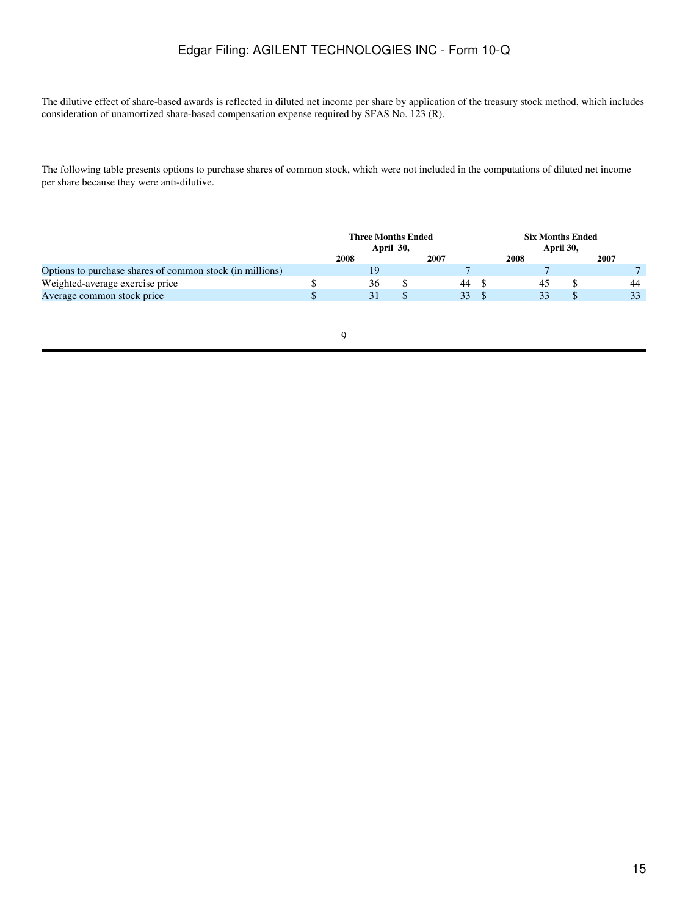The dilutive effect of share-based awards is reflected in diluted net income per share by application of the treasury stock method, which includes consideration of unamortized share-based compensation expense required by SFAS No. 123 (R).

The following table presents options to purchase shares of common stock, which were not included in the computations of diluted net income per share because they were anti-dilutive.

| | Three Months Ended April 30, | | Six Months Ended April 30, | |
|---|---|---|---|---|
| | 2008 | 2007 | 2008 | 2007 |
| Options to purchase shares of common stock (in millions) | 19 | 7 | 7 | 7 |
| Weighted-average exercise price | $ 36 | $ 44 | $ 45 | $ 44 |
| Average common stock price | $ 31 | $ 33 | $ 33 | $ 33 |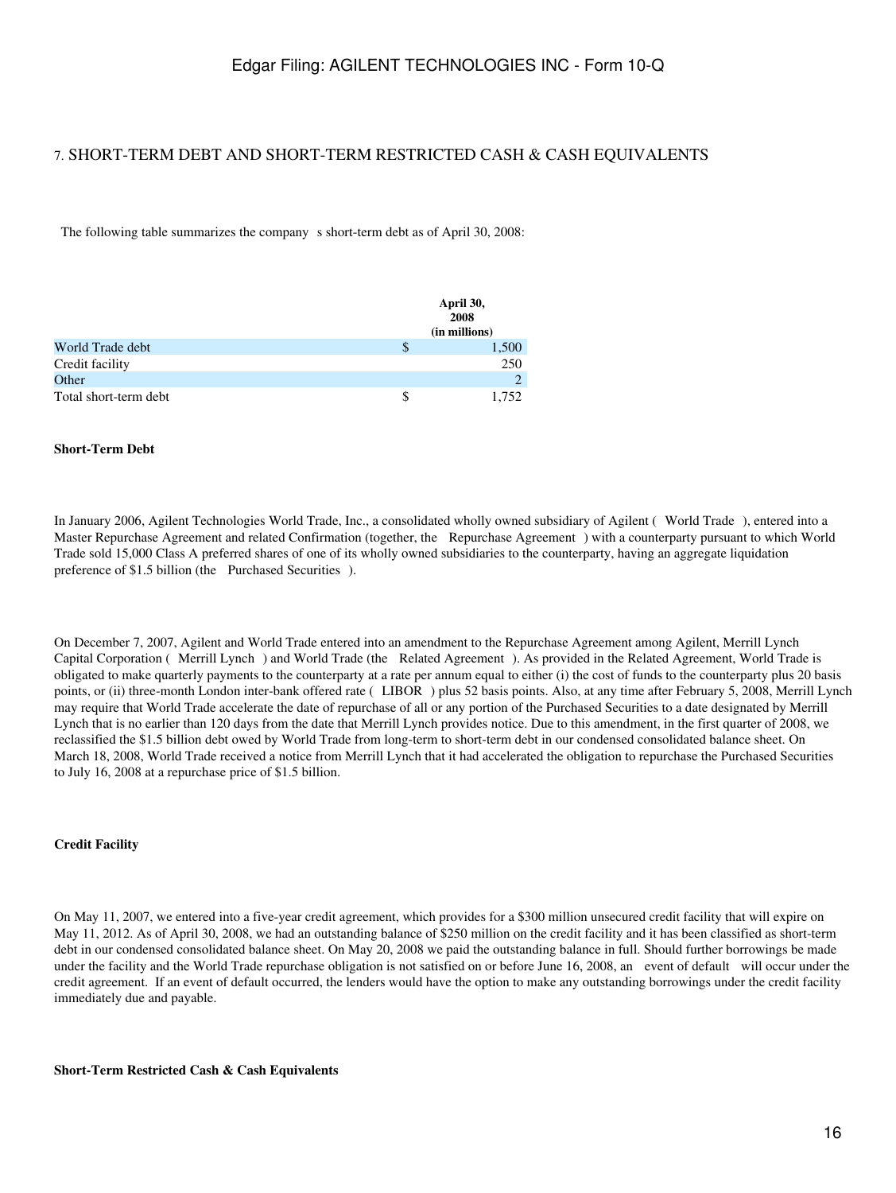## 7. SHORT-TERM DEBT AND SHORT-TERM RESTRICTED CASH & CASH EQUIVALENTS

The following table summarizes the company s short-term debt as of April 30, 2008:

| | April 30, 2008 (in millions) |
|---|---|
| World Trade debt | $ 1,500 |
| Credit facility | 250 |
| Other | 2 |
| Total short-term debt | $ 1,752 |

**Short-Term Debt**

In January 2006, Agilent Technologies World Trade, Inc., a consolidated wholly owned subsidiary of Agilent ( World Trade ), entered into a Master Repurchase Agreement and related Confirmation (together, the Repurchase Agreement ) with a counterparty pursuant to which World Trade sold 15,000 Class A preferred shares of one of its wholly owned subsidiaries to the counterparty, having an aggregate liquidation preference of $1.5 billion (the Purchased Securities ).

On December 7, 2007, Agilent and World Trade entered into an amendment to the Repurchase Agreement among Agilent, Merrill Lynch Capital Corporation ( Merrill Lynch ) and World Trade (the Related Agreement ). As provided in the Related Agreement, World Trade is obligated to make quarterly payments to the counterparty at a rate per annum equal to either (i) the cost of funds to the counterparty plus 20 basis points, or (ii) three-month London inter-bank offered rate ( LIBOR ) plus 52 basis points. Also, at any time after February 5, 2008, Merrill Lynch may require that World Trade accelerate the date of repurchase of all or any portion of the Purchased Securities to a date designated by Merrill Lynch that is no earlier than 120 days from the date that Merrill Lynch provides notice. Due to this amendment, in the first quarter of 2008, we reclassified the $1.5 billion debt owed by World Trade from long-term to short-term debt in our condensed consolidated balance sheet. On March 18, 2008, World Trade received a notice from Merrill Lynch that it had accelerated the obligation to repurchase the Purchased Securities to July 16, 2008 at a repurchase price of $1.5 billion.

**Credit Facility**

On May 11, 2007, we entered into a five-year credit agreement, which provides for a $300 million unsecured credit facility that will expire on May 11, 2012. As of April 30, 2008, we had an outstanding balance of $250 million on the credit facility and it has been classified as short-term debt in our condensed consolidated balance sheet. On May 20, 2008 we paid the outstanding balance in full. Should further borrowings be made under the facility and the World Trade repurchase obligation is not satisfied on or before June 16, 2008, an event of default will occur under the credit agreement. If an event of default occurred, the lenders would have the option to make any outstanding borrowings under the credit facility immediately due and payable.

**Short-Term Restricted Cash & Cash Equivalents**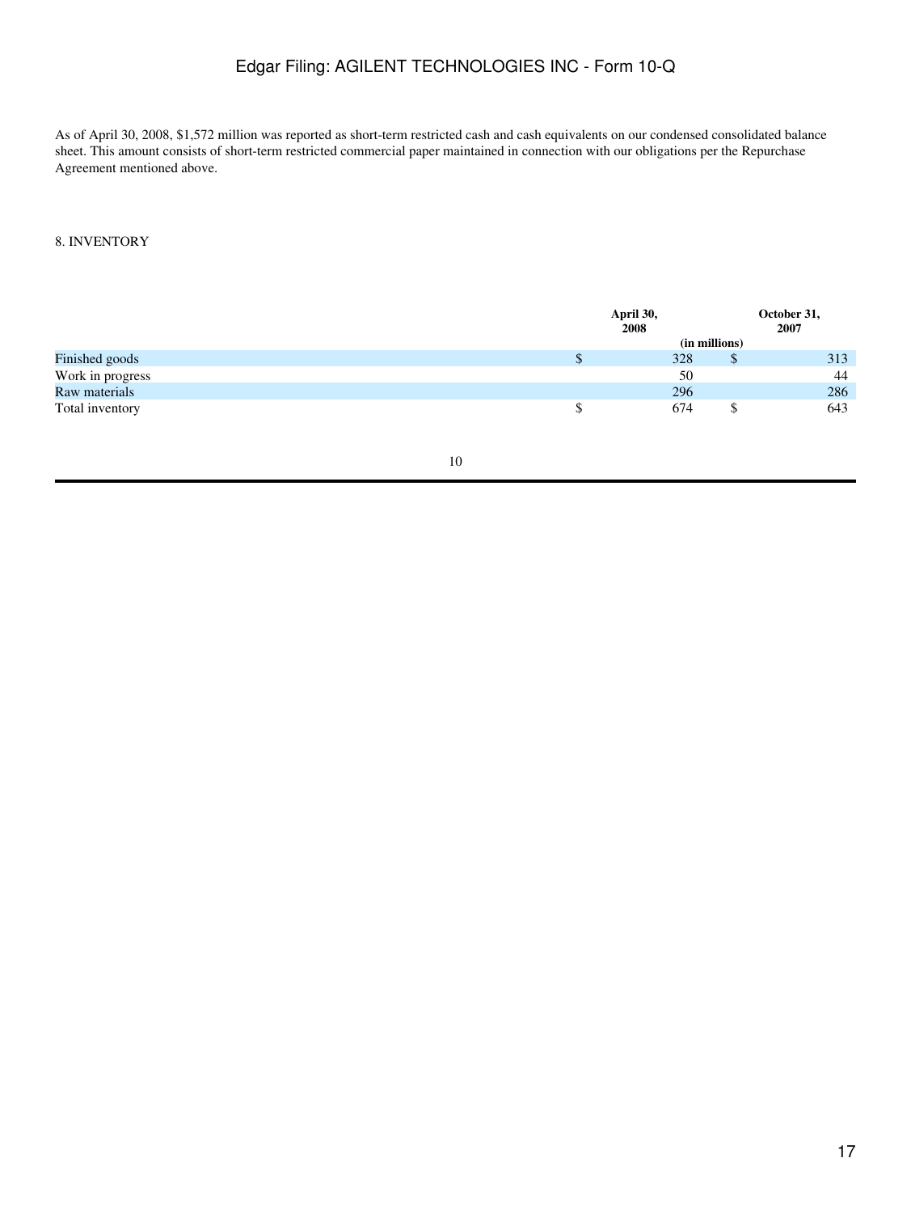As of April 30, 2008, $1,572 million was reported as short-term restricted cash and cash equivalents on our condensed consolidated balance sheet. This amount consists of short-term restricted commercial paper maintained in connection with our obligations per the Repurchase Agreement mentioned above.

8. INVENTORY

| | April 30, 2008 | October 31, 2007 |
|---|---|---|
| | (in millions) | |
| Finished goods | $ 328 | $ 313 |
| Work in progress | 50 | 44 |
| Raw materials | 296 | 286 |
| Total inventory | $ 674 | $ 643 |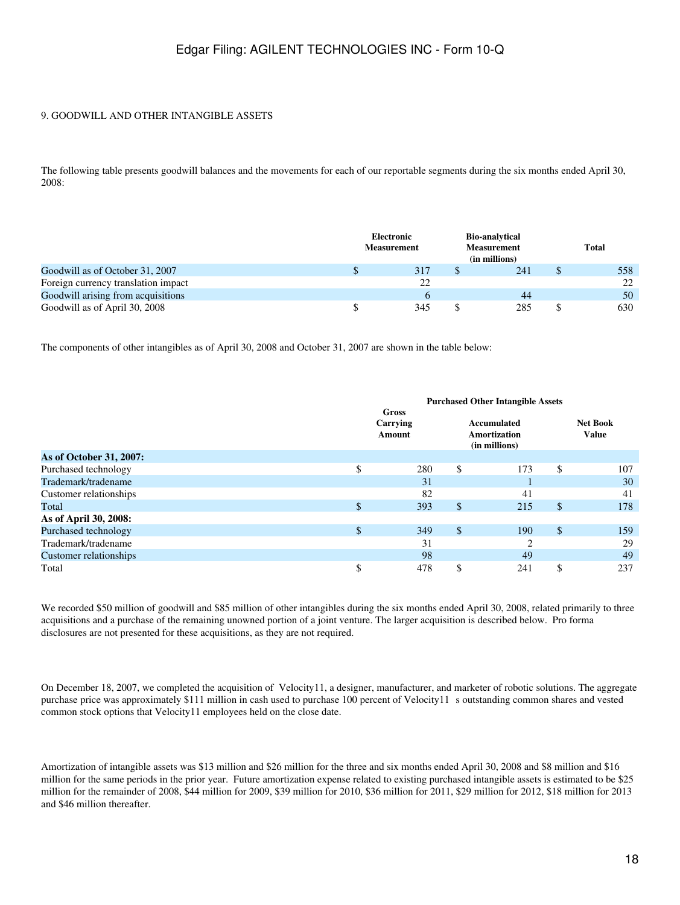## 9. GOODWILL AND OTHER INTANGIBLE ASSETS

The following table presents goodwill balances and the movements for each of our reportable segments during the six months ended April 30, 2008:

| | Electronic Measurement | Bio-analytical Measurement (in millions) | Total |
|---|---|---|---|
| Goodwill as of October 31, 2007 | $ 317 | $ 241 | $ 558 |
| Foreign currency translation impact | 22 | | 22 |
| Goodwill arising from acquisitions | 6 | 44 | 50 |
| Goodwill as of April 30, 2008 | $ 345 | $ 285 | $ 630 |

The components of other intangibles as of April 30, 2008 and October 31, 2007 are shown in the table below:

| | Purchased Other Intangible Assets | | |
|---|---|---|---|
| | Gross Carrying Amount | Accumulated Amortization (in millions) | Net Book Value |
| **As of October 31, 2007:** | | | |
| Purchased technology | $ 280 | $ 173 | $ 107 |
| Trademark/tradename | 31 | 1 | 30 |
| Customer relationships | 82 | 41 | 41 |
| Total | $ 393 | $ 215 | $ 178 |
| **As of April 30, 2008:** | | | |
| Purchased technology | $ 349 | $ 190 | $ 159 |
| Trademark/tradename | 31 | 2 | 29 |
| Customer relationships | 98 | 49 | 49 |
| Total | $ 478 | $ 241 | $ 237 |

We recorded $50 million of goodwill and $85 million of other intangibles during the six months ended April 30, 2008, related primarily to three acquisitions and a purchase of the remaining unowned portion of a joint venture. The larger acquisition is described below. Pro forma disclosures are not presented for these acquisitions, as they are not required.

On December 18, 2007, we completed the acquisition of Velocity11, a designer, manufacturer, and marketer of robotic solutions. The aggregate purchase price was approximately $111 million in cash used to purchase 100 percent of Velocity11 s outstanding common shares and vested common stock options that Velocity11 employees held on the close date.

Amortization of intangible assets was $13 million and $26 million for the three and six months ended April 30, 2008 and $8 million and $16 million for the same periods in the prior year. Future amortization expense related to existing purchased intangible assets is estimated to be $25 million for the remainder of 2008, $44 million for 2009, $39 million for 2010, $36 million for 2011, $29 million for 2012, $18 million for 2013 and $46 million thereafter.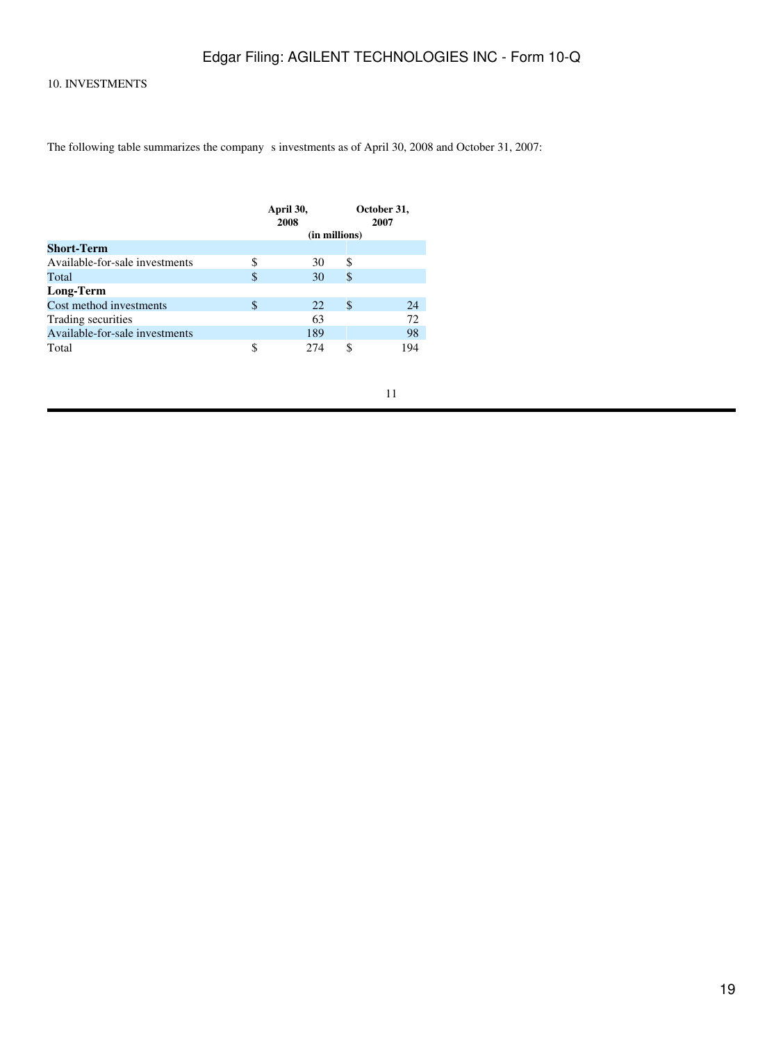10. INVESTMENTS

The following table summarizes the company s investments as of April 30, 2008 and October 31, 2007:

| | April 30, 2008 | October 31, 2007 |
|---|---|---|
| | (in millions) | |
| **Short-Term** | | |
| Available-for-sale investments | $ 30 | $ |
| Total | $ 30 | $ |
| **Long-Term** | | |
| Cost method investments | $ 22 | $ 24 |
| Trading securities | 63 | 72 |
| Available-for-sale investments | 189 | 98 |
| Total | $ 274 | $ 194 |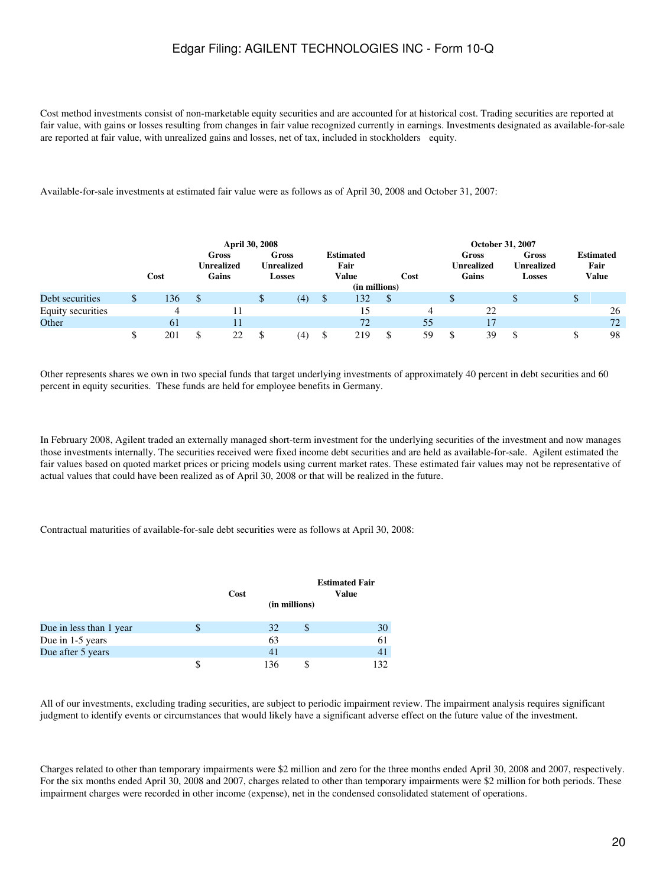Cost method investments consist of non-marketable equity securities and are accounted for at historical cost. Trading securities are reported at fair value, with gains or losses resulting from changes in fair value recognized currently in earnings. Investments designated as available-for-sale are reported at fair value, with unrealized gains and losses, net of tax, included in stockholders equity.

Available-for-sale investments at estimated fair value were as follows as of April 30, 2008 and October 31, 2007:

| | April 30, 2008 | | | | October 31, 2007 | | | |
|---|---|---|---|---|---|---|---|---|
| | Cost | Gross Unrealized Gains | Gross Unrealized Losses | Estimated Fair Value | Cost | Gross Unrealized Gains | Gross Unrealized Losses | Estimated Fair Value |
| | (in millions) | | | | | | | |
| Debt securities | $ 136 | $ | $ (4) | $ 132 | $ | $ | $ | $ |
| Equity securities | 4 | 11 | | 15 | 4 | 22 | | 26 |
| Other | 61 | 11 | | 72 | 55 | 17 | | 72 |
| | $ 201 | $ 22 | $ (4) | $ 219 | $ 59 | $ 39 | $ | $ 98 |

Other represents shares we own in two special funds that target underlying investments of approximately 40 percent in debt securities and 60 percent in equity securities. These funds are held for employee benefits in Germany.

In February 2008, Agilent traded an externally managed short-term investment for the underlying securities of the investment and now manages those investments internally. The securities received were fixed income debt securities and are held as available-for-sale. Agilent estimated the fair values based on quoted market prices or pricing models using current market rates. These estimated fair values may not be representative of actual values that could have been realized as of April 30, 2008 or that will be realized in the future.

Contractual maturities of available-for-sale debt securities were as follows at April 30, 2008:

| | Cost | Estimated Fair Value |
|---|---|---|
| | (in millions) | |
| Due in less than 1 year | $ 32 | $ 30 |
| Due in 1-5 years | 63 | 61 |
| Due after 5 years | 41 | 41 |
| | $ 136 | $ 132 |

All of our investments, excluding trading securities, are subject to periodic impairment review. The impairment analysis requires significant judgment to identify events or circumstances that would likely have a significant adverse effect on the future value of the investment.

Charges related to other than temporary impairments were $2 million and zero for the three months ended April 30, 2008 and 2007, respectively. For the six months ended April 30, 2008 and 2007, charges related to other than temporary impairments were $2 million for both periods. These impairment charges were recorded in other income (expense), net in the condensed consolidated statement of operations.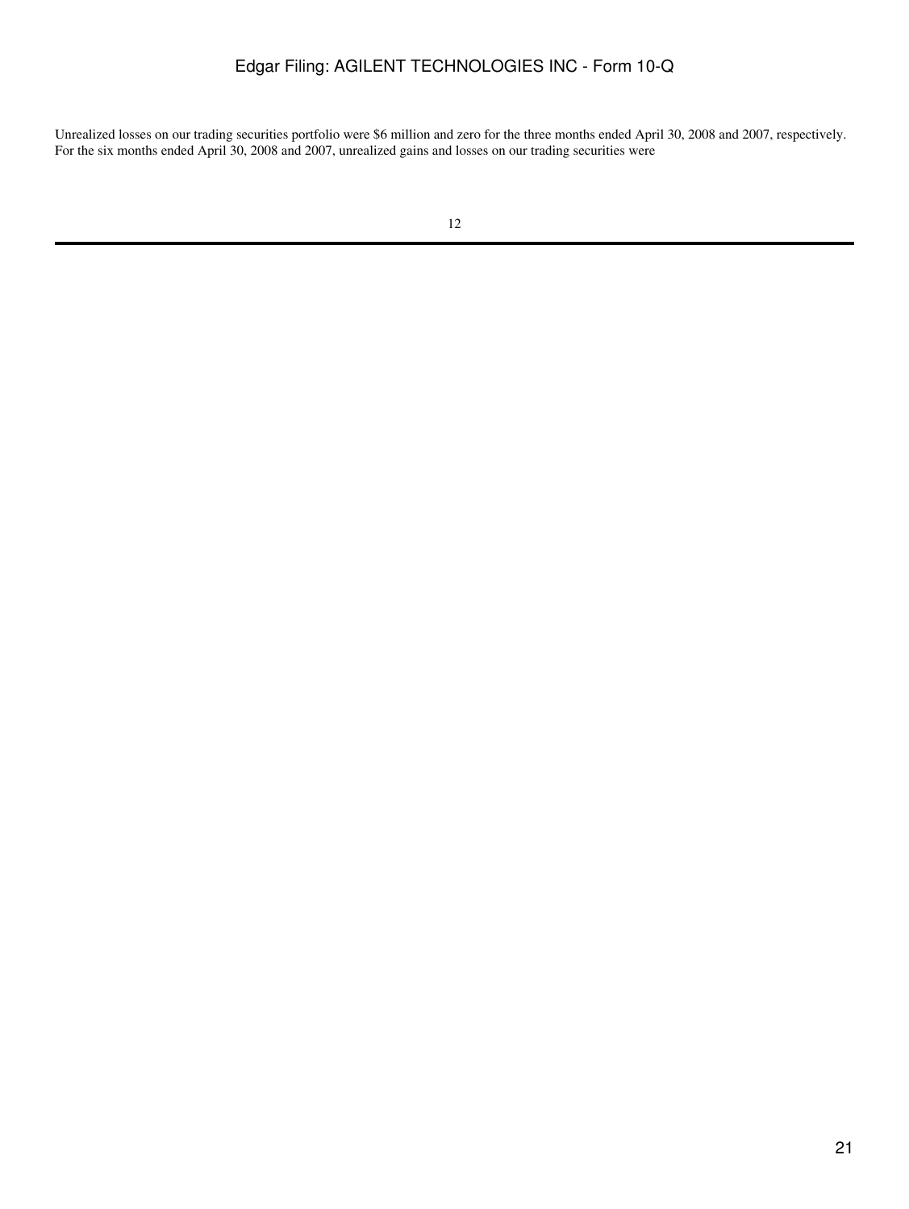Unrealized losses on our trading securities portfolio were $6 million and zero for the three months ended April 30, 2008 and 2007, respectively. For the six months ended April 30, 2008 and 2007, unrealized gains and losses on our trading securities were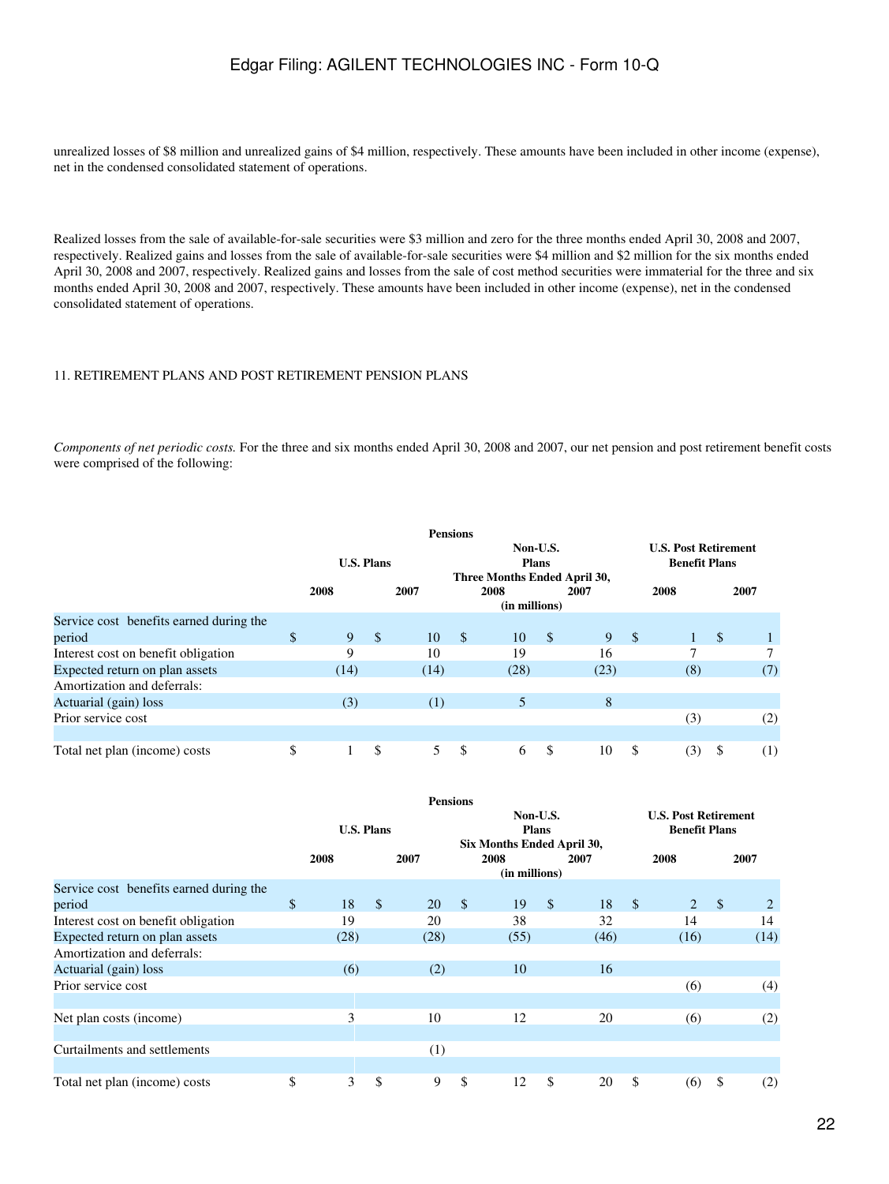unrealized losses of $8 million and unrealized gains of $4 million, respectively. These amounts have been included in other income (expense), net in the condensed consolidated statement of operations.

Realized losses from the sale of available-for-sale securities were $3 million and zero for the three months ended April 30, 2008 and 2007, respectively. Realized gains and losses from the sale of available-for-sale securities were $4 million and $2 million for the six months ended April 30, 2008 and 2007, respectively. Realized gains and losses from the sale of cost method securities were immaterial for the three and six months ended April 30, 2008 and 2007, respectively. These amounts have been included in other income (expense), net in the condensed consolidated statement of operations.

11. RETIREMENT PLANS AND POST RETIREMENT PENSION PLANS

*Components of net periodic costs.* For the three and six months ended April 30, 2008 and 2007, our net pension and post retirement benefit costs were comprised of the following:

| | Pensions | | | | | |
|---|---|---|---|---|---|---|
| | U.S. Plans | | Non-U.S. Plans | | U.S. Post Retirement Benefit Plans | |
| | Three Months Ended April 30, | | | | | |
| | 2008 | 2007 | 2008 | 2007 | 2008 | 2007 |
| | (in millions) | | | | | |
| Service cost benefits earned during the period | $ 9 | $ 10 | $ 10 | $ 9 | $ 1 | $ 1 |
| Interest cost on benefit obligation | 9 | 10 | 19 | 16 | 7 | 7 |
| Expected return on plan assets | (14) | (14) | (28) | (23) | (8) | (7) |
| Amortization and deferrals: | | | | | | |
| Actuarial (gain) loss | (3) | (1) | 5 | 8 | | |
| Prior service cost | | | | | (3) | (2) |
| Total net plan (income) costs | $ 1 | $ 5 | $ 6 | $ 10 | $ (3) | $ (1) |

| | Pensions | | | | | |
|---|---|---|---|---|---|---|
| | U.S. Plans | | Non-U.S. Plans | | U.S. Post Retirement Benefit Plans | |
| | Six Months Ended April 30, | | | | | |
| | 2008 | 2007 | 2008 | 2007 | 2008 | 2007 |
| | (in millions) | | | | | |
| Service cost benefits earned during the period | $ 18 | $ 20 | $ 19 | $ 18 | $ 2 | $ 2 |
| Interest cost on benefit obligation | 19 | 20 | 38 | 32 | 14 | 14 |
| Expected return on plan assets | (28) | (28) | (55) | (46) | (16) | (14) |
| Amortization and deferrals: | | | | | | |
| Actuarial (gain) loss | (6) | (2) | 10 | 16 | | |
| Prior service cost | | | | | (6) | (4) |
| Net plan costs (income) | 3 | 10 | 12 | 20 | (6) | (2) |
| Curtailments and settlements | | (1) | | | | |
| Total net plan (income) costs | $ 3 | $ 9 | $ 12 | $ 20 | $ (6) | $ (2) |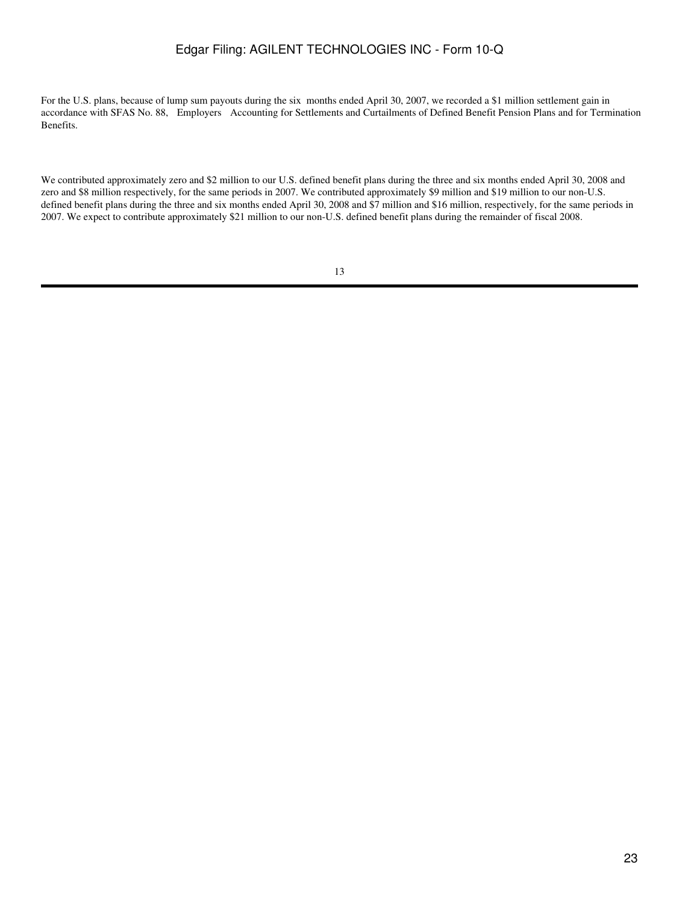For the U.S. plans, because of lump sum payouts during the six months ended April 30, 2007, we recorded a $1 million settlement gain in accordance with SFAS No. 88, Employers Accounting for Settlements and Curtailments of Defined Benefit Pension Plans and for Termination Benefits.

We contributed approximately zero and $2 million to our U.S. defined benefit plans during the three and six months ended April 30, 2008 and zero and $8 million respectively, for the same periods in 2007. We contributed approximately $9 million and $19 million to our non-U.S. defined benefit plans during the three and six months ended April 30, 2008 and $7 million and $16 million, respectively, for the same periods in 2007. We expect to contribute approximately $21 million to our non-U.S. defined benefit plans during the remainder of fiscal 2008.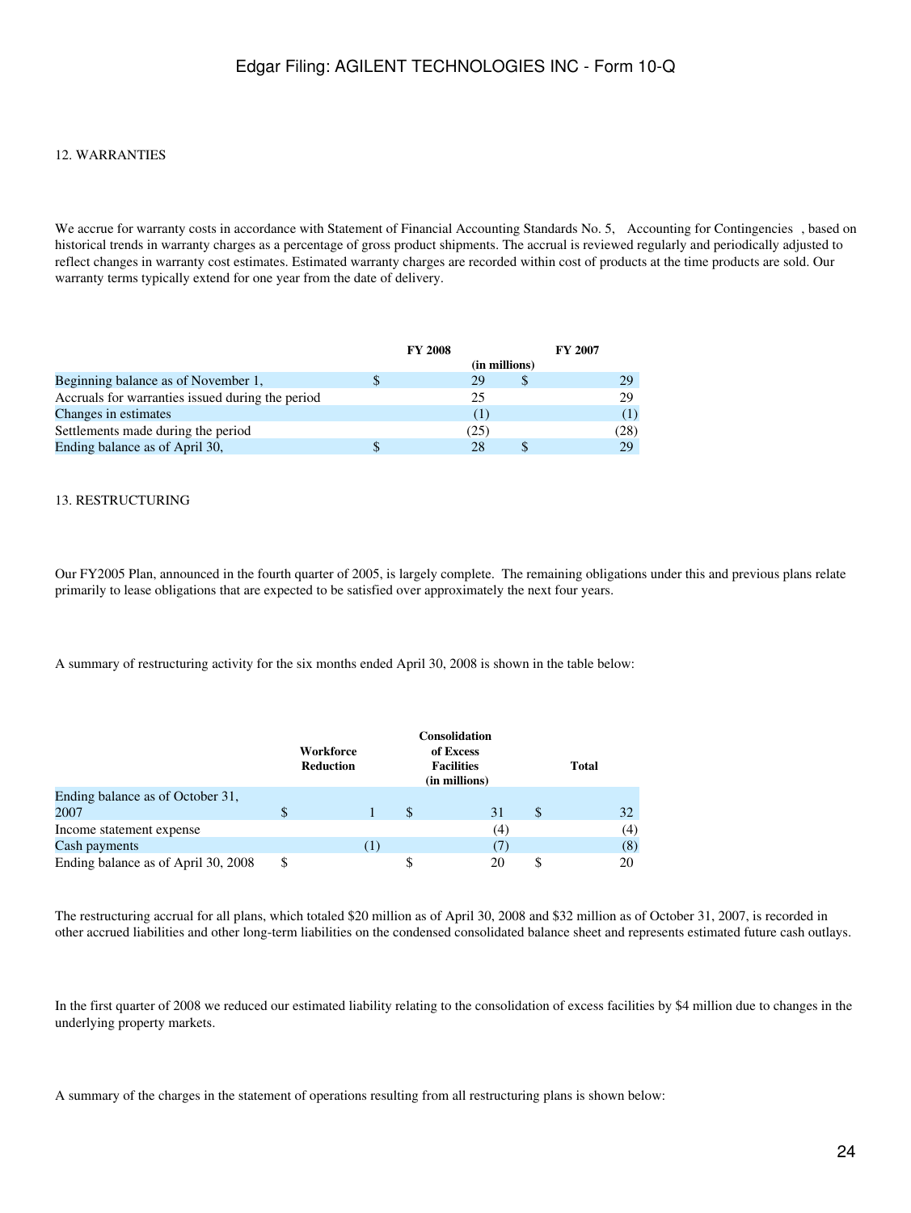## 12. WARRANTIES

We accrue for warranty costs in accordance with Statement of Financial Accounting Standards No. 5, Accounting for Contingencies, based on historical trends in warranty charges as a percentage of gross product shipments. The accrual is reviewed regularly and periodically adjusted to reflect changes in warranty cost estimates. Estimated warranty charges are recorded within cost of products at the time products are sold. Our warranty terms typically extend for one year from the date of delivery.

| | FY 2008 | FY 2007 |
|---|---|---|
| | (in millions) | |
| Beginning balance as of November 1, | $ 29 | $ 29 |
| Accruals for warranties issued during the period | 25 | 29 |
| Changes in estimates | (1) | (1) |
| Settlements made during the period | (25) | (28) |
| Ending balance as of April 30, | $ 28 | $ 29 |

## 13. RESTRUCTURING

Our FY2005 Plan, announced in the fourth quarter of 2005, is largely complete. The remaining obligations under this and previous plans relate primarily to lease obligations that are expected to be satisfied over approximately the next four years.

A summary of restructuring activity for the six months ended April 30, 2008 is shown in the table below:

| | Workforce Reduction | Consolidation of Excess Facilities (in millions) | Total |
|---|---|---|---|
| Ending balance as of October 31, 2007 | $ 1 | $ 31 | $ 32 |
| Income statement expense | | (4) | (4) |
| Cash payments | (1) | (7) | (8) |
| Ending balance as of April 30, 2008 | $ | $ 20 | $ 20 |

The restructuring accrual for all plans, which totaled $20 million as of April 30, 2008 and $32 million as of October 31, 2007, is recorded in other accrued liabilities and other long-term liabilities on the condensed consolidated balance sheet and represents estimated future cash outlays.

In the first quarter of 2008 we reduced our estimated liability relating to the consolidation of excess facilities by $4 million due to changes in the underlying property markets.

A summary of the charges in the statement of operations resulting from all restructuring plans is shown below: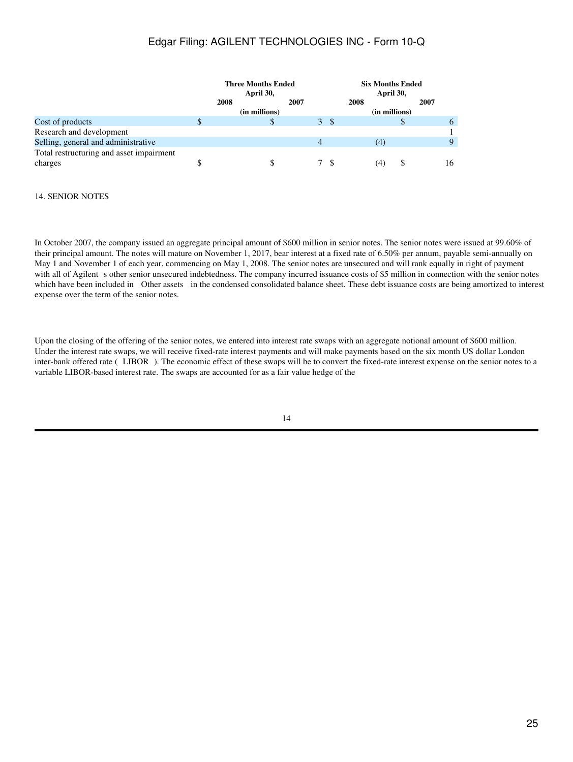| | Three Months Ended April 30, | | Six Months Ended April 30, | |
|---|---|---|---|---|
| | 2008 | 2007 | 2008 | 2007 |
| | (in millions) | | (in millions) | |
| Cost of products | $ | $ 3 | $ | $ 6 |
| Research and development | | | | 1 |
| Selling, general and administrative | | 4 | (4) | 9 |
| Total restructuring and asset impairment charges | $ | $ 7 | $ (4) | $ 16 |

14. SENIOR NOTES

In October 2007, the company issued an aggregate principal amount of $600 million in senior notes. The senior notes were issued at 99.60% of their principal amount. The notes will mature on November 1, 2017, bear interest at a fixed rate of 6.50% per annum, payable semi-annually on May 1 and November 1 of each year, commencing on May 1, 2008. The senior notes are unsecured and will rank equally in right of payment with all of Agilent s other senior unsecured indebtedness. The company incurred issuance costs of $5 million in connection with the senior notes which have been included in Other assets in the condensed consolidated balance sheet. These debt issuance costs are being amortized to interest expense over the term of the senior notes.

Upon the closing of the offering of the senior notes, we entered into interest rate swaps with an aggregate notional amount of $600 million. Under the interest rate swaps, we will receive fixed-rate interest payments and will make payments based on the six month US dollar London inter-bank offered rate ( LIBOR ). The economic effect of these swaps will be to convert the fixed-rate interest expense on the senior notes to a variable LIBOR-based interest rate. The swaps are accounted for as a fair value hedge of the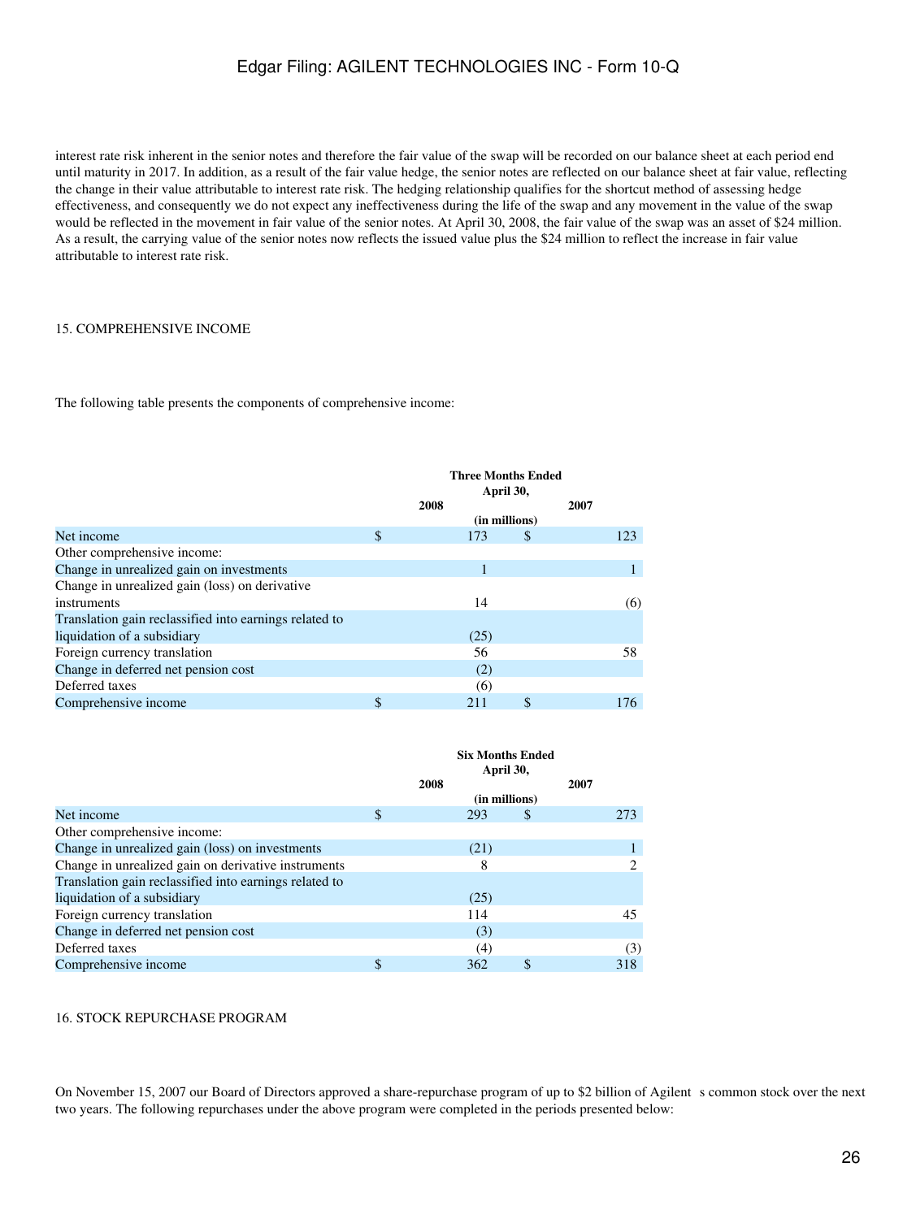interest rate risk inherent in the senior notes and therefore the fair value of the swap will be recorded on our balance sheet at each period end until maturity in 2017. In addition, as a result of the fair value hedge, the senior notes are reflected on our balance sheet at fair value, reflecting the change in their value attributable to interest rate risk. The hedging relationship qualifies for the shortcut method of assessing hedge effectiveness, and consequently we do not expect any ineffectiveness during the life of the swap and any movement in the value of the swap would be reflected in the movement in fair value of the senior notes. At April 30, 2008, the fair value of the swap was an asset of $24 million. As a result, the carrying value of the senior notes now reflects the issued value plus the $24 million to reflect the increase in fair value attributable to interest rate risk.

15. COMPREHENSIVE INCOME

The following table presents the components of comprehensive income:

| | Three Months Ended April 30, | |
|---|---|---|
| | 2008 | 2007 |
| | (in millions) | |
| Net income | $ 173 | $ 123 |
| Other comprehensive income: | | |
| Change in unrealized gain on investments | 1 | 1 |
| Change in unrealized gain (loss) on derivative instruments | 14 | (6) |
| Translation gain reclassified into earnings related to liquidation of a subsidiary | (25) | |
| Foreign currency translation | 56 | 58 |
| Change in deferred net pension cost | (2) | |
| Deferred taxes | (6) | |
| Comprehensive income | $ 211 | $ 176 |

| | Six Months Ended April 30, | |
|---|---|---|
| | 2008 | 2007 |
| | (in millions) | |
| Net income | $ 293 | $ 273 |
| Other comprehensive income: | | |
| Change in unrealized gain (loss) on investments | (21) | 1 |
| Change in unrealized gain on derivative instruments | 8 | 2 |
| Translation gain reclassified into earnings related to liquidation of a subsidiary | (25) | |
| Foreign currency translation | 114 | 45 |
| Change in deferred net pension cost | (3) | |
| Deferred taxes | (4) | (3) |
| Comprehensive income | $ 362 | $ 318 |

16. STOCK REPURCHASE PROGRAM

On November 15, 2007 our Board of Directors approved a share-repurchase program of up to $2 billion of Agilent s common stock over the next two years. The following repurchases under the above program were completed in the periods presented below: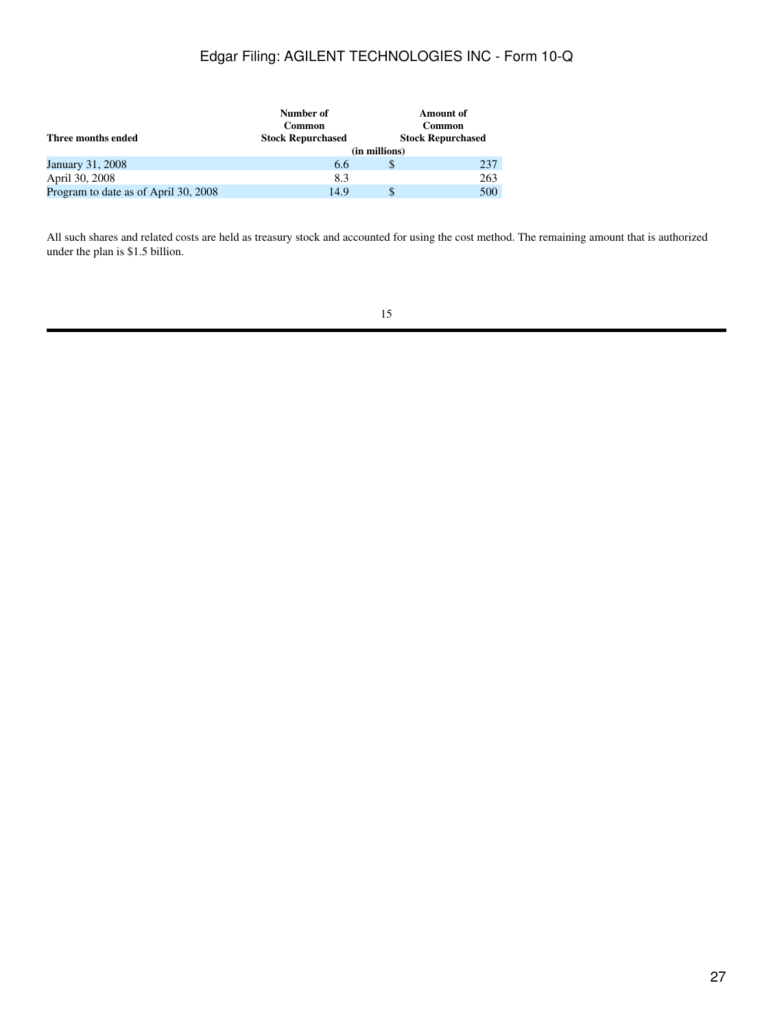| Three months ended | Number of Common Stock Repurchased | Amount of Common Stock Repurchased |
|---|---|---|
| | (in millions) | |
| January 31, 2008 | 6.6 | $ 237 |
| April 30, 2008 | 8.3 | 263 |
| Program to date as of April 30, 2008 | 14.9 | $ 500 |

All such shares and related costs are held as treasury stock and accounted for using the cost method. The remaining amount that is authorized under the plan is $1.5 billion.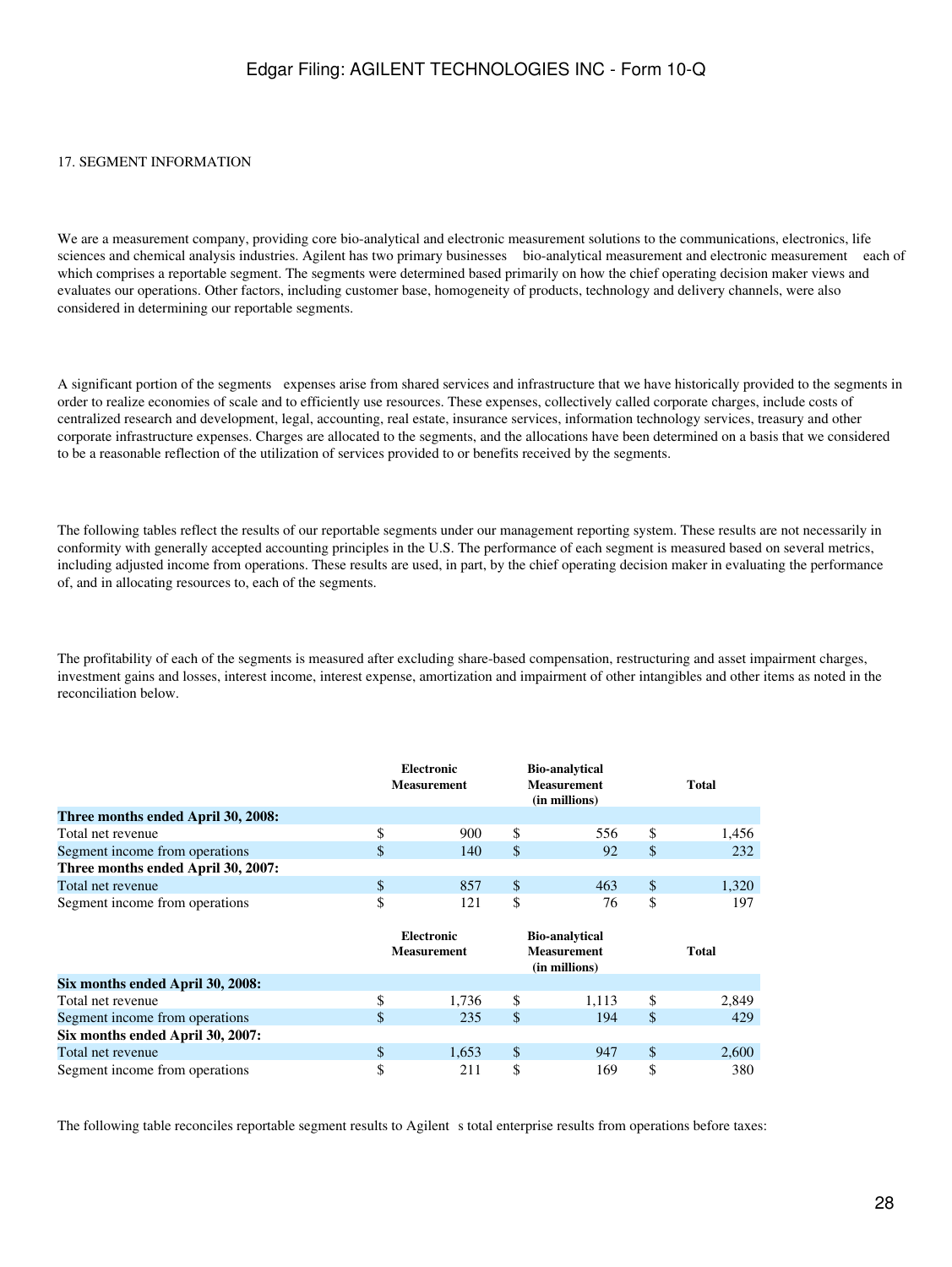17. SEGMENT INFORMATION

We are a measurement company, providing core bio-analytical and electronic measurement solutions to the communications, electronics, life sciences and chemical analysis industries. Agilent has two primary businesses bio-analytical measurement and electronic measurement each of which comprises a reportable segment. The segments were determined based primarily on how the chief operating decision maker views and evaluates our operations. Other factors, including customer base, homogeneity of products, technology and delivery channels, were also considered in determining our reportable segments.

A significant portion of the segments expenses arise from shared services and infrastructure that we have historically provided to the segments in order to realize economies of scale and to efficiently use resources. These expenses, collectively called corporate charges, include costs of centralized research and development, legal, accounting, real estate, insurance services, information technology services, treasury and other corporate infrastructure expenses. Charges are allocated to the segments, and the allocations have been determined on a basis that we considered to be a reasonable reflection of the utilization of services provided to or benefits received by the segments.

The following tables reflect the results of our reportable segments under our management reporting system. These results are not necessarily in conformity with generally accepted accounting principles in the U.S. The performance of each segment is measured based on several metrics, including adjusted income from operations. These results are used, in part, by the chief operating decision maker in evaluating the performance of, and in allocating resources to, each of the segments.

The profitability of each of the segments is measured after excluding share-based compensation, restructuring and asset impairment charges, investment gains and losses, interest income, interest expense, amortization and impairment of other intangibles and other items as noted in the reconciliation below.

| | Electronic Measurement | Bio-analytical Measurement (in millions) | Total |
|---|---|---|---|
| **Three months ended April 30, 2008:** | | | |
| Total net revenue | $ 900 | $ 556 | $ 1,456 |
| Segment income from operations | $ 140 | $ 92 | $ 232 |
| **Three months ended April 30, 2007:** | | | |
| Total net revenue | $ 857 | $ 463 | $ 1,320 |
| Segment income from operations | $ 121 | $ 76 | $ 197 |

| | Electronic Measurement | Bio-analytical Measurement (in millions) | Total |
|---|---|---|---|
| **Six months ended April 30, 2008:** | | | |
| Total net revenue | $ 1,736 | $ 1,113 | $ 2,849 |
| Segment income from operations | $ 235 | $ 194 | $ 429 |
| **Six months ended April 30, 2007:** | | | |
| Total net revenue | $ 1,653 | $ 947 | $ 2,600 |
| Segment income from operations | $ 211 | $ 169 | $ 380 |

The following table reconciles reportable segment results to Agilent s total enterprise results from operations before taxes: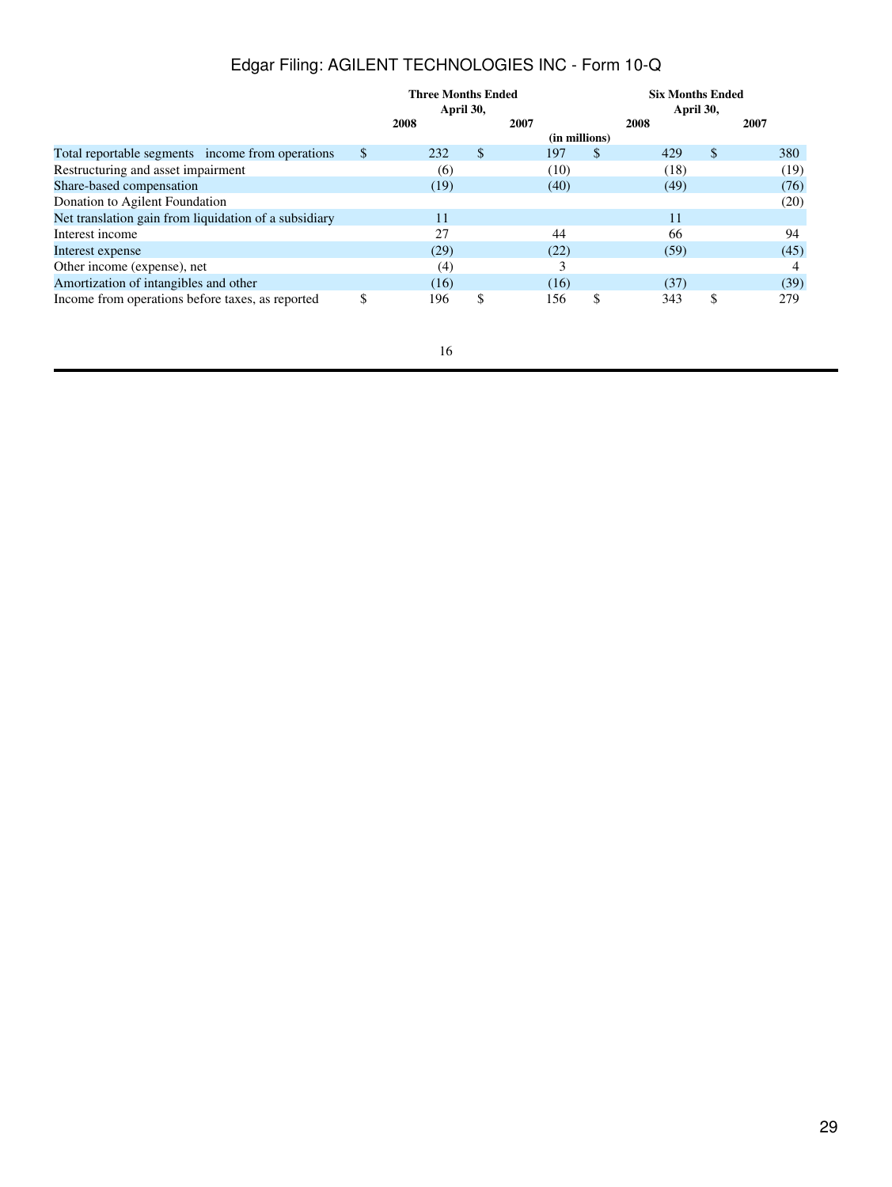| | Three Months Ended April 30, | | Six Months Ended April 30, | |
|---|---|---|---|---|
| | 2008 | 2007 | 2008 | 2007 |
| | (in millions) | | | |
| Total reportable segments income from operations | $ 232 | $ 197 | $ 429 | $ 380 |
| Restructuring and asset impairment | (6) | (10) | (18) | (19) |
| Share-based compensation | (19) | (40) | (49) | (76) |
| Donation to Agilent Foundation | | | | (20) |
| Net translation gain from liquidation of a subsidiary | 11 | | 11 | |
| Interest income | 27 | 44 | 66 | 94 |
| Interest expense | (29) | (22) | (59) | (45) |
| Other income (expense), net | (4) | 3 | | 4 |
| Amortization of intangibles and other | (16) | (16) | (37) | (39) |
| Income from operations before taxes, as reported | $ 196 | $ 156 | $ 343 | $ 279 |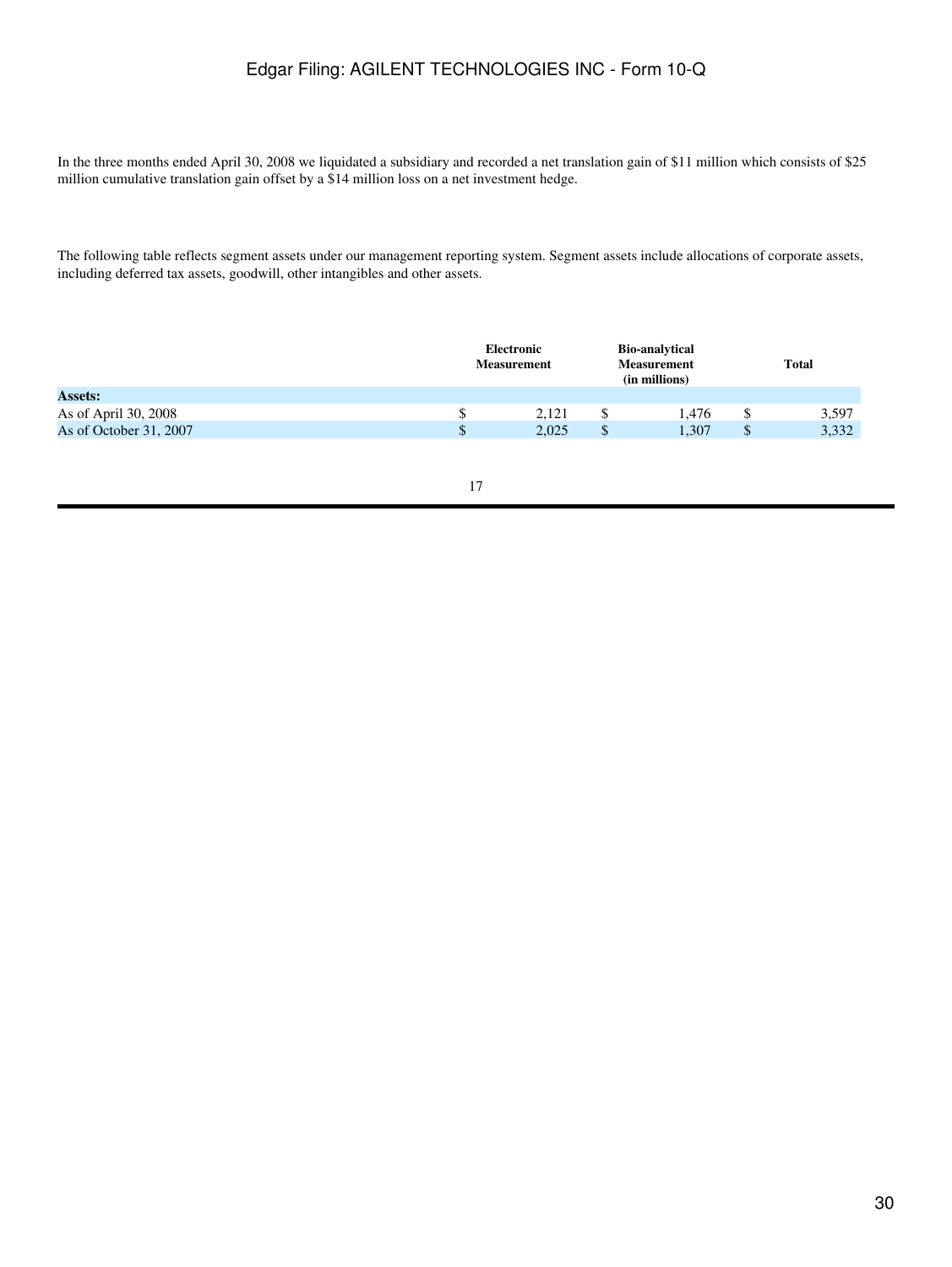In the three months ended April 30, 2008 we liquidated a subsidiary and recorded a net translation gain of $11 million which consists of $25 million cumulative translation gain offset by a $14 million loss on a net investment hedge.

The following table reflects segment assets under our management reporting system. Segment assets include allocations of corporate assets, including deferred tax assets, goodwill, other intangibles and other assets.

| | Electronic Measurement | Bio-analytical Measurement (in millions) | Total |
|---|---|---|---|
| **Assets:** | | | |
| As of April 30, 2008 | $ 2,121 | $ 1,476 | $ 3,597 |
| As of October 31, 2007 | $ 2,025 | $ 1,307 | $ 3,332 |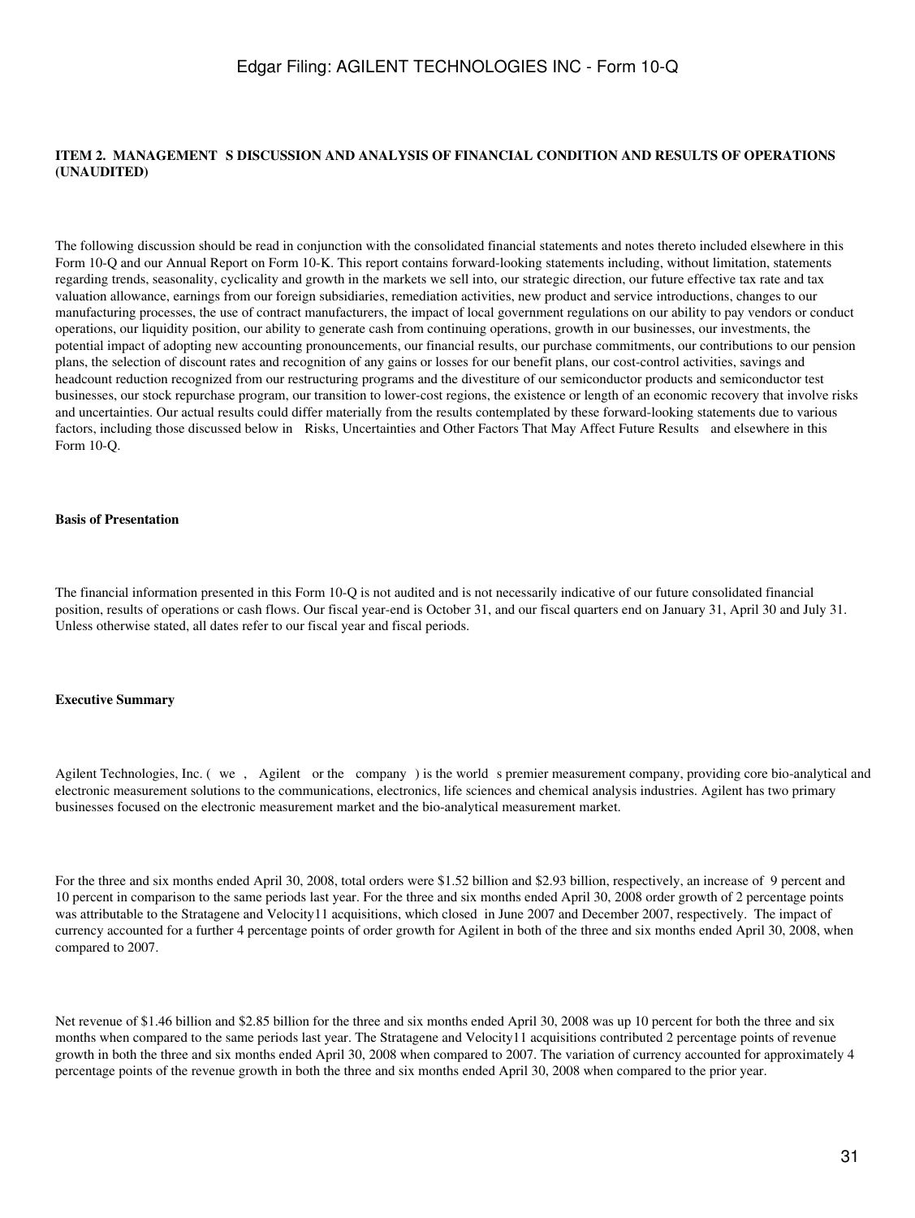## ITEM 2. MANAGEMENT S DISCUSSION AND ANALYSIS OF FINANCIAL CONDITION AND RESULTS OF OPERATIONS (UNAUDITED)

The following discussion should be read in conjunction with the consolidated financial statements and notes thereto included elsewhere in this Form 10-Q and our Annual Report on Form 10-K. This report contains forward-looking statements including, without limitation, statements regarding trends, seasonality, cyclicality and growth in the markets we sell into, our strategic direction, our future effective tax rate and tax valuation allowance, earnings from our foreign subsidiaries, remediation activities, new product and service introductions, changes to our manufacturing processes, the use of contract manufacturers, the impact of local government regulations on our ability to pay vendors or conduct operations, our liquidity position, our ability to generate cash from continuing operations, growth in our businesses, our investments, the potential impact of adopting new accounting pronouncements, our financial results, our purchase commitments, our contributions to our pension plans, the selection of discount rates and recognition of any gains or losses for our benefit plans, our cost-control activities, savings and headcount reduction recognized from our restructuring programs and the divestiture of our semiconductor products and semiconductor test businesses, our stock repurchase program, our transition to lower-cost regions, the existence or length of an economic recovery that involve risks and uncertainties. Our actual results could differ materially from the results contemplated by these forward-looking statements due to various factors, including those discussed below in Risks, Uncertainties and Other Factors That May Affect Future Results and elsewhere in this Form 10-Q.

### Basis of Presentation

The financial information presented in this Form 10-Q is not audited and is not necessarily indicative of our future consolidated financial position, results of operations or cash flows. Our fiscal year-end is October 31, and our fiscal quarters end on January 31, April 30 and July 31. Unless otherwise stated, all dates refer to our fiscal year and fiscal periods.

### Executive Summary

Agilent Technologies, Inc. ( we , Agilent or the company ) is the world s premier measurement company, providing core bio-analytical and electronic measurement solutions to the communications, electronics, life sciences and chemical analysis industries. Agilent has two primary businesses focused on the electronic measurement market and the bio-analytical measurement market.

For the three and six months ended April 30, 2008, total orders were $1.52 billion and $2.93 billion, respectively, an increase of 9 percent and 10 percent in comparison to the same periods last year. For the three and six months ended April 30, 2008 order growth of 2 percentage points was attributable to the Stratagene and Velocity11 acquisitions, which closed in June 2007 and December 2007, respectively. The impact of currency accounted for a further 4 percentage points of order growth for Agilent in both of the three and six months ended April 30, 2008, when compared to 2007.

Net revenue of $1.46 billion and $2.85 billion for the three and six months ended April 30, 2008 was up 10 percent for both the three and six months when compared to the same periods last year. The Stratagene and Velocity11 acquisitions contributed 2 percentage points of revenue growth in both the three and six months ended April 30, 2008 when compared to 2007. The variation of currency accounted for approximately 4 percentage points of the revenue growth in both the three and six months ended April 30, 2008 when compared to the prior year.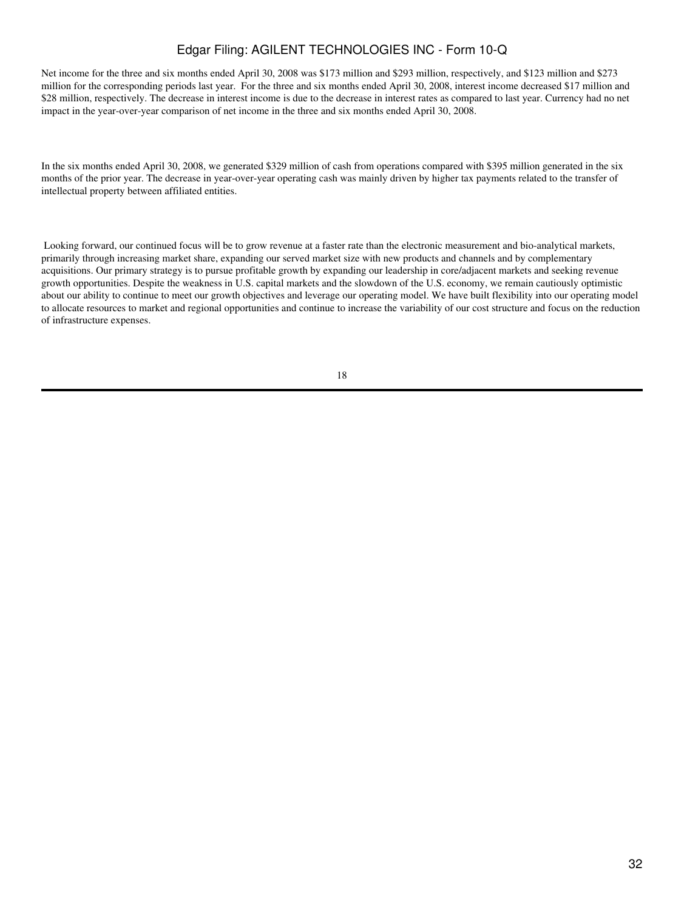Net income for the three and six months ended April 30, 2008 was $173 million and $293 million, respectively, and $123 million and $273 million for the corresponding periods last year. For the three and six months ended April 30, 2008, interest income decreased $17 million and $28 million, respectively. The decrease in interest income is due to the decrease in interest rates as compared to last year. Currency had no net impact in the year-over-year comparison of net income in the three and six months ended April 30, 2008.

In the six months ended April 30, 2008, we generated $329 million of cash from operations compared with $395 million generated in the six months of the prior year. The decrease in year-over-year operating cash was mainly driven by higher tax payments related to the transfer of intellectual property between affiliated entities.

Looking forward, our continued focus will be to grow revenue at a faster rate than the electronic measurement and bio-analytical markets, primarily through increasing market share, expanding our served market size with new products and channels and by complementary acquisitions. Our primary strategy is to pursue profitable growth by expanding our leadership in core/adjacent markets and seeking revenue growth opportunities. Despite the weakness in U.S. capital markets and the slowdown of the U.S. economy, we remain cautiously optimistic about our ability to continue to meet our growth objectives and leverage our operating model. We have built flexibility into our operating model to allocate resources to market and regional opportunities and continue to increase the variability of our cost structure and focus on the reduction of infrastructure expenses.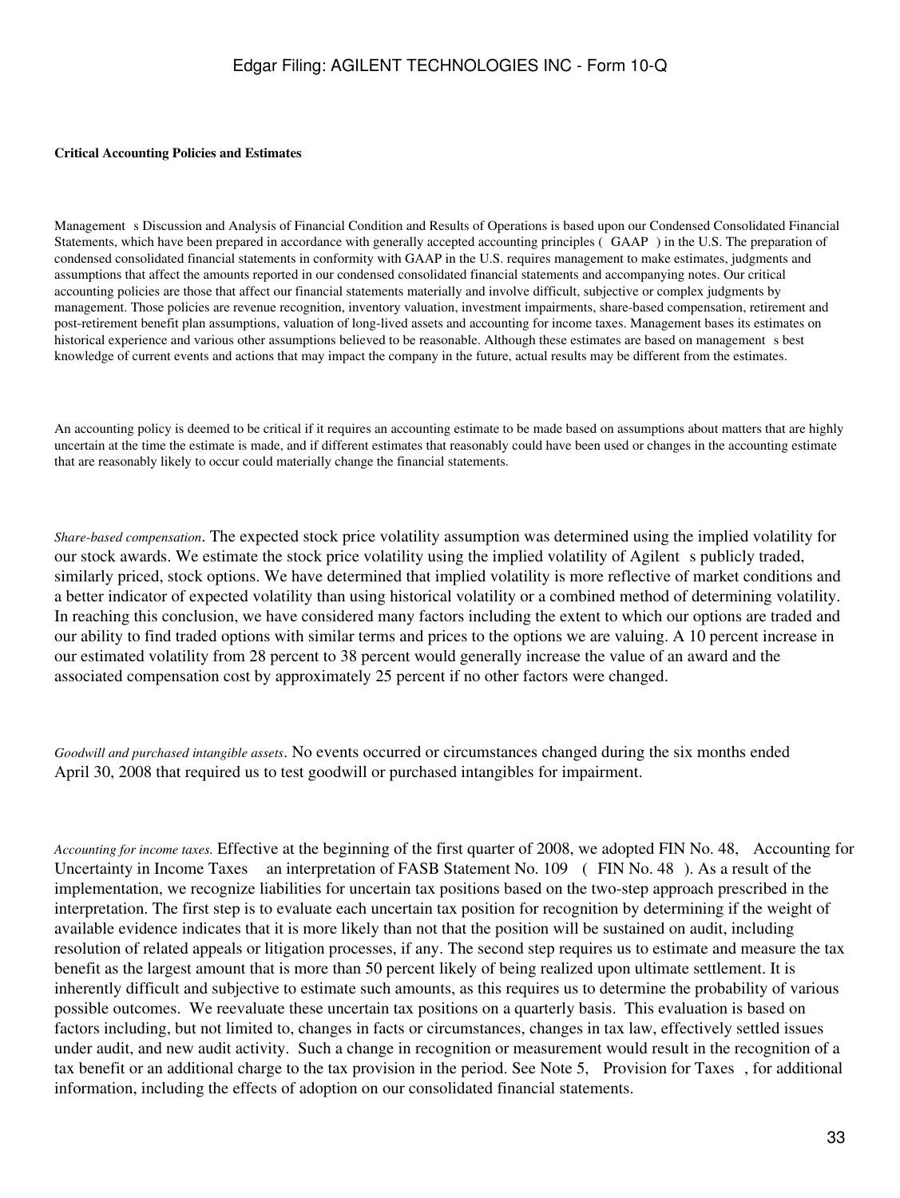**Critical Accounting Policies and Estimates**

Management s Discussion and Analysis of Financial Condition and Results of Operations is based upon our Condensed Consolidated Financial Statements, which have been prepared in accordance with generally accepted accounting principles ( GAAP ) in the U.S. The preparation of condensed consolidated financial statements in conformity with GAAP in the U.S. requires management to make estimates, judgments and assumptions that affect the amounts reported in our condensed consolidated financial statements and accompanying notes. Our critical accounting policies are those that affect our financial statements materially and involve difficult, subjective or complex judgments by management. Those policies are revenue recognition, inventory valuation, investment impairments, share-based compensation, retirement and post-retirement benefit plan assumptions, valuation of long-lived assets and accounting for income taxes. Management bases its estimates on historical experience and various other assumptions believed to be reasonable. Although these estimates are based on management s best knowledge of current events and actions that may impact the company in the future, actual results may be different from the estimates.

An accounting policy is deemed to be critical if it requires an accounting estimate to be made based on assumptions about matters that are highly uncertain at the time the estimate is made, and if different estimates that reasonably could have been used or changes in the accounting estimate that are reasonably likely to occur could materially change the financial statements.

*Share-based compensation*. The expected stock price volatility assumption was determined using the implied volatility for our stock awards. We estimate the stock price volatility using the implied volatility of Agilent s publicly traded, similarly priced, stock options. We have determined that implied volatility is more reflective of market conditions and a better indicator of expected volatility than using historical volatility or a combined method of determining volatility. In reaching this conclusion, we have considered many factors including the extent to which our options are traded and our ability to find traded options with similar terms and prices to the options we are valuing. A 10 percent increase in our estimated volatility from 28 percent to 38 percent would generally increase the value of an award and the associated compensation cost by approximately 25 percent if no other factors were changed.

*Goodwill and purchased intangible assets*. No events occurred or circumstances changed during the six months ended April 30, 2008 that required us to test goodwill or purchased intangibles for impairment.

*Accounting for income taxes.* Effective at the beginning of the first quarter of 2008, we adopted FIN No. 48, Accounting for Uncertainty in Income Taxes an interpretation of FASB Statement No. 109 ( FIN No. 48 ). As a result of the implementation, we recognize liabilities for uncertain tax positions based on the two-step approach prescribed in the interpretation. The first step is to evaluate each uncertain tax position for recognition by determining if the weight of available evidence indicates that it is more likely than not that the position will be sustained on audit, including resolution of related appeals or litigation processes, if any. The second step requires us to estimate and measure the tax benefit as the largest amount that is more than 50 percent likely of being realized upon ultimate settlement. It is inherently difficult and subjective to estimate such amounts, as this requires us to determine the probability of various possible outcomes. We reevaluate these uncertain tax positions on a quarterly basis. This evaluation is based on factors including, but not limited to, changes in facts or circumstances, changes in tax law, effectively settled issues under audit, and new audit activity. Such a change in recognition or measurement would result in the recognition of a tax benefit or an additional charge to the tax provision in the period. See Note 5, Provision for Taxes , for additional information, including the effects of adoption on our consolidated financial statements.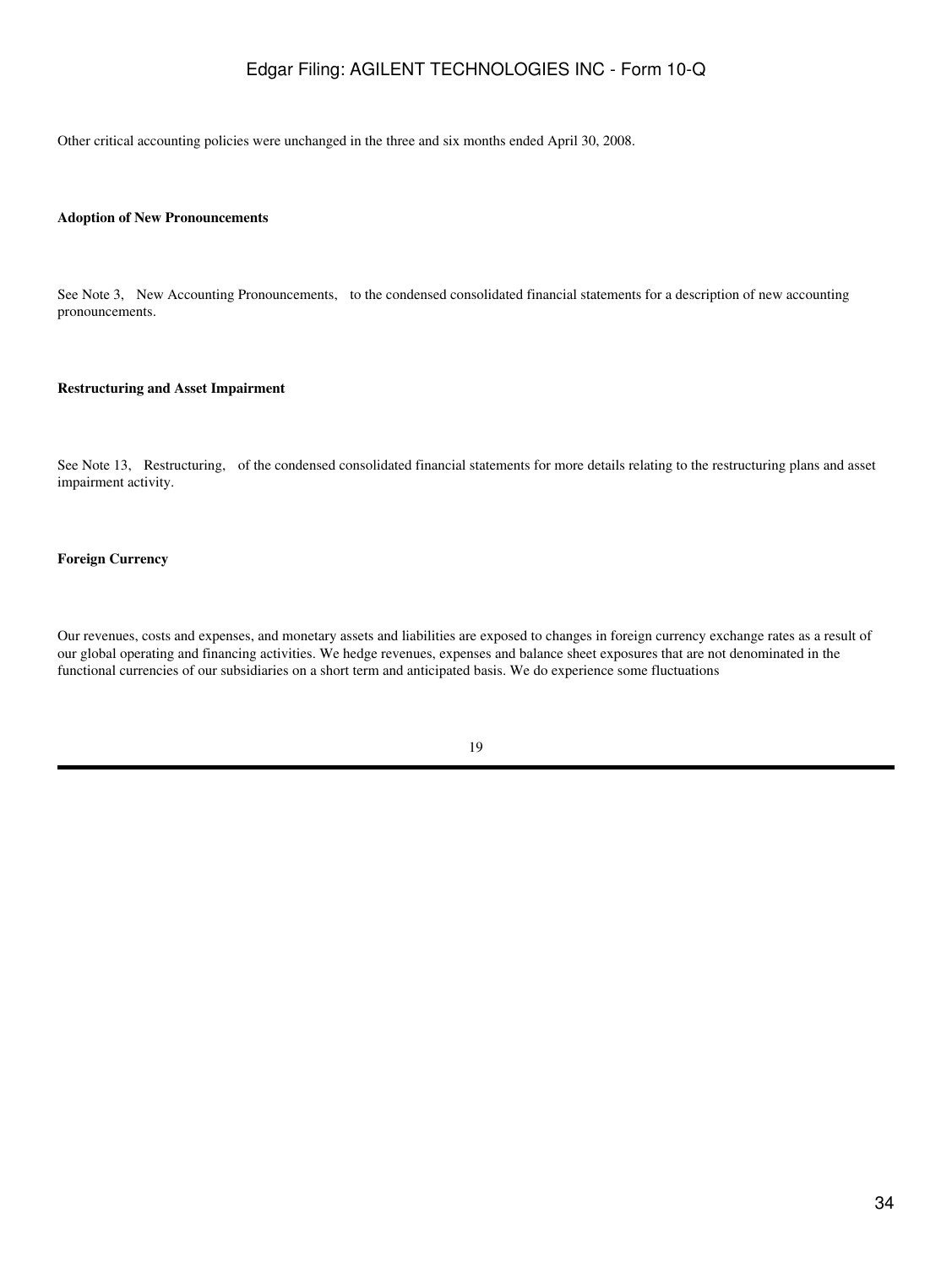Other critical accounting policies were unchanged in the three and six months ended April 30, 2008.

**Adoption of New Pronouncements**

See Note 3, New Accounting Pronouncements, to the condensed consolidated financial statements for a description of new accounting pronouncements.

**Restructuring and Asset Impairment**

See Note 13, Restructuring, of the condensed consolidated financial statements for more details relating to the restructuring plans and asset impairment activity.

**Foreign Currency**

Our revenues, costs and expenses, and monetary assets and liabilities are exposed to changes in foreign currency exchange rates as a result of our global operating and financing activities. We hedge revenues, expenses and balance sheet exposures that are not denominated in the functional currencies of our subsidiaries on a short term and anticipated basis. We do experience some fluctuations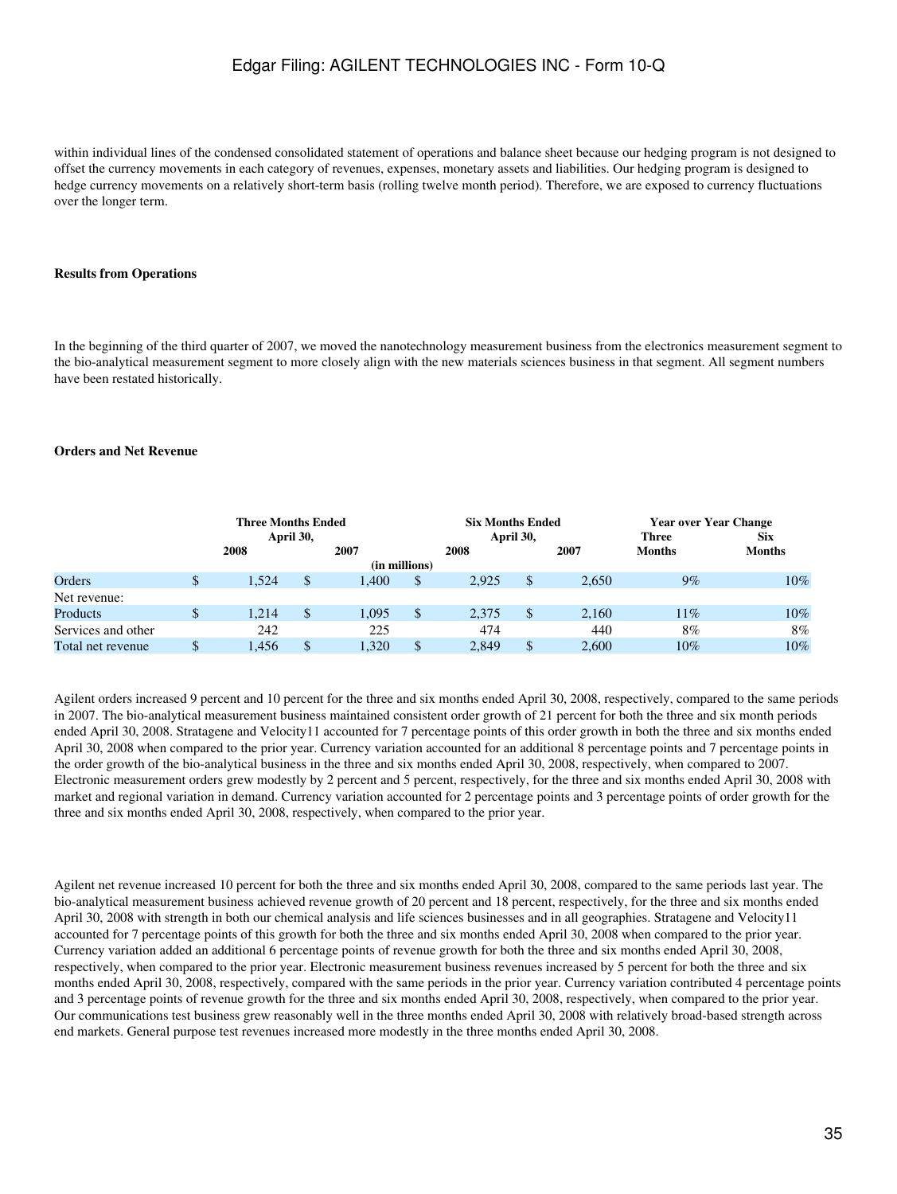within individual lines of the condensed consolidated statement of operations and balance sheet because our hedging program is not designed to offset the currency movements in each category of revenues, expenses, monetary assets and liabilities. Our hedging program is designed to hedge currency movements on a relatively short-term basis (rolling twelve month period). Therefore, we are exposed to currency fluctuations over the longer term.

**Results from Operations**

In the beginning of the third quarter of 2007, we moved the nanotechnology measurement business from the electronics measurement segment to the bio-analytical measurement segment to more closely align with the new materials sciences business in that segment. All segment numbers have been restated historically.

**Orders and Net Revenue**

| | Three Months Ended April 30, | | Six Months Ended April 30, | | Year over Year Change | |
|---|---|---|---|---|---|---|
| | 2008 | 2007 | 2008 | 2007 | Three Months | Six Months |
| | (in millions) | | | | | |
| Orders | $ 1,524 | $ 1,400 | $ 2,925 | $ 2,650 | 9% | 10% |
| Net revenue: | | | | | | |
| Products | $ 1,214 | $ 1,095 | $ 2,375 | $ 2,160 | 11% | 10% |
| Services and other | 242 | 225 | 474 | 440 | 8% | 8% |
| Total net revenue | $ 1,456 | $ 1,320 | $ 2,849 | $ 2,600 | 10% | 10% |

Agilent orders increased 9 percent and 10 percent for the three and six months ended April 30, 2008, respectively, compared to the same periods in 2007. The bio-analytical measurement business maintained consistent order growth of 21 percent for both the three and six month periods ended April 30, 2008. Stratagene and Velocity11 accounted for 7 percentage points of this order growth in both the three and six months ended April 30, 2008 when compared to the prior year. Currency variation accounted for an additional 8 percentage points and 7 percentage points in the order growth of the bio-analytical business in the three and six months ended April 30, 2008, respectively, when compared to 2007. Electronic measurement orders grew modestly by 2 percent and 5 percent, respectively, for the three and six months ended April 30, 2008 with market and regional variation in demand. Currency variation accounted for 2 percentage points and 3 percentage points of order growth for the three and six months ended April 30, 2008, respectively, when compared to the prior year.

Agilent net revenue increased 10 percent for both the three and six months ended April 30, 2008, compared to the same periods last year. The bio-analytical measurement business achieved revenue growth of 20 percent and 18 percent, respectively, for the three and six months ended April 30, 2008 with strength in both our chemical analysis and life sciences businesses and in all geographies. Stratagene and Velocity11 accounted for 7 percentage points of this growth for both the three and six months ended April 30, 2008 when compared to the prior year. Currency variation added an additional 6 percentage points of revenue growth for both the three and six months ended April 30, 2008, respectively, when compared to the prior year. Electronic measurement business revenues increased by 5 percent for both the three and six months ended April 30, 2008, respectively, compared with the same periods in the prior year. Currency variation contributed 4 percentage points and 3 percentage points of revenue growth for the three and six months ended April 30, 2008, respectively, when compared to the prior year. Our communications test business grew reasonably well in the three months ended April 30, 2008 with relatively broad-based strength across end markets. General purpose test revenues increased more modestly in the three months ended April 30, 2008.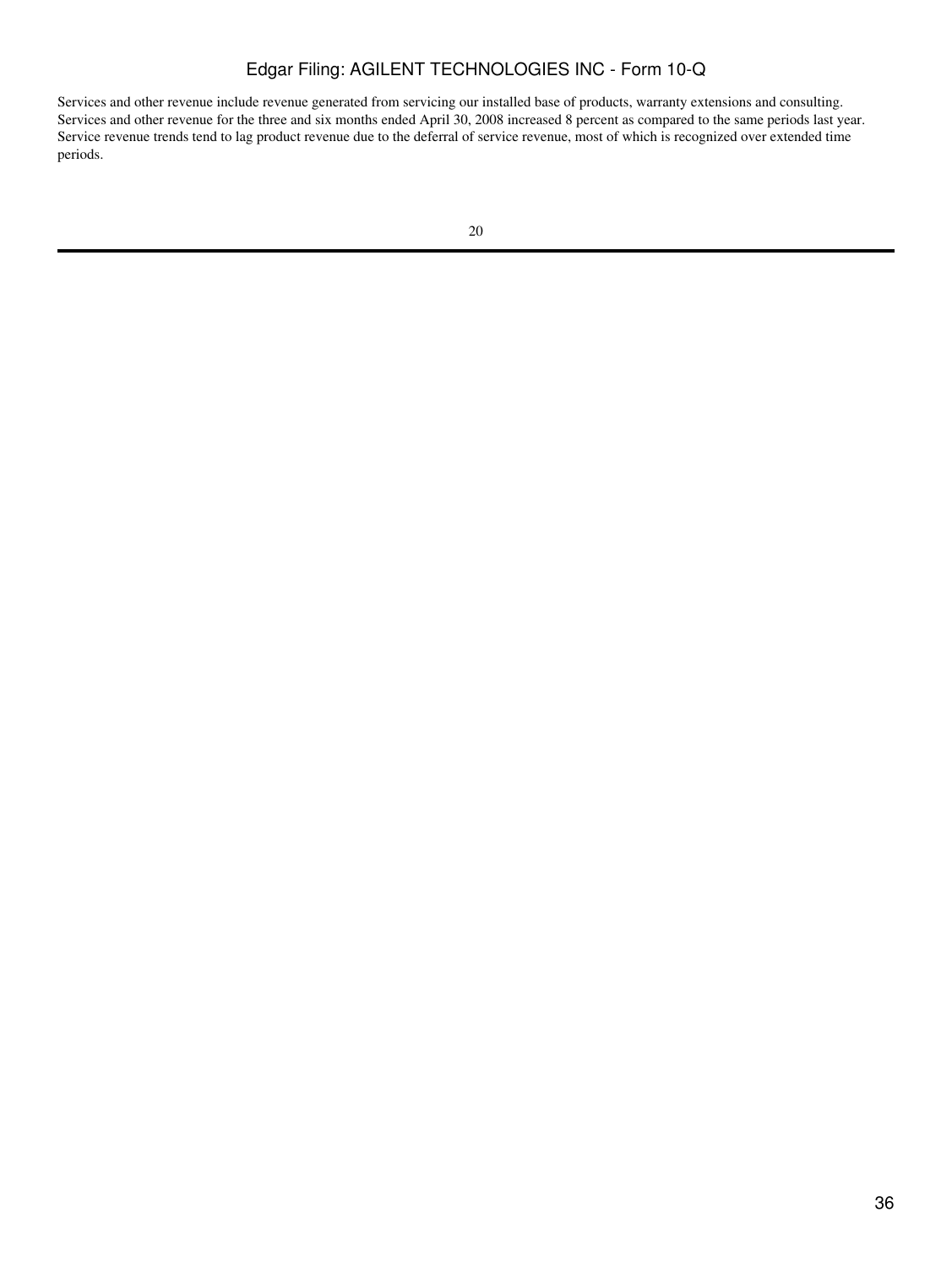Services and other revenue include revenue generated from servicing our installed base of products, warranty extensions and consulting. Services and other revenue for the three and six months ended April 30, 2008 increased 8 percent as compared to the same periods last year. Service revenue trends tend to lag product revenue due to the deferral of service revenue, most of which is recognized over extended time periods.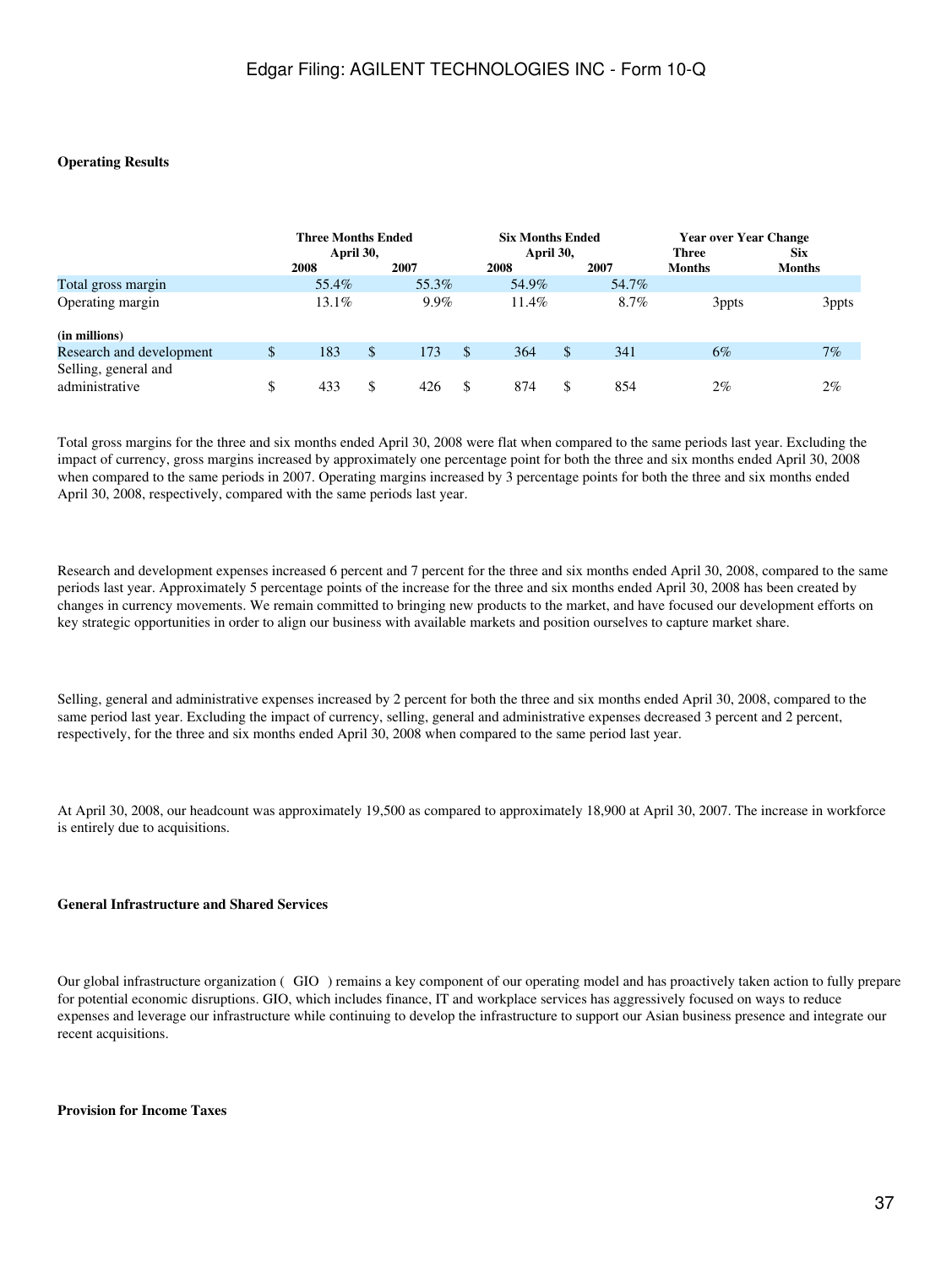**Operating Results**

| | Three Months Ended April 30, | | Six Months Ended April 30, | | Year over Year Change | |
|---|---|---|---|---|---|---|
| | 2008 | 2007 | 2008 | 2007 | Three Months | Six Months |
| Total gross margin | 55.4% | 55.3% | 54.9% | 54.7% | | |
| Operating margin | 13.1% | 9.9% | 11.4% | 8.7% | 3ppts | 3ppts |
| **(in millions)** | | | | | | |
| Research and development | $ 183 | $ 173 | $ 364 | $ 341 | 6% | 7% |
| Selling, general and administrative | $ 433 | $ 426 | $ 874 | $ 854 | 2% | 2% |

Total gross margins for the three and six months ended April 30, 2008 were flat when compared to the same periods last year. Excluding the impact of currency, gross margins increased by approximately one percentage point for both the three and six months ended April 30, 2008 when compared to the same periods in 2007. Operating margins increased by 3 percentage points for both the three and six months ended April 30, 2008, respectively, compared with the same periods last year.

Research and development expenses increased 6 percent and 7 percent for the three and six months ended April 30, 2008, compared to the same periods last year. Approximately 5 percentage points of the increase for the three and six months ended April 30, 2008 has been created by changes in currency movements. We remain committed to bringing new products to the market, and have focused our development efforts on key strategic opportunities in order to align our business with available markets and position ourselves to capture market share.

Selling, general and administrative expenses increased by 2 percent for both the three and six months ended April 30, 2008, compared to the same period last year. Excluding the impact of currency, selling, general and administrative expenses decreased 3 percent and 2 percent, respectively, for the three and six months ended April 30, 2008 when compared to the same period last year.

At April 30, 2008, our headcount was approximately 19,500 as compared to approximately 18,900 at April 30, 2007. The increase in workforce is entirely due to acquisitions.

**General Infrastructure and Shared Services**

Our global infrastructure organization ( GIO ) remains a key component of our operating model and has proactively taken action to fully prepare for potential economic disruptions. GIO, which includes finance, IT and workplace services has aggressively focused on ways to reduce expenses and leverage our infrastructure while continuing to develop the infrastructure to support our Asian business presence and integrate our recent acquisitions.

**Provision for Income Taxes**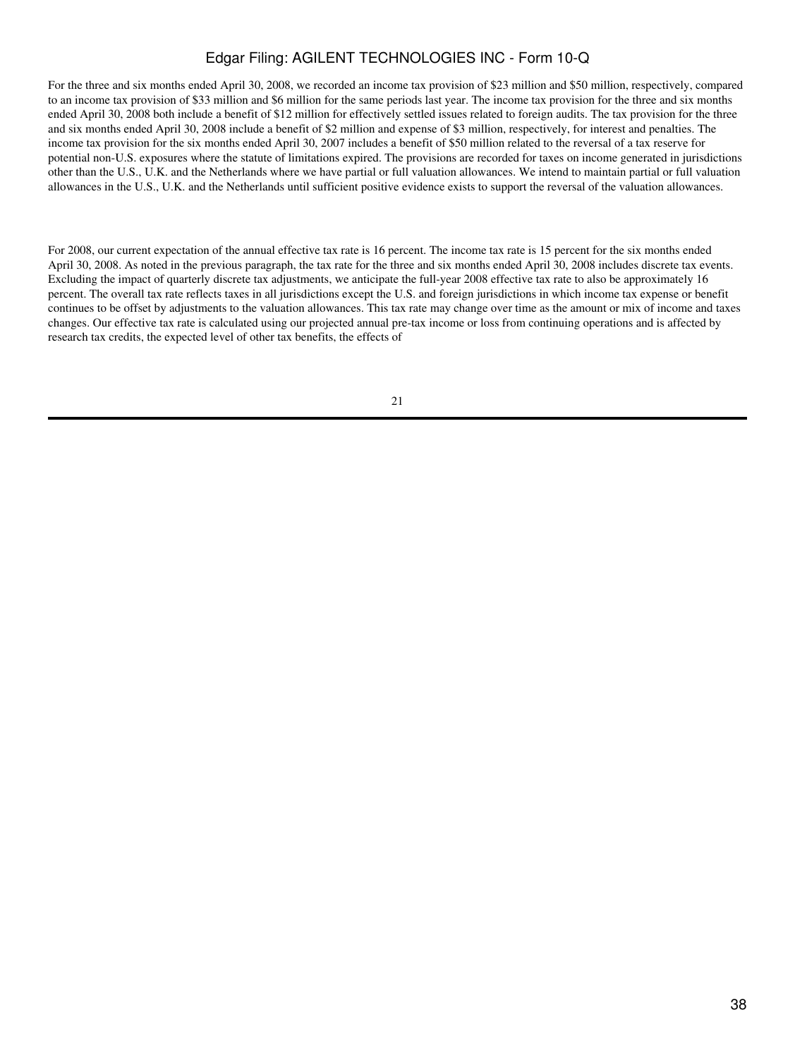For the three and six months ended April 30, 2008, we recorded an income tax provision of $23 million and $50 million, respectively, compared to an income tax provision of $33 million and $6 million for the same periods last year. The income tax provision for the three and six months ended April 30, 2008 both include a benefit of $12 million for effectively settled issues related to foreign audits. The tax provision for the three and six months ended April 30, 2008 include a benefit of $2 million and expense of $3 million, respectively, for interest and penalties. The income tax provision for the six months ended April 30, 2007 includes a benefit of $50 million related to the reversal of a tax reserve for potential non-U.S. exposures where the statute of limitations expired. The provisions are recorded for taxes on income generated in jurisdictions other than the U.S., U.K. and the Netherlands where we have partial or full valuation allowances. We intend to maintain partial or full valuation allowances in the U.S., U.K. and the Netherlands until sufficient positive evidence exists to support the reversal of the valuation allowances.

For 2008, our current expectation of the annual effective tax rate is 16 percent. The income tax rate is 15 percent for the six months ended April 30, 2008. As noted in the previous paragraph, the tax rate for the three and six months ended April 30, 2008 includes discrete tax events. Excluding the impact of quarterly discrete tax adjustments, we anticipate the full-year 2008 effective tax rate to also be approximately 16 percent. The overall tax rate reflects taxes in all jurisdictions except the U.S. and foreign jurisdictions in which income tax expense or benefit continues to be offset by adjustments to the valuation allowances. This tax rate may change over time as the amount or mix of income and taxes changes. Our effective tax rate is calculated using our projected annual pre-tax income or loss from continuing operations and is affected by research tax credits, the expected level of other tax benefits, the effects of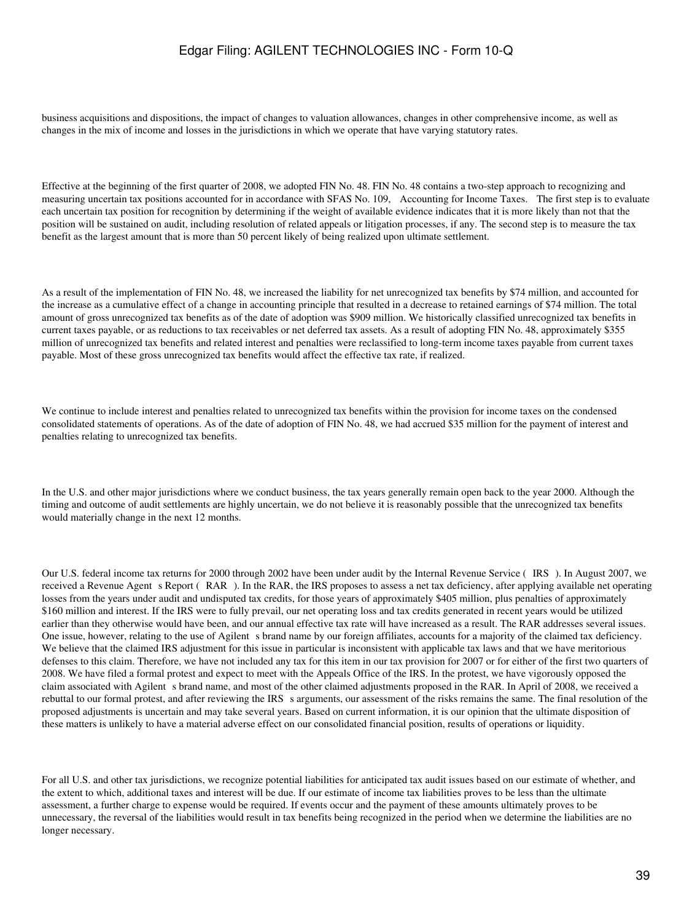business acquisitions and dispositions, the impact of changes to valuation allowances, changes in other comprehensive income, as well as changes in the mix of income and losses in the jurisdictions in which we operate that have varying statutory rates.

Effective at the beginning of the first quarter of 2008, we adopted FIN No. 48. FIN No. 48 contains a two-step approach to recognizing and measuring uncertain tax positions accounted for in accordance with SFAS No. 109, Accounting for Income Taxes. The first step is to evaluate each uncertain tax position for recognition by determining if the weight of available evidence indicates that it is more likely than not that the position will be sustained on audit, including resolution of related appeals or litigation processes, if any. The second step is to measure the tax benefit as the largest amount that is more than 50 percent likely of being realized upon ultimate settlement.

As a result of the implementation of FIN No. 48, we increased the liability for net unrecognized tax benefits by $74 million, and accounted for the increase as a cumulative effect of a change in accounting principle that resulted in a decrease to retained earnings of $74 million. The total amount of gross unrecognized tax benefits as of the date of adoption was $909 million. We historically classified unrecognized tax benefits in current taxes payable, or as reductions to tax receivables or net deferred tax assets. As a result of adopting FIN No. 48, approximately $355 million of unrecognized tax benefits and related interest and penalties were reclassified to long-term income taxes payable from current taxes payable. Most of these gross unrecognized tax benefits would affect the effective tax rate, if realized.

We continue to include interest and penalties related to unrecognized tax benefits within the provision for income taxes on the condensed consolidated statements of operations. As of the date of adoption of FIN No. 48, we had accrued $35 million for the payment of interest and penalties relating to unrecognized tax benefits.

In the U.S. and other major jurisdictions where we conduct business, the tax years generally remain open back to the year 2000. Although the timing and outcome of audit settlements are highly uncertain, we do not believe it is reasonably possible that the unrecognized tax benefits would materially change in the next 12 months.

Our U.S. federal income tax returns for 2000 through 2002 have been under audit by the Internal Revenue Service ( IRS ). In August 2007, we received a Revenue Agent s Report ( RAR ). In the RAR, the IRS proposes to assess a net tax deficiency, after applying available net operating losses from the years under audit and undisputed tax credits, for those years of approximately $405 million, plus penalties of approximately $160 million and interest. If the IRS were to fully prevail, our net operating loss and tax credits generated in recent years would be utilized earlier than they otherwise would have been, and our annual effective tax rate will have increased as a result. The RAR addresses several issues. One issue, however, relating to the use of Agilent s brand name by our foreign affiliates, accounts for a majority of the claimed tax deficiency. We believe that the claimed IRS adjustment for this issue in particular is inconsistent with applicable tax laws and that we have meritorious defenses to this claim. Therefore, we have not included any tax for this item in our tax provision for 2007 or for either of the first two quarters of 2008. We have filed a formal protest and expect to meet with the Appeals Office of the IRS. In the protest, we have vigorously opposed the claim associated with Agilent s brand name, and most of the other claimed adjustments proposed in the RAR. In April of 2008, we received a rebuttal to our formal protest, and after reviewing the IRS s arguments, our assessment of the risks remains the same. The final resolution of the proposed adjustments is uncertain and may take several years. Based on current information, it is our opinion that the ultimate disposition of these matters is unlikely to have a material adverse effect on our consolidated financial position, results of operations or liquidity.

For all U.S. and other tax jurisdictions, we recognize potential liabilities for anticipated tax audit issues based on our estimate of whether, and the extent to which, additional taxes and interest will be due. If our estimate of income tax liabilities proves to be less than the ultimate assessment, a further charge to expense would be required. If events occur and the payment of these amounts ultimately proves to be unnecessary, the reversal of the liabilities would result in tax benefits being recognized in the period when we determine the liabilities are no longer necessary.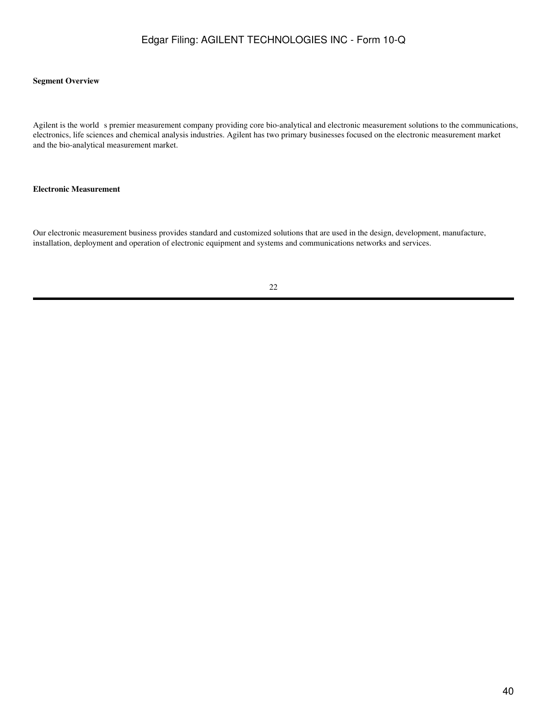**Segment Overview**

Agilent is the world s premier measurement company providing core bio-analytical and electronic measurement solutions to the communications, electronics, life sciences and chemical analysis industries. Agilent has two primary businesses focused on the electronic measurement market and the bio-analytical measurement market.

**Electronic Measurement**

Our electronic measurement business provides standard and customized solutions that are used in the design, development, manufacture, installation, deployment and operation of electronic equipment and systems and communications networks and services.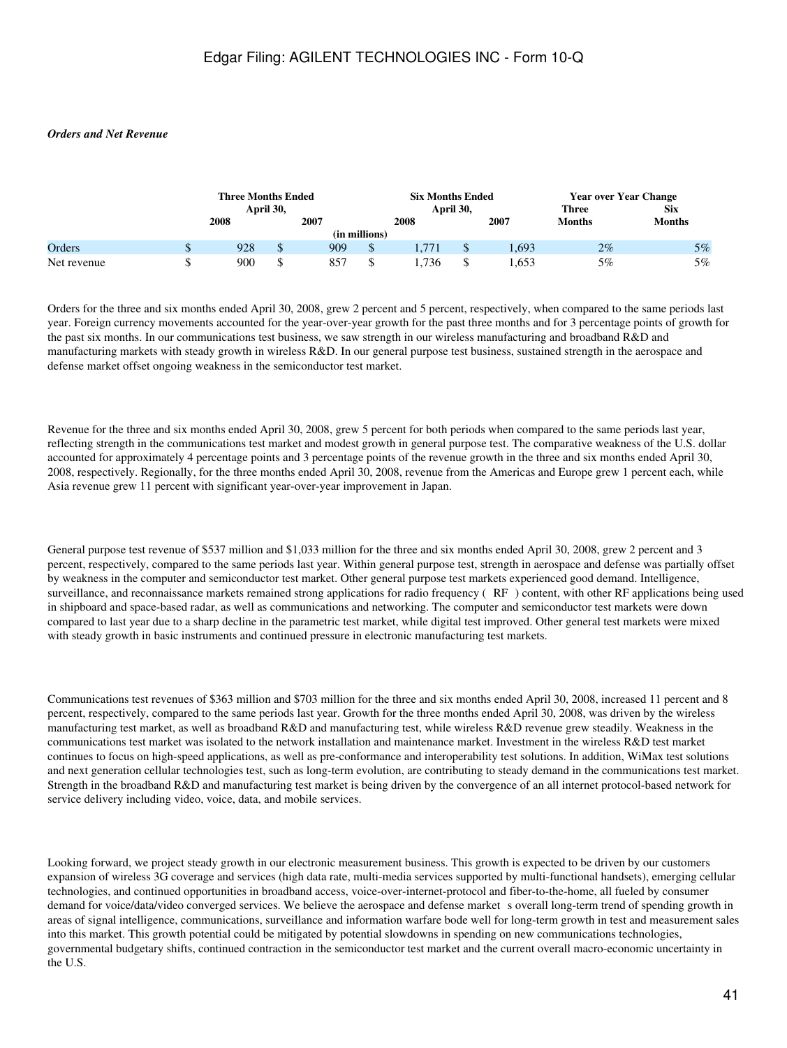*Orders and Net Revenue*

| | Three Months Ended April 30, | | Six Months Ended April 30, | | Year over Year Change | |
|---|---|---|---|---|---|---|
| | 2008 | 2007 | 2008 | 2007 | Three Months | Six Months |
| | (in millions) | | | | | |
| Orders | $ 928 | $ 909 | $ 1,771 | $ 1,693 | 2% | 5% |
| Net revenue | $ 900 | $ 857 | $ 1,736 | $ 1,653 | 5% | 5% |

Orders for the three and six months ended April 30, 2008, grew 2 percent and 5 percent, respectively, when compared to the same periods last year. Foreign currency movements accounted for the year-over-year growth for the past three months and for 3 percentage points of growth for the past six months. In our communications test business, we saw strength in our wireless manufacturing and broadband R&D and manufacturing markets with steady growth in wireless R&D. In our general purpose test business, sustained strength in the aerospace and defense market offset ongoing weakness in the semiconductor test market.

Revenue for the three and six months ended April 30, 2008, grew 5 percent for both periods when compared to the same periods last year, reflecting strength in the communications test market and modest growth in general purpose test. The comparative weakness of the U.S. dollar accounted for approximately 4 percentage points and 3 percentage points of the revenue growth in the three and six months ended April 30, 2008, respectively. Regionally, for the three months ended April 30, 2008, revenue from the Americas and Europe grew 1 percent each, while Asia revenue grew 11 percent with significant year-over-year improvement in Japan.

General purpose test revenue of $537 million and $1,033 million for the three and six months ended April 30, 2008, grew 2 percent and 3 percent, respectively, compared to the same periods last year. Within general purpose test, strength in aerospace and defense was partially offset by weakness in the computer and semiconductor test market. Other general purpose test markets experienced good demand. Intelligence, surveillance, and reconnaissance markets remained strong applications for radio frequency ( RF ) content, with other RF applications being used in shipboard and space-based radar, as well as communications and networking. The computer and semiconductor test markets were down compared to last year due to a sharp decline in the parametric test market, while digital test improved. Other general test markets were mixed with steady growth in basic instruments and continued pressure in electronic manufacturing test markets.

Communications test revenues of $363 million and $703 million for the three and six months ended April 30, 2008, increased 11 percent and 8 percent, respectively, compared to the same periods last year. Growth for the three months ended April 30, 2008, was driven by the wireless manufacturing test market, as well as broadband R&D and manufacturing test, while wireless R&D revenue grew steadily. Weakness in the communications test market was isolated to the network installation and maintenance market. Investment in the wireless R&D test market continues to focus on high-speed applications, as well as pre-conformance and interoperability test solutions. In addition, WiMax test solutions and next generation cellular technologies test, such as long-term evolution, are contributing to steady demand in the communications test market. Strength in the broadband R&D and manufacturing test market is being driven by the convergence of an all internet protocol-based network for service delivery including video, voice, data, and mobile services.

Looking forward, we project steady growth in our electronic measurement business. This growth is expected to be driven by our customers expansion of wireless 3G coverage and services (high data rate, multi-media services supported by multi-functional handsets), emerging cellular technologies, and continued opportunities in broadband access, voice-over-internet-protocol and fiber-to-the-home, all fueled by consumer demand for voice/data/video converged services. We believe the aerospace and defense market s overall long-term trend of spending growth in areas of signal intelligence, communications, surveillance and information warfare bode well for long-term growth in test and measurement sales into this market. This growth potential could be mitigated by potential slowdowns in spending on new communications technologies, governmental budgetary shifts, continued contraction in the semiconductor test market and the current overall macro-economic uncertainty in the U.S.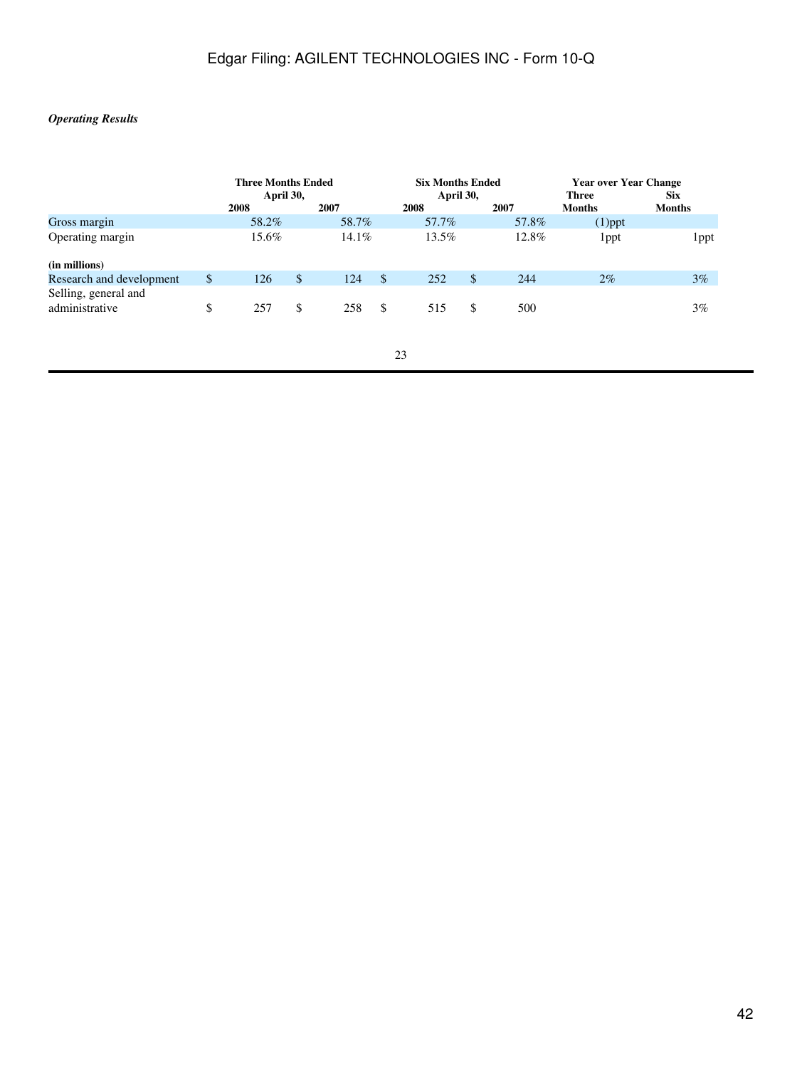*Operating Results*

| | Three Months Ended April 30, | | Six Months Ended April 30, | | Year over Year Change | |
|---|---|---|---|---|---|---|
| | 2008 | 2007 | 2008 | 2007 | Three Months | Six Months |
| Gross margin | 58.2% | 58.7% | 57.7% | 57.8% | (1)ppt | |
| Operating margin | 15.6% | 14.1% | 13.5% | 12.8% | 1ppt | 1ppt |
| **(in millions)** | | | | | | |
| Research and development | $ 126 | $ 124 | $ 252 | $ 244 | 2% | 3% |
| Selling, general and administrative | $ 257 | $ 258 | $ 515 | $ 500 | | 3% |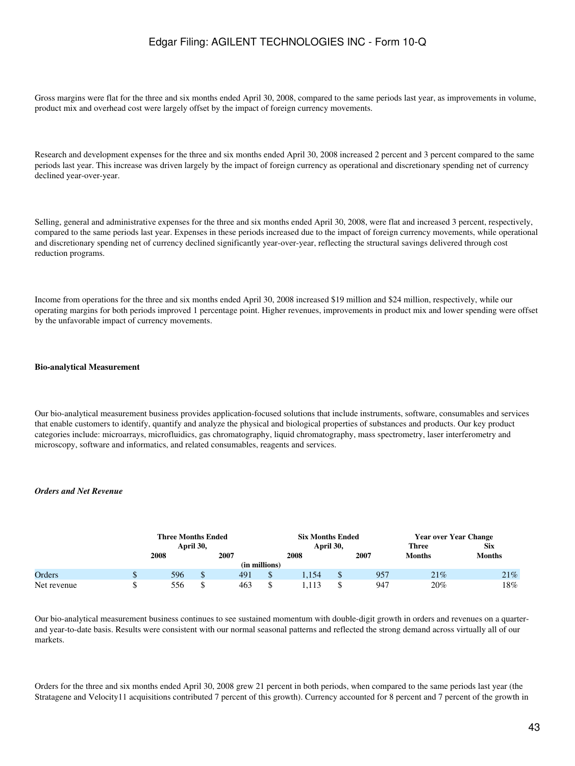Gross margins were flat for the three and six months ended April 30, 2008, compared to the same periods last year, as improvements in volume, product mix and overhead cost were largely offset by the impact of foreign currency movements.

Research and development expenses for the three and six months ended April 30, 2008 increased 2 percent and 3 percent compared to the same periods last year. This increase was driven largely by the impact of foreign currency as operational and discretionary spending net of currency declined year-over-year.

Selling, general and administrative expenses for the three and six months ended April 30, 2008, were flat and increased 3 percent, respectively, compared to the same periods last year. Expenses in these periods increased due to the impact of foreign currency movements, while operational and discretionary spending net of currency declined significantly year-over-year, reflecting the structural savings delivered through cost reduction programs.

Income from operations for the three and six months ended April 30, 2008 increased $19 million and $24 million, respectively, while our operating margins for both periods improved 1 percentage point. Higher revenues, improvements in product mix and lower spending were offset by the unfavorable impact of currency movements.

**Bio-analytical Measurement**

Our bio-analytical measurement business provides application-focused solutions that include instruments, software, consumables and services that enable customers to identify, quantify and analyze the physical and biological properties of substances and products. Our key product categories include: microarrays, microfluidics, gas chromatography, liquid chromatography, mass spectrometry, laser interferometry and microscopy, software and informatics, and related consumables, reagents and services.

***Orders and Net Revenue***

| | Three Months Ended April 30, | | Six Months Ended April 30, | | Year over Year Change | |
|---|---|---|---|---|---|---|
| | 2008 | 2007 | 2008 | 2007 | Three Months | Six Months |
| | (in millions) | | | | | |
| Orders | $ 596 | $ 491 | $ 1,154 | $ 957 | 21% | 21% |
| Net revenue | $ 556 | $ 463 | $ 1,113 | $ 947 | 20% | 18% |

Our bio-analytical measurement business continues to see sustained momentum with double-digit growth in orders and revenues on a quarter- and year-to-date basis. Results were consistent with our normal seasonal patterns and reflected the strong demand across virtually all of our markets.

Orders for the three and six months ended April 30, 2008 grew 21 percent in both periods, when compared to the same periods last year (the Stratagene and Velocity11 acquisitions contributed 7 percent of this growth). Currency accounted for 8 percent and 7 percent of the growth in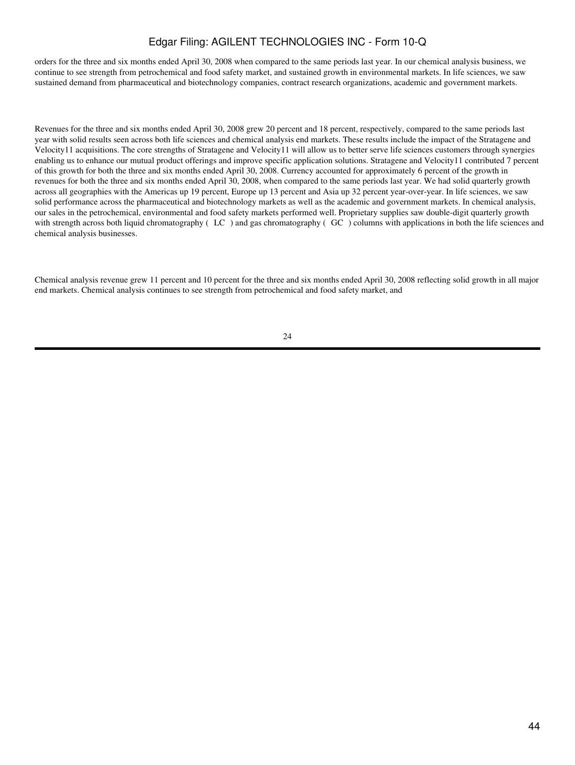orders for the three and six months ended April 30, 2008 when compared to the same periods last year. In our chemical analysis business, we continue to see strength from petrochemical and food safety market, and sustained growth in environmental markets. In life sciences, we saw sustained demand from pharmaceutical and biotechnology companies, contract research organizations, academic and government markets.

Revenues for the three and six months ended April 30, 2008 grew 20 percent and 18 percent, respectively, compared to the same periods last year with solid results seen across both life sciences and chemical analysis end markets. These results include the impact of the Stratagene and Velocity11 acquisitions. The core strengths of Stratagene and Velocity11 will allow us to better serve life sciences customers through synergies enabling us to enhance our mutual product offerings and improve specific application solutions. Stratagene and Velocity11 contributed 7 percent of this growth for both the three and six months ended April 30, 2008. Currency accounted for approximately 6 percent of the growth in revenues for both the three and six months ended April 30, 2008, when compared to the same periods last year. We had solid quarterly growth across all geographies with the Americas up 19 percent, Europe up 13 percent and Asia up 32 percent year-over-year. In life sciences, we saw solid performance across the pharmaceutical and biotechnology markets as well as the academic and government markets. In chemical analysis, our sales in the petrochemical, environmental and food safety markets performed well. Proprietary supplies saw double-digit quarterly growth with strength across both liquid chromatography ( LC ) and gas chromatography ( GC ) columns with applications in both the life sciences and chemical analysis businesses.

Chemical analysis revenue grew 11 percent and 10 percent for the three and six months ended April 30, 2008 reflecting solid growth in all major end markets. Chemical analysis continues to see strength from petrochemical and food safety market, and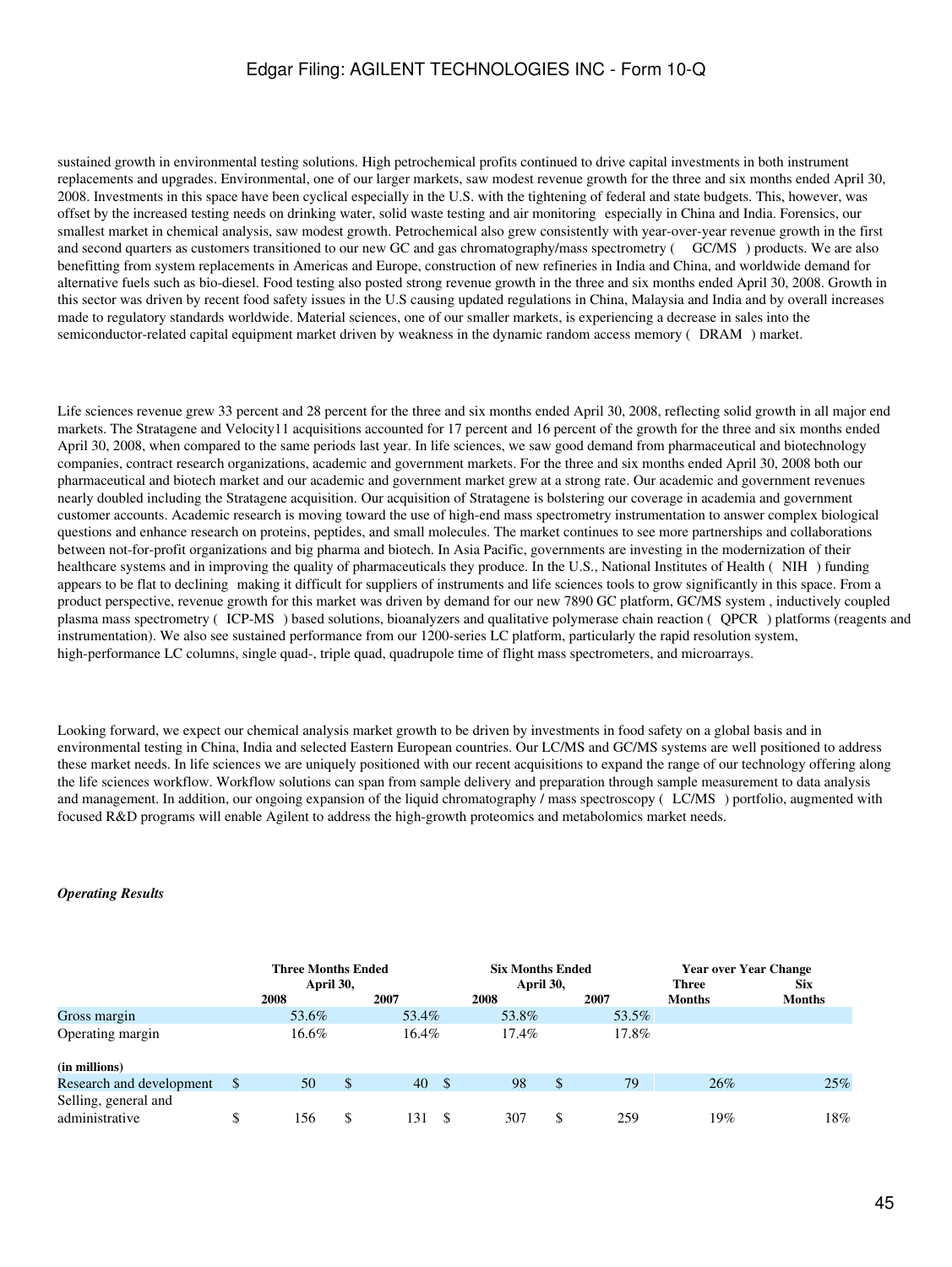sustained growth in environmental testing solutions. High petrochemical profits continued to drive capital investments in both instrument replacements and upgrades. Environmental, one of our larger markets, saw modest revenue growth for the three and six months ended April 30, 2008. Investments in this space have been cyclical especially in the U.S. with the tightening of federal and state budgets. This, however, was offset by the increased testing needs on drinking water, solid waste testing and air monitoring especially in China and India. Forensics, our smallest market in chemical analysis, saw modest growth. Petrochemical also grew consistently with year-over-year revenue growth in the first and second quarters as customers transitioned to our new GC and gas chromatography/mass spectrometry ( GC/MS ) products. We are also benefitting from system replacements in Americas and Europe, construction of new refineries in India and China, and worldwide demand for alternative fuels such as bio-diesel. Food testing also posted strong revenue growth in the three and six months ended April 30, 2008. Growth in this sector was driven by recent food safety issues in the U.S causing updated regulations in China, Malaysia and India and by overall increases made to regulatory standards worldwide. Material sciences, one of our smaller markets, is experiencing a decrease in sales into the semiconductor-related capital equipment market driven by weakness in the dynamic random access memory ( DRAM ) market.

Life sciences revenue grew 33 percent and 28 percent for the three and six months ended April 30, 2008, reflecting solid growth in all major end markets. The Stratagene and Velocity11 acquisitions accounted for 17 percent and 16 percent of the growth for the three and six months ended April 30, 2008, when compared to the same periods last year. In life sciences, we saw good demand from pharmaceutical and biotechnology companies, contract research organizations, academic and government markets. For the three and six months ended April 30, 2008 both our pharmaceutical and biotech market and our academic and government market grew at a strong rate. Our academic and government revenues nearly doubled including the Stratagene acquisition. Our acquisition of Stratagene is bolstering our coverage in academia and government customer accounts. Academic research is moving toward the use of high-end mass spectrometry instrumentation to answer complex biological questions and enhance research on proteins, peptides, and small molecules. The market continues to see more partnerships and collaborations between not-for-profit organizations and big pharma and biotech. In Asia Pacific, governments are investing in the modernization of their healthcare systems and in improving the quality of pharmaceuticals they produce. In the U.S., National Institutes of Health ( NIH ) funding appears to be flat to declining making it difficult for suppliers of instruments and life sciences tools to grow significantly in this space. From a product perspective, revenue growth for this market was driven by demand for our new 7890 GC platform, GC/MS system , inductively coupled plasma mass spectrometry ( ICP-MS ) based solutions, bioanalyzers and qualitative polymerase chain reaction ( QPCR ) platforms (reagents and instrumentation). We also see sustained performance from our 1200-series LC platform, particularly the rapid resolution system, high-performance LC columns, single quad-, triple quad, quadrupole time of flight mass spectrometers, and microarrays.

Looking forward, we expect our chemical analysis market growth to be driven by investments in food safety on a global basis and in environmental testing in China, India and selected Eastern European countries. Our LC/MS and GC/MS systems are well positioned to address these market needs. In life sciences we are uniquely positioned with our recent acquisitions to expand the range of our technology offering along the life sciences workflow. Workflow solutions can span from sample delivery and preparation through sample measurement to data analysis and management. In addition, our ongoing expansion of the liquid chromatography / mass spectroscopy ( LC/MS ) portfolio, augmented with focused R&D programs will enable Agilent to address the high-growth proteomics and metabolomics market needs.

***Operating Results***

| | Three Months Ended April 30, | | Six Months Ended April 30, | | Year over Year Change | |
|---|---|---|---|---|---|---|
| | 2008 | 2007 | 2008 | 2007 | Three Months | Six Months |
| Gross margin | 53.6% | 53.4% | 53.8% | 53.5% | | |
| Operating margin | 16.6% | 16.4% | 17.4% | 17.8% | | |
| **(in millions)** | | | | | | |
| Research and development | $ 50 | $ 40 | $ 98 | $ 79 | 26% | 25% |
| Selling, general and administrative | $ 156 | $ 131 | $ 307 | $ 259 | 19% | 18% |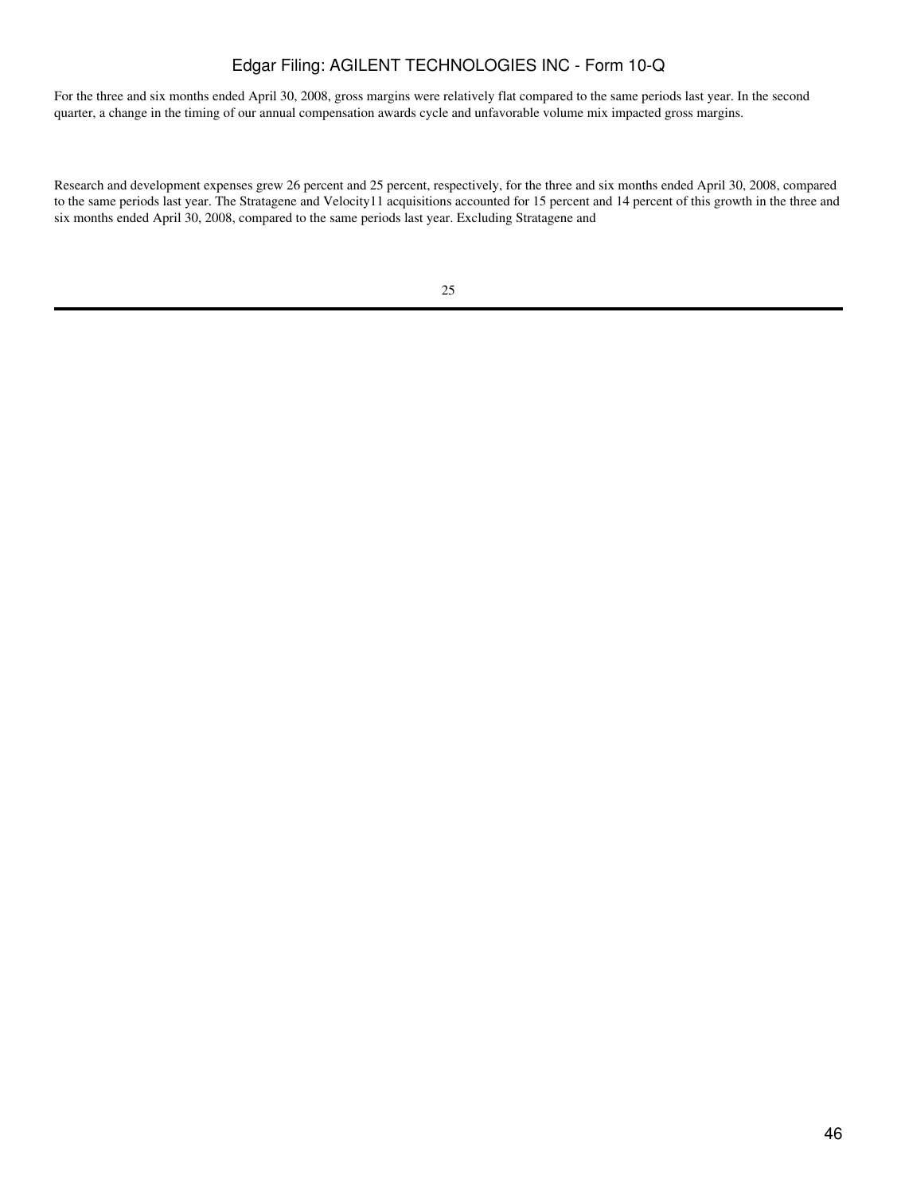For the three and six months ended April 30, 2008, gross margins were relatively flat compared to the same periods last year. In the second quarter, a change in the timing of our annual compensation awards cycle and unfavorable volume mix impacted gross margins.

Research and development expenses grew 26 percent and 25 percent, respectively, for the three and six months ended April 30, 2008, compared to the same periods last year. The Stratagene and Velocity11 acquisitions accounted for 15 percent and 14 percent of this growth in the three and six months ended April 30, 2008, compared to the same periods last year. Excluding Stratagene and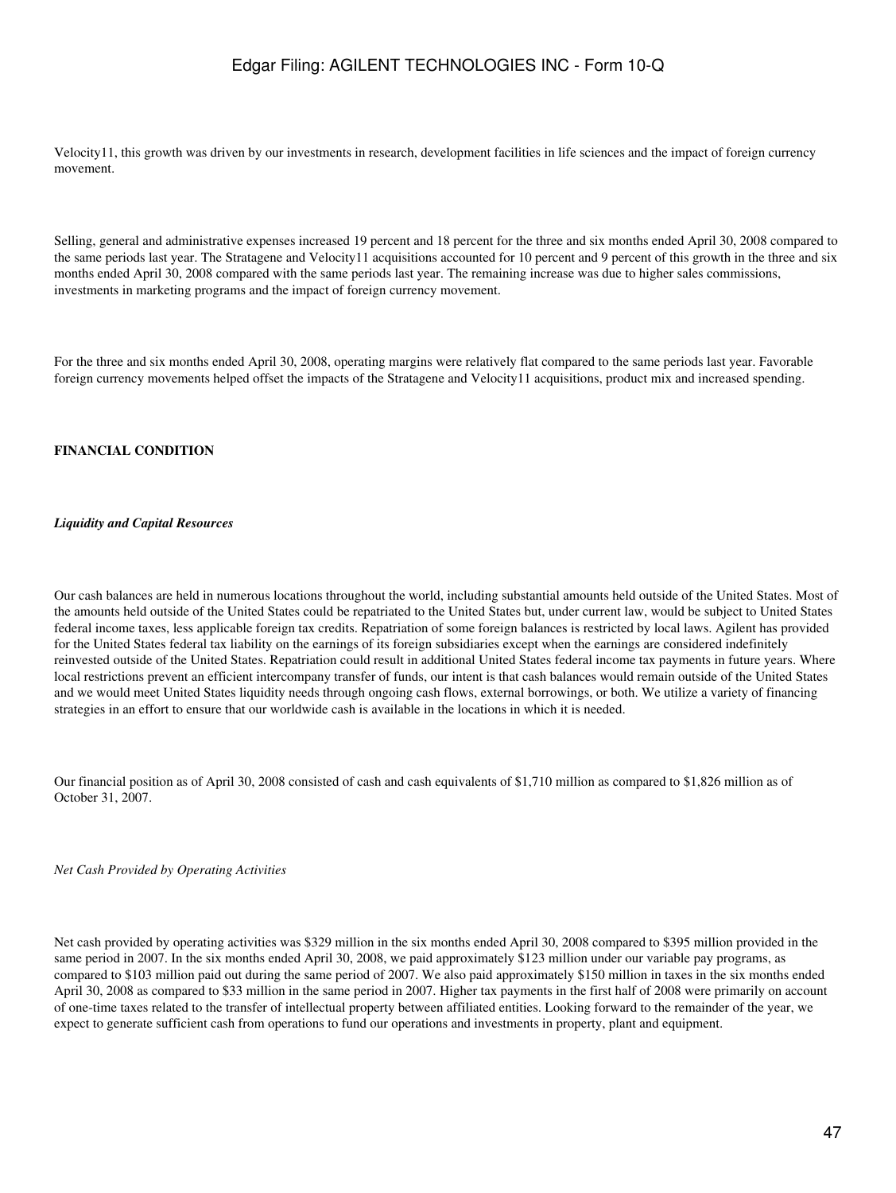Velocity11, this growth was driven by our investments in research, development facilities in life sciences and the impact of foreign currency movement.

Selling, general and administrative expenses increased 19 percent and 18 percent for the three and six months ended April 30, 2008 compared to the same periods last year. The Stratagene and Velocity11 acquisitions accounted for 10 percent and 9 percent of this growth in the three and six months ended April 30, 2008 compared with the same periods last year. The remaining increase was due to higher sales commissions, investments in marketing programs and the impact of foreign currency movement.

For the three and six months ended April 30, 2008, operating margins were relatively flat compared to the same periods last year. Favorable foreign currency movements helped offset the impacts of the Stratagene and Velocity11 acquisitions, product mix and increased spending.

**FINANCIAL CONDITION**

***Liquidity and Capital Resources***

Our cash balances are held in numerous locations throughout the world, including substantial amounts held outside of the United States. Most of the amounts held outside of the United States could be repatriated to the United States but, under current law, would be subject to United States federal income taxes, less applicable foreign tax credits. Repatriation of some foreign balances is restricted by local laws. Agilent has provided for the United States federal tax liability on the earnings of its foreign subsidiaries except when the earnings are considered indefinitely reinvested outside of the United States. Repatriation could result in additional United States federal income tax payments in future years. Where local restrictions prevent an efficient intercompany transfer of funds, our intent is that cash balances would remain outside of the United States and we would meet United States liquidity needs through ongoing cash flows, external borrowings, or both. We utilize a variety of financing strategies in an effort to ensure that our worldwide cash is available in the locations in which it is needed.

Our financial position as of April 30, 2008 consisted of cash and cash equivalents of $1,710 million as compared to $1,826 million as of October 31, 2007.

*Net Cash Provided by Operating Activities*

Net cash provided by operating activities was $329 million in the six months ended April 30, 2008 compared to $395 million provided in the same period in 2007. In the six months ended April 30, 2008, we paid approximately $123 million under our variable pay programs, as compared to $103 million paid out during the same period of 2007. We also paid approximately $150 million in taxes in the six months ended April 30, 2008 as compared to $33 million in the same period in 2007. Higher tax payments in the first half of 2008 were primarily on account of one-time taxes related to the transfer of intellectual property between affiliated entities. Looking forward to the remainder of the year, we expect to generate sufficient cash from operations to fund our operations and investments in property, plant and equipment.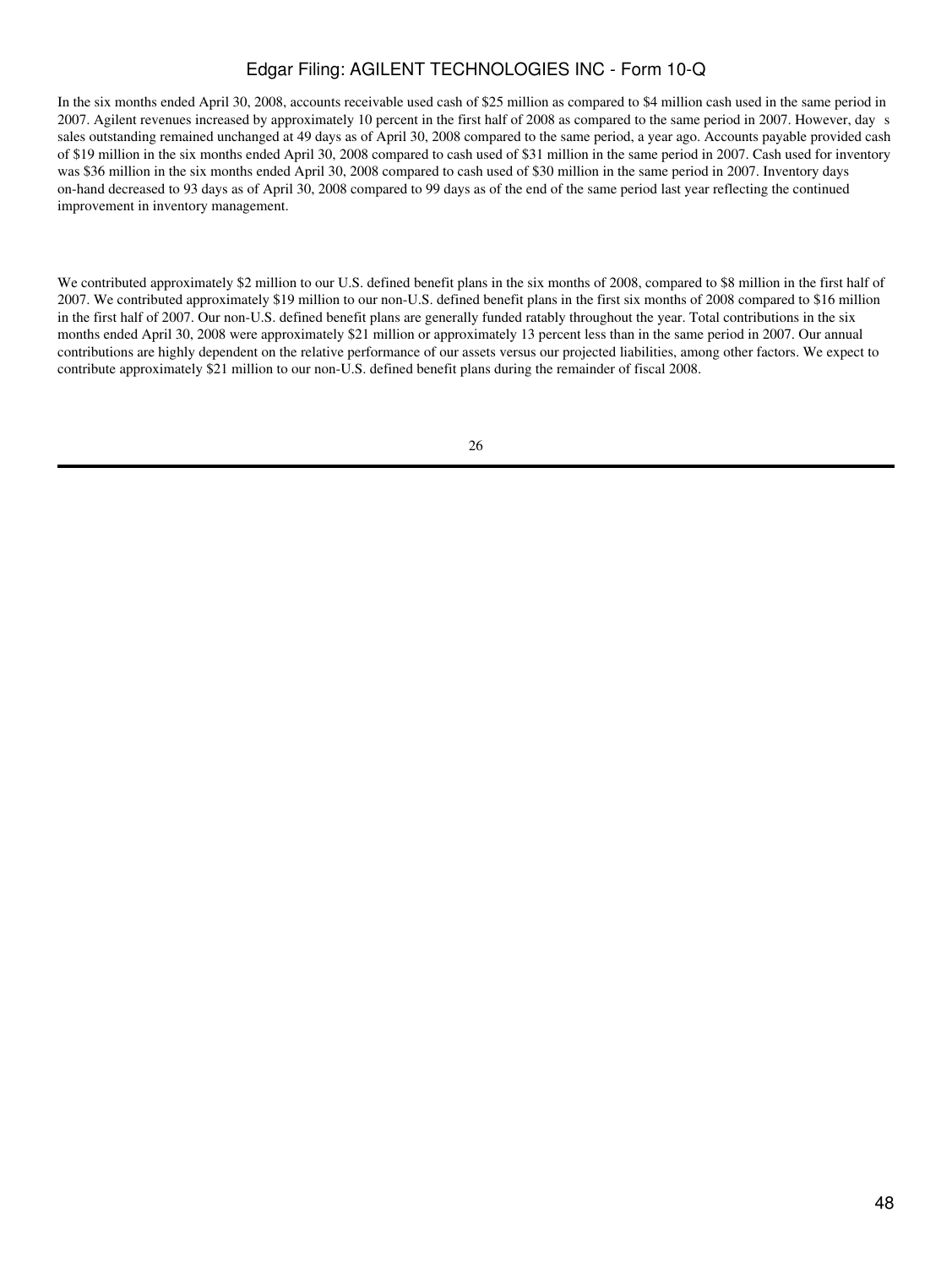In the six months ended April 30, 2008, accounts receivable used cash of $25 million as compared to $4 million cash used in the same period in 2007. Agilent revenues increased by approximately 10 percent in the first half of 2008 as compared to the same period in 2007. However, day s sales outstanding remained unchanged at 49 days as of April 30, 2008 compared to the same period, a year ago. Accounts payable provided cash of $19 million in the six months ended April 30, 2008 compared to cash used of $31 million in the same period in 2007. Cash used for inventory was $36 million in the six months ended April 30, 2008 compared to cash used of $30 million in the same period in 2007. Inventory days on-hand decreased to 93 days as of April 30, 2008 compared to 99 days as of the end of the same period last year reflecting the continued improvement in inventory management.

We contributed approximately $2 million to our U.S. defined benefit plans in the six months of 2008, compared to $8 million in the first half of 2007. We contributed approximately $19 million to our non-U.S. defined benefit plans in the first six months of 2008 compared to $16 million in the first half of 2007. Our non-U.S. defined benefit plans are generally funded ratably throughout the year. Total contributions in the six months ended April 30, 2008 were approximately $21 million or approximately 13 percent less than in the same period in 2007. Our annual contributions are highly dependent on the relative performance of our assets versus our projected liabilities, among other factors. We expect to contribute approximately $21 million to our non-U.S. defined benefit plans during the remainder of fiscal 2008.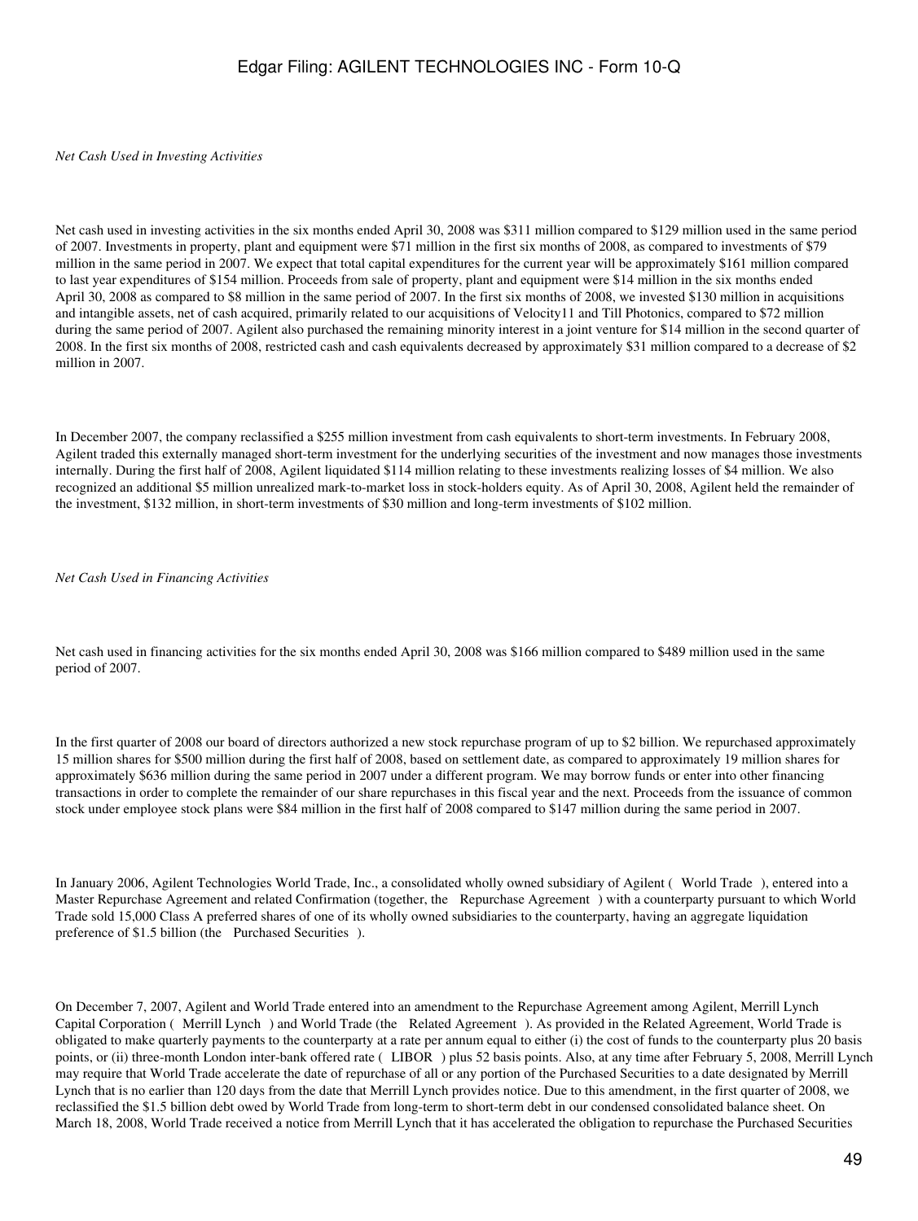*Net Cash Used in Investing Activities*

Net cash used in investing activities in the six months ended April 30, 2008 was $311 million compared to $129 million used in the same period of 2007. Investments in property, plant and equipment were $71 million in the first six months of 2008, as compared to investments of $79 million in the same period in 2007. We expect that total capital expenditures for the current year will be approximately $161 million compared to last year expenditures of $154 million. Proceeds from sale of property, plant and equipment were $14 million in the six months ended April 30, 2008 as compared to $8 million in the same period of 2007. In the first six months of 2008, we invested $130 million in acquisitions and intangible assets, net of cash acquired, primarily related to our acquisitions of Velocity11 and Till Photonics, compared to $72 million during the same period of 2007. Agilent also purchased the remaining minority interest in a joint venture for $14 million in the second quarter of 2008. In the first six months of 2008, restricted cash and cash equivalents decreased by approximately $31 million compared to a decrease of $2 million in 2007.

In December 2007, the company reclassified a $255 million investment from cash equivalents to short-term investments. In February 2008, Agilent traded this externally managed short-term investment for the underlying securities of the investment and now manages those investments internally. During the first half of 2008, Agilent liquidated $114 million relating to these investments realizing losses of $4 million. We also recognized an additional $5 million unrealized mark-to-market loss in stock-holders equity. As of April 30, 2008, Agilent held the remainder of the investment, $132 million, in short-term investments of $30 million and long-term investments of $102 million.

*Net Cash Used in Financing Activities*

Net cash used in financing activities for the six months ended April 30, 2008 was $166 million compared to $489 million used in the same period of 2007.

In the first quarter of 2008 our board of directors authorized a new stock repurchase program of up to $2 billion. We repurchased approximately 15 million shares for $500 million during the first half of 2008, based on settlement date, as compared to approximately 19 million shares for approximately $636 million during the same period in 2007 under a different program. We may borrow funds or enter into other financing transactions in order to complete the remainder of our share repurchases in this fiscal year and the next. Proceeds from the issuance of common stock under employee stock plans were $84 million in the first half of 2008 compared to $147 million during the same period in 2007.

In January 2006, Agilent Technologies World Trade, Inc., a consolidated wholly owned subsidiary of Agilent ( World Trade ), entered into a Master Repurchase Agreement and related Confirmation (together, the Repurchase Agreement ) with a counterparty pursuant to which World Trade sold 15,000 Class A preferred shares of one of its wholly owned subsidiaries to the counterparty, having an aggregate liquidation preference of $1.5 billion (the Purchased Securities ).

On December 7, 2007, Agilent and World Trade entered into an amendment to the Repurchase Agreement among Agilent, Merrill Lynch Capital Corporation ( Merrill Lynch ) and World Trade (the Related Agreement ). As provided in the Related Agreement, World Trade is obligated to make quarterly payments to the counterparty at a rate per annum equal to either (i) the cost of funds to the counterparty plus 20 basis points, or (ii) three-month London inter-bank offered rate ( LIBOR ) plus 52 basis points. Also, at any time after February 5, 2008, Merrill Lynch may require that World Trade accelerate the date of repurchase of all or any portion of the Purchased Securities to a date designated by Merrill Lynch that is no earlier than 120 days from the date that Merrill Lynch provides notice. Due to this amendment, in the first quarter of 2008, we reclassified the $1.5 billion debt owed by World Trade from long-term to short-term debt in our condensed consolidated balance sheet. On March 18, 2008, World Trade received a notice from Merrill Lynch that it has accelerated the obligation to repurchase the Purchased Securities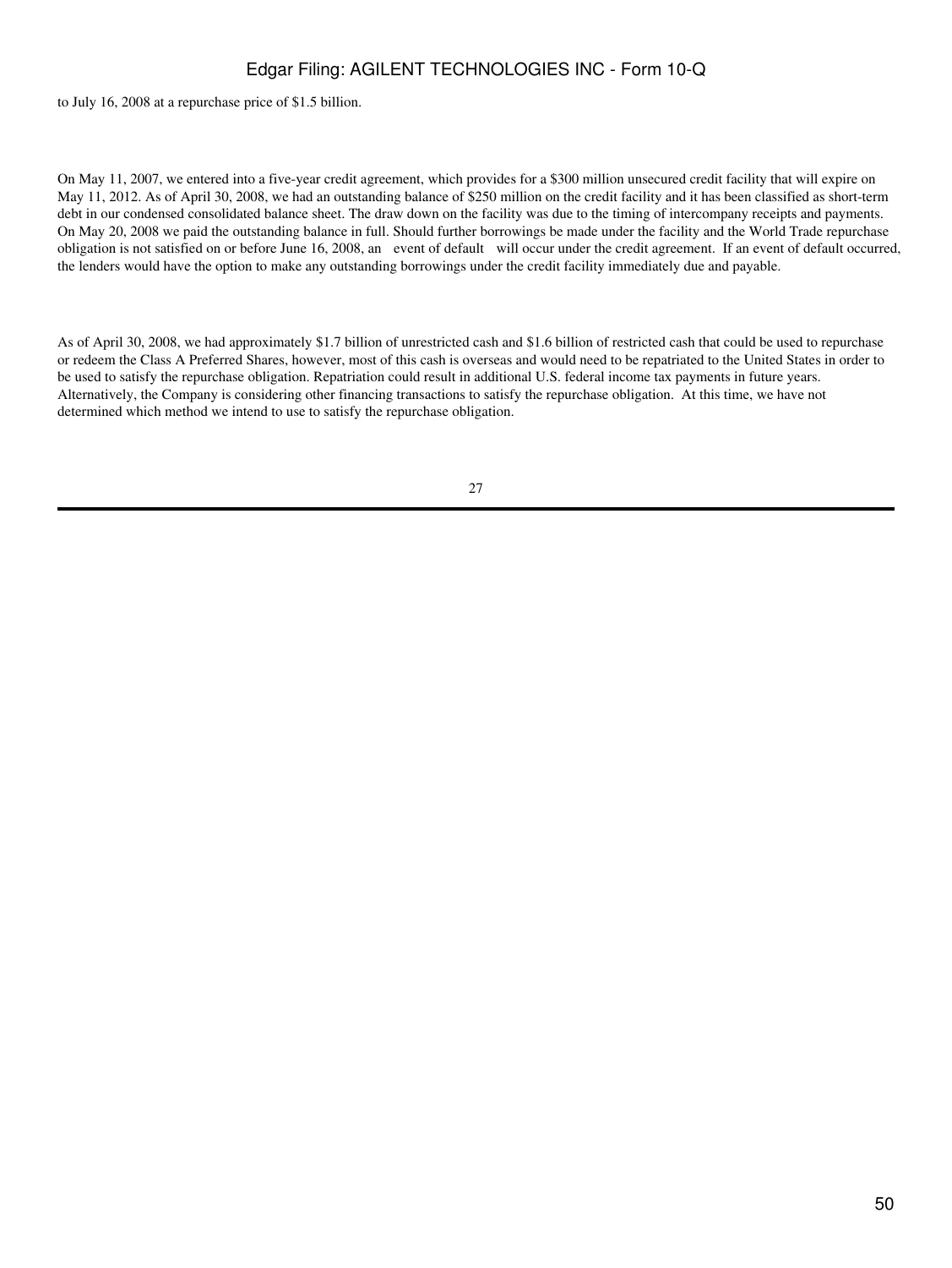to July 16, 2008 at a repurchase price of $1.5 billion.

On May 11, 2007, we entered into a five-year credit agreement, which provides for a $300 million unsecured credit facility that will expire on May 11, 2012. As of April 30, 2008, we had an outstanding balance of $250 million on the credit facility and it has been classified as short-term debt in our condensed consolidated balance sheet. The draw down on the facility was due to the timing of intercompany receipts and payments. On May 20, 2008 we paid the outstanding balance in full. Should further borrowings be made under the facility and the World Trade repurchase obligation is not satisfied on or before June 16, 2008, an event of default will occur under the credit agreement. If an event of default occurred, the lenders would have the option to make any outstanding borrowings under the credit facility immediately due and payable.

As of April 30, 2008, we had approximately $1.7 billion of unrestricted cash and $1.6 billion of restricted cash that could be used to repurchase or redeem the Class A Preferred Shares, however, most of this cash is overseas and would need to be repatriated to the United States in order to be used to satisfy the repurchase obligation. Repatriation could result in additional U.S. federal income tax payments in future years. Alternatively, the Company is considering other financing transactions to satisfy the repurchase obligation. At this time, we have not determined which method we intend to use to satisfy the repurchase obligation.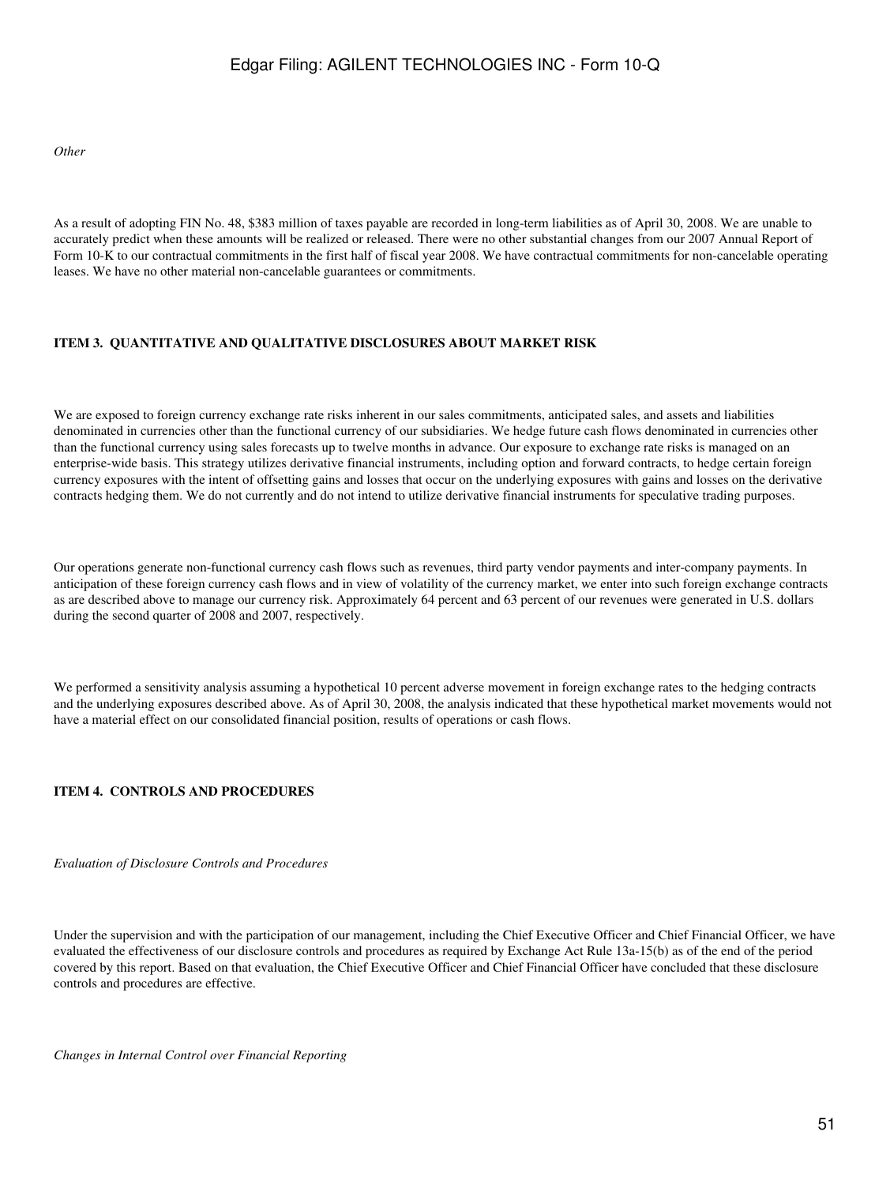*Other*

As a result of adopting FIN No. 48, $383 million of taxes payable are recorded in long-term liabilities as of April 30, 2008. We are unable to accurately predict when these amounts will be realized or released. There were no other substantial changes from our 2007 Annual Report of Form 10-K to our contractual commitments in the first half of fiscal year 2008. We have contractual commitments for non-cancelable operating leases. We have no other material non-cancelable guarantees or commitments.

### ITEM 3. QUANTITATIVE AND QUALITATIVE DISCLOSURES ABOUT MARKET RISK

We are exposed to foreign currency exchange rate risks inherent in our sales commitments, anticipated sales, and assets and liabilities denominated in currencies other than the functional currency of our subsidiaries. We hedge future cash flows denominated in currencies other than the functional currency using sales forecasts up to twelve months in advance. Our exposure to exchange rate risks is managed on an enterprise-wide basis. This strategy utilizes derivative financial instruments, including option and forward contracts, to hedge certain foreign currency exposures with the intent of offsetting gains and losses that occur on the underlying exposures with gains and losses on the derivative contracts hedging them. We do not currently and do not intend to utilize derivative financial instruments for speculative trading purposes.

Our operations generate non-functional currency cash flows such as revenues, third party vendor payments and inter-company payments. In anticipation of these foreign currency cash flows and in view of volatility of the currency market, we enter into such foreign exchange contracts as are described above to manage our currency risk. Approximately 64 percent and 63 percent of our revenues were generated in U.S. dollars during the second quarter of 2008 and 2007, respectively.

We performed a sensitivity analysis assuming a hypothetical 10 percent adverse movement in foreign exchange rates to the hedging contracts and the underlying exposures described above. As of April 30, 2008, the analysis indicated that these hypothetical market movements would not have a material effect on our consolidated financial position, results of operations or cash flows.

### ITEM 4. CONTROLS AND PROCEDURES

*Evaluation of Disclosure Controls and Procedures*

Under the supervision and with the participation of our management, including the Chief Executive Officer and Chief Financial Officer, we have evaluated the effectiveness of our disclosure controls and procedures as required by Exchange Act Rule 13a-15(b) as of the end of the period covered by this report. Based on that evaluation, the Chief Executive Officer and Chief Financial Officer have concluded that these disclosure controls and procedures are effective.

*Changes in Internal Control over Financial Reporting*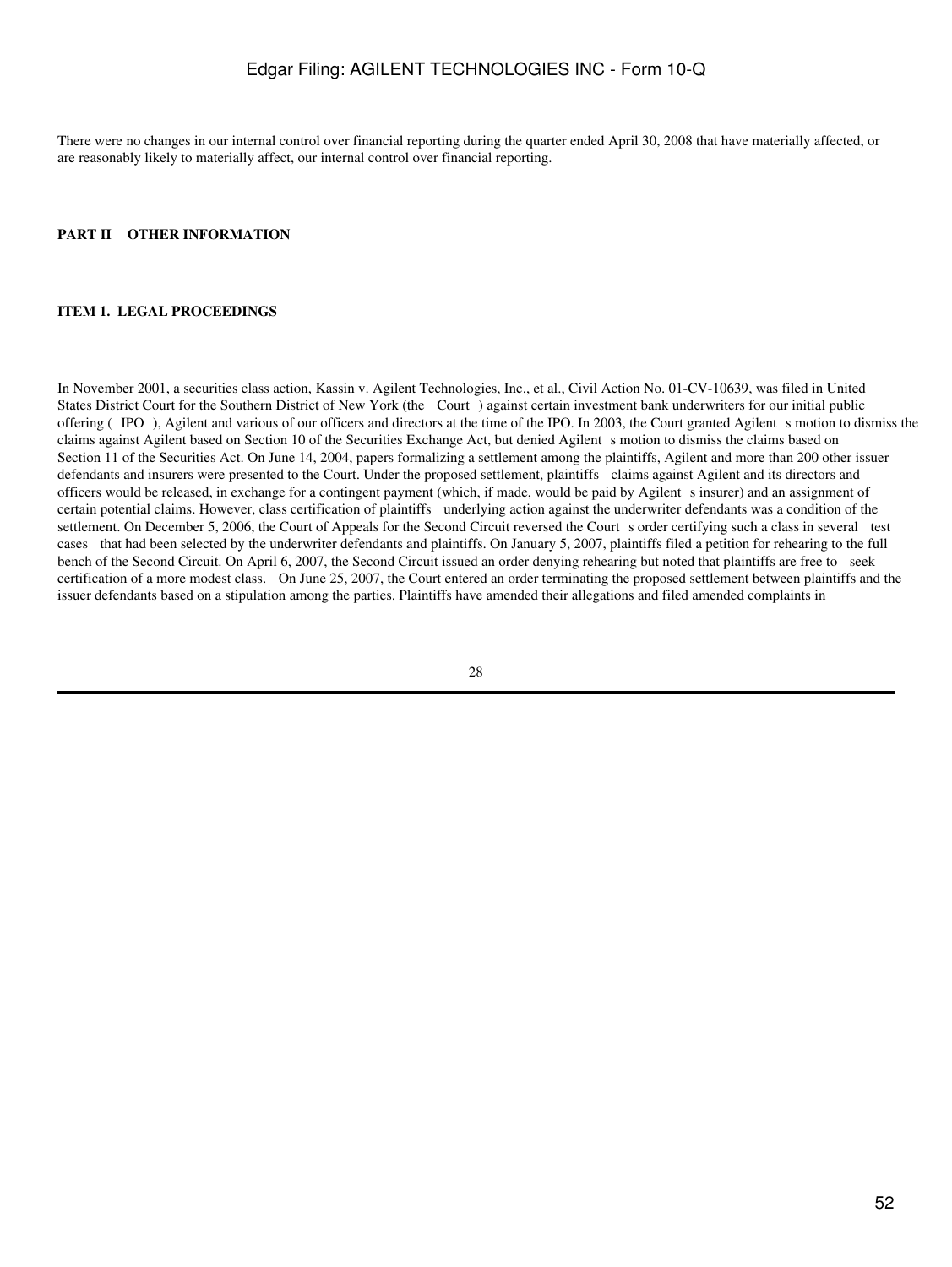There were no changes in our internal control over financial reporting during the quarter ended April 30, 2008 that have materially affected, or are reasonably likely to materially affect, our internal control over financial reporting.

## PART II OTHER INFORMATION

### ITEM 1. LEGAL PROCEEDINGS

In November 2001, a securities class action, Kassin v. Agilent Technologies, Inc., et al., Civil Action No. 01-CV-10639, was filed in United States District Court for the Southern District of New York (the Court ) against certain investment bank underwriters for our initial public offering ( IPO ), Agilent and various of our officers and directors at the time of the IPO. In 2003, the Court granted Agilent s motion to dismiss the claims against Agilent based on Section 10 of the Securities Exchange Act, but denied Agilent s motion to dismiss the claims based on Section 11 of the Securities Act. On June 14, 2004, papers formalizing a settlement among the plaintiffs, Agilent and more than 200 other issuer defendants and insurers were presented to the Court. Under the proposed settlement, plaintiffs claims against Agilent and its directors and officers would be released, in exchange for a contingent payment (which, if made, would be paid by Agilent s insurer) and an assignment of certain potential claims. However, class certification of plaintiffs underlying action against the underwriter defendants was a condition of the settlement. On December 5, 2006, the Court of Appeals for the Second Circuit reversed the Court s order certifying such a class in several test cases that had been selected by the underwriter defendants and plaintiffs. On January 5, 2007, plaintiffs filed a petition for rehearing to the full bench of the Second Circuit. On April 6, 2007, the Second Circuit issued an order denying rehearing but noted that plaintiffs are free to seek certification of a more modest class. On June 25, 2007, the Court entered an order terminating the proposed settlement between plaintiffs and the issuer defendants based on a stipulation among the parties. Plaintiffs have amended their allegations and filed amended complaints in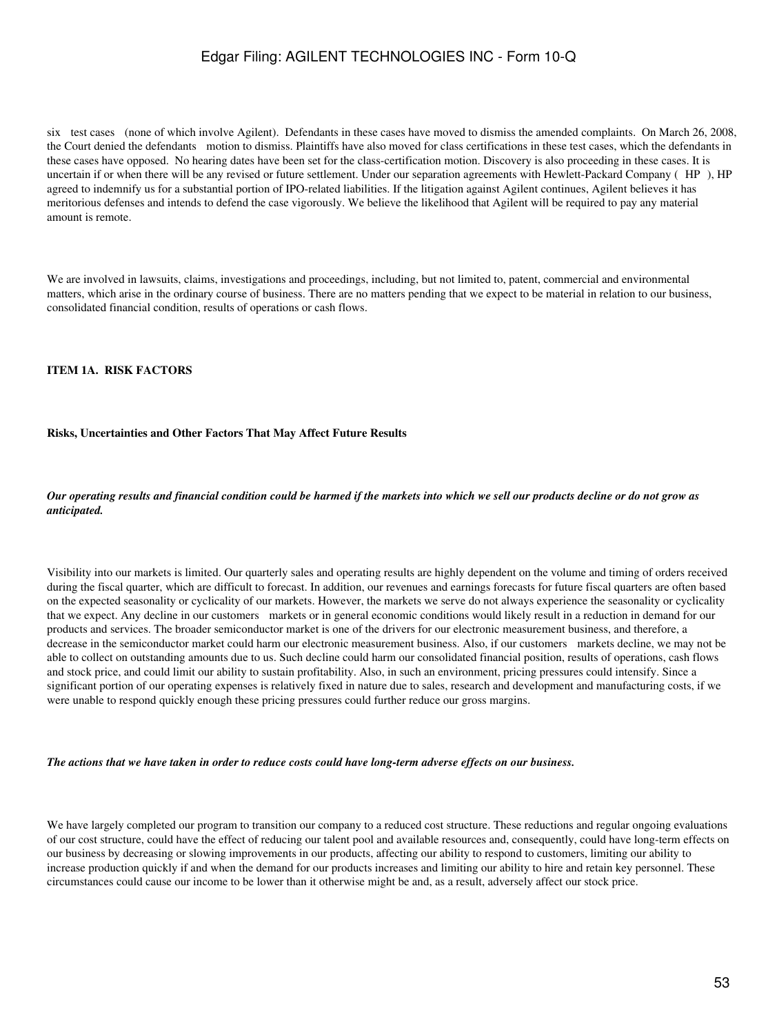six test cases (none of which involve Agilent). Defendants in these cases have moved to dismiss the amended complaints. On March 26, 2008, the Court denied the defendants motion to dismiss. Plaintiffs have also moved for class certifications in these test cases, which the defendants in these cases have opposed. No hearing dates have been set for the class-certification motion. Discovery is also proceeding in these cases. It is uncertain if or when there will be any revised or future settlement. Under our separation agreements with Hewlett-Packard Company ( HP ), HP agreed to indemnify us for a substantial portion of IPO-related liabilities. If the litigation against Agilent continues, Agilent believes it has meritorious defenses and intends to defend the case vigorously. We believe the likelihood that Agilent will be required to pay any material amount is remote.

We are involved in lawsuits, claims, investigations and proceedings, including, but not limited to, patent, commercial and environmental matters, which arise in the ordinary course of business. There are no matters pending that we expect to be material in relation to our business, consolidated financial condition, results of operations or cash flows.

## ITEM 1A. RISK FACTORS

### Risks, Uncertainties and Other Factors That May Affect Future Results

***Our operating results and financial condition could be harmed if the markets into which we sell our products decline or do not grow as anticipated.***

Visibility into our markets is limited. Our quarterly sales and operating results are highly dependent on the volume and timing of orders received during the fiscal quarter, which are difficult to forecast. In addition, our revenues and earnings forecasts for future fiscal quarters are often based on the expected seasonality or cyclicality of our markets. However, the markets we serve do not always experience the seasonality or cyclicality that we expect. Any decline in our customers markets or in general economic conditions would likely result in a reduction in demand for our products and services. The broader semiconductor market is one of the drivers for our electronic measurement business, and therefore, a decrease in the semiconductor market could harm our electronic measurement business. Also, if our customers markets decline, we may not be able to collect on outstanding amounts due to us. Such decline could harm our consolidated financial position, results of operations, cash flows and stock price, and could limit our ability to sustain profitability. Also, in such an environment, pricing pressures could intensify. Since a significant portion of our operating expenses is relatively fixed in nature due to sales, research and development and manufacturing costs, if we were unable to respond quickly enough these pricing pressures could further reduce our gross margins.

***The actions that we have taken in order to reduce costs could have long-term adverse effects on our business.***

We have largely completed our program to transition our company to a reduced cost structure. These reductions and regular ongoing evaluations of our cost structure, could have the effect of reducing our talent pool and available resources and, consequently, could have long-term effects on our business by decreasing or slowing improvements in our products, affecting our ability to respond to customers, limiting our ability to increase production quickly if and when the demand for our products increases and limiting our ability to hire and retain key personnel. These circumstances could cause our income to be lower than it otherwise might be and, as a result, adversely affect our stock price.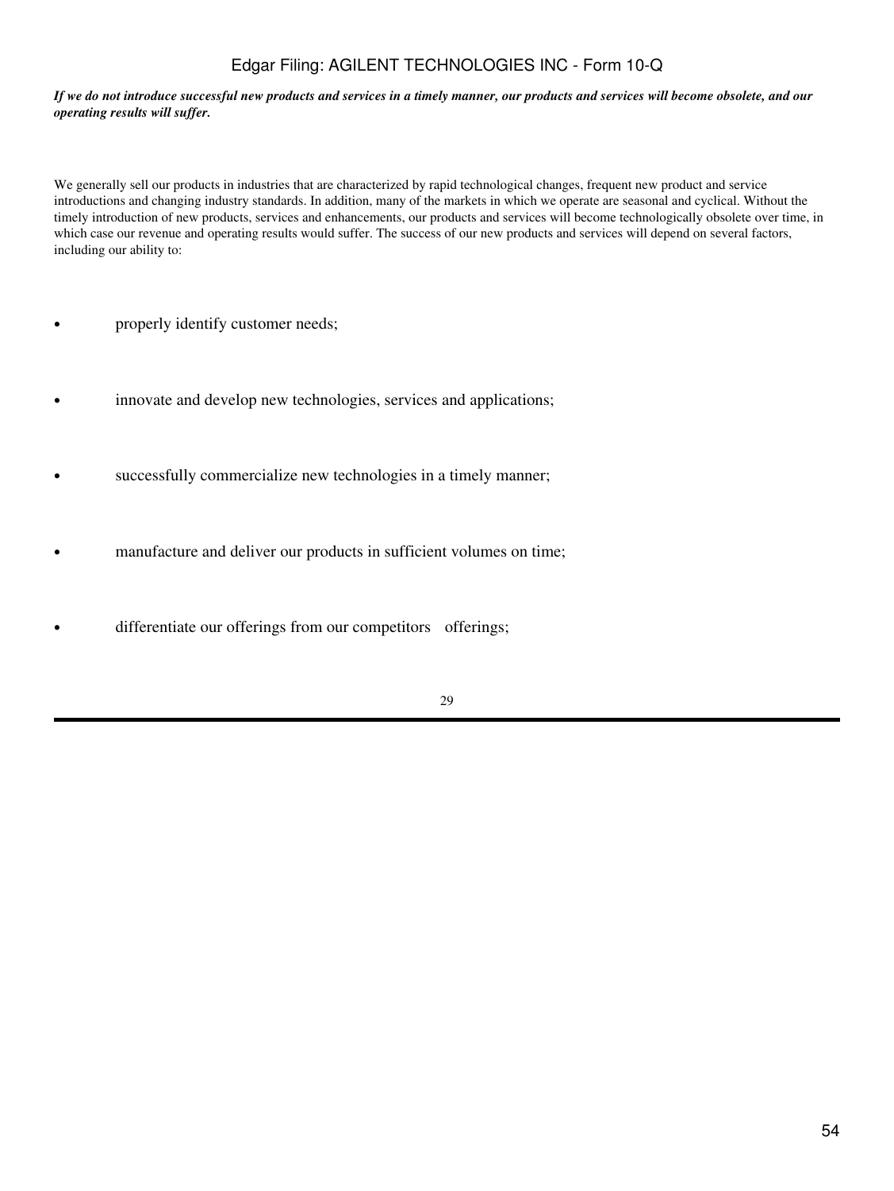***If we do not introduce successful new products and services in a timely manner, our products and services will become obsolete, and our operating results will suffer.***

We generally sell our products in industries that are characterized by rapid technological changes, frequent new product and service introductions and changing industry standards. In addition, many of the markets in which we operate are seasonal and cyclical. Without the timely introduction of new products, services and enhancements, our products and services will become technologically obsolete over time, in which case our revenue and operating results would suffer. The success of our new products and services will depend on several factors, including our ability to:

- properly identify customer needs;
- innovate and develop new technologies, services and applications;
- successfully commercialize new technologies in a timely manner;
- manufacture and deliver our products in sufficient volumes on time;
- differentiate our offerings from our competitors offerings;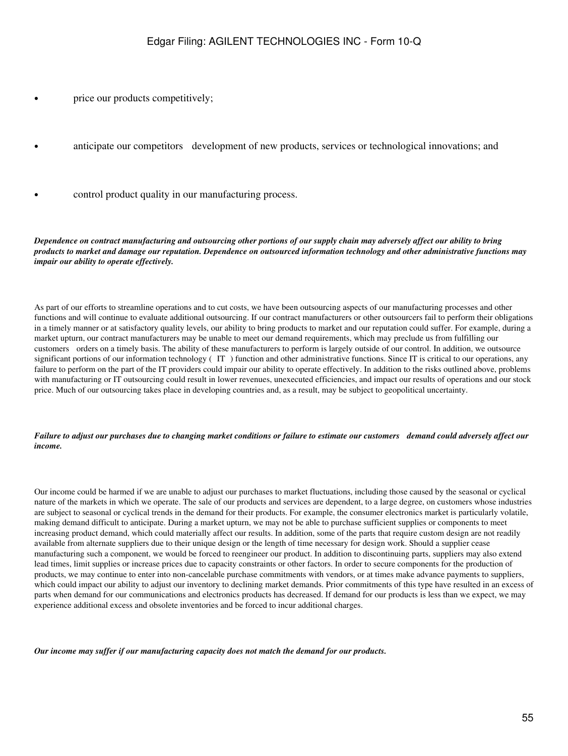- price our products competitively;
- anticipate our competitors development of new products, services or technological innovations; and
- control product quality in our manufacturing process.

***Dependence on contract manufacturing and outsourcing other portions of our supply chain may adversely affect our ability to bring products to market and damage our reputation. Dependence on outsourced information technology and other administrative functions may impair our ability to operate effectively.***

As part of our efforts to streamline operations and to cut costs, we have been outsourcing aspects of our manufacturing processes and other functions and will continue to evaluate additional outsourcing. If our contract manufacturers or other outsourcers fail to perform their obligations in a timely manner or at satisfactory quality levels, our ability to bring products to market and our reputation could suffer. For example, during a market upturn, our contract manufacturers may be unable to meet our demand requirements, which may preclude us from fulfilling our customers orders on a timely basis. The ability of these manufacturers to perform is largely outside of our control. In addition, we outsource significant portions of our information technology ( IT ) function and other administrative functions. Since IT is critical to our operations, any failure to perform on the part of the IT providers could impair our ability to operate effectively. In addition to the risks outlined above, problems with manufacturing or IT outsourcing could result in lower revenues, unexecuted efficiencies, and impact our results of operations and our stock price. Much of our outsourcing takes place in developing countries and, as a result, may be subject to geopolitical uncertainty.

***Failure to adjust our purchases due to changing market conditions or failure to estimate our customers demand could adversely affect our income.***

Our income could be harmed if we are unable to adjust our purchases to market fluctuations, including those caused by the seasonal or cyclical nature of the markets in which we operate. The sale of our products and services are dependent, to a large degree, on customers whose industries are subject to seasonal or cyclical trends in the demand for their products. For example, the consumer electronics market is particularly volatile, making demand difficult to anticipate. During a market upturn, we may not be able to purchase sufficient supplies or components to meet increasing product demand, which could materially affect our results. In addition, some of the parts that require custom design are not readily available from alternate suppliers due to their unique design or the length of time necessary for design work. Should a supplier cease manufacturing such a component, we would be forced to reengineer our product. In addition to discontinuing parts, suppliers may also extend lead times, limit supplies or increase prices due to capacity constraints or other factors. In order to secure components for the production of products, we may continue to enter into non-cancelable purchase commitments with vendors, or at times make advance payments to suppliers, which could impact our ability to adjust our inventory to declining market demands. Prior commitments of this type have resulted in an excess of parts when demand for our communications and electronics products has decreased. If demand for our products is less than we expect, we may experience additional excess and obsolete inventories and be forced to incur additional charges.

***Our income may suffer if our manufacturing capacity does not match the demand for our products.***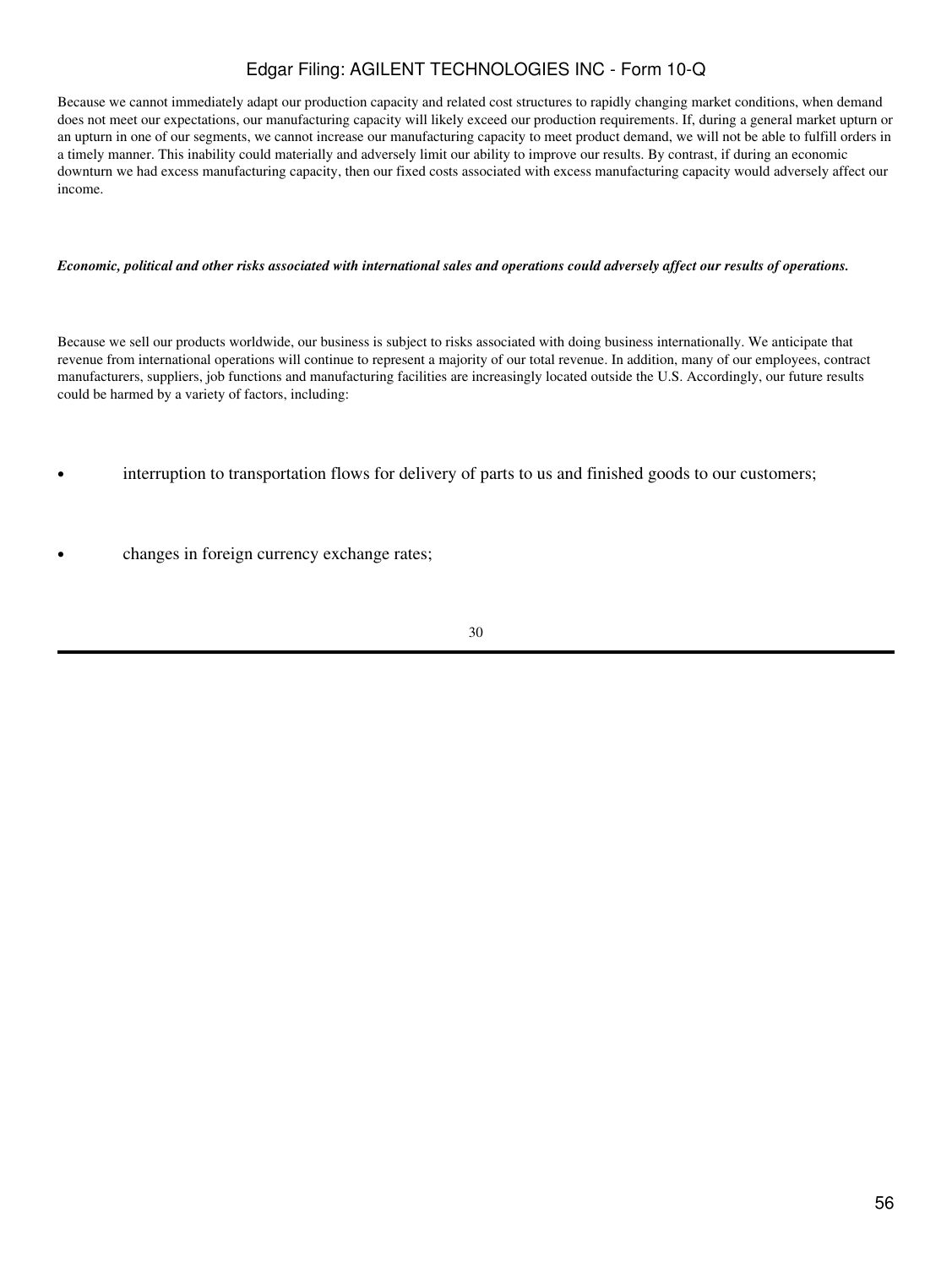Because we cannot immediately adapt our production capacity and related cost structures to rapidly changing market conditions, when demand does not meet our expectations, our manufacturing capacity will likely exceed our production requirements. If, during a general market upturn or an upturn in one of our segments, we cannot increase our manufacturing capacity to meet product demand, we will not be able to fulfill orders in a timely manner. This inability could materially and adversely limit our ability to improve our results. By contrast, if during an economic downturn we had excess manufacturing capacity, then our fixed costs associated with excess manufacturing capacity would adversely affect our income.

***Economic, political and other risks associated with international sales and operations could adversely affect our results of operations.***

Because we sell our products worldwide, our business is subject to risks associated with doing business internationally. We anticipate that revenue from international operations will continue to represent a majority of our total revenue. In addition, many of our employees, contract manufacturers, suppliers, job functions and manufacturing facilities are increasingly located outside the U.S. Accordingly, our future results could be harmed by a variety of factors, including:

- interruption to transportation flows for delivery of parts to us and finished goods to our customers;
- changes in foreign currency exchange rates;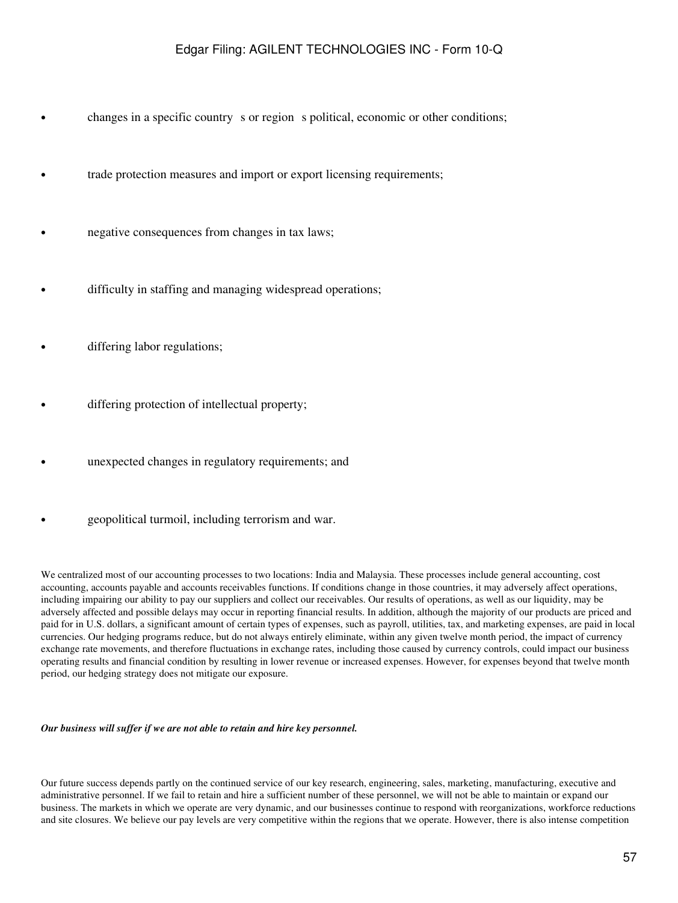- changes in a specific country s or region s political, economic or other conditions;
- trade protection measures and import or export licensing requirements;
- negative consequences from changes in tax laws;
- difficulty in staffing and managing widespread operations;
- differing labor regulations;
- differing protection of intellectual property;
- unexpected changes in regulatory requirements; and
- geopolitical turmoil, including terrorism and war.

We centralized most of our accounting processes to two locations: India and Malaysia. These processes include general accounting, cost accounting, accounts payable and accounts receivables functions. If conditions change in those countries, it may adversely affect operations, including impairing our ability to pay our suppliers and collect our receivables. Our results of operations, as well as our liquidity, may be adversely affected and possible delays may occur in reporting financial results. In addition, although the majority of our products are priced and paid for in U.S. dollars, a significant amount of certain types of expenses, such as payroll, utilities, tax, and marketing expenses, are paid in local currencies. Our hedging programs reduce, but do not always entirely eliminate, within any given twelve month period, the impact of currency exchange rate movements, and therefore fluctuations in exchange rates, including those caused by currency controls, could impact our business operating results and financial condition by resulting in lower revenue or increased expenses. However, for expenses beyond that twelve month period, our hedging strategy does not mitigate our exposure.

***Our business will suffer if we are not able to retain and hire key personnel.***

Our future success depends partly on the continued service of our key research, engineering, sales, marketing, manufacturing, executive and administrative personnel. If we fail to retain and hire a sufficient number of these personnel, we will not be able to maintain or expand our business. The markets in which we operate are very dynamic, and our businesses continue to respond with reorganizations, workforce reductions and site closures. We believe our pay levels are very competitive within the regions that we operate. However, there is also intense competition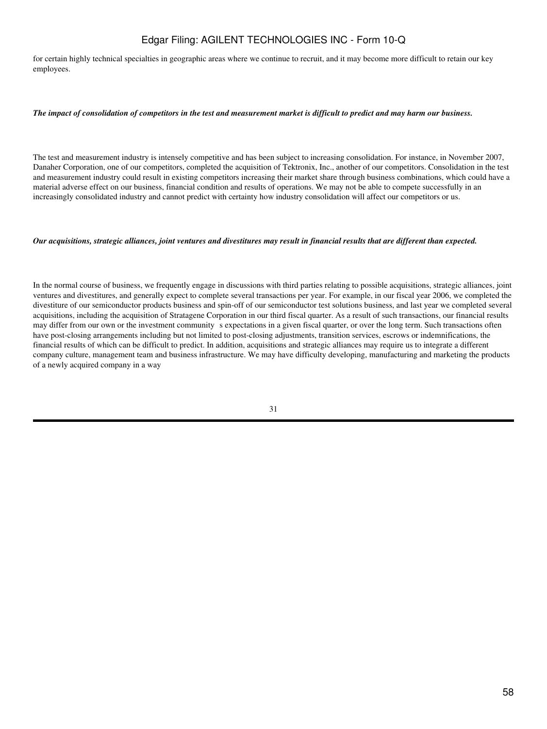for certain highly technical specialties in geographic areas where we continue to recruit, and it may become more difficult to retain our key employees.

***The impact of consolidation of competitors in the test and measurement market is difficult to predict and may harm our business.***

The test and measurement industry is intensely competitive and has been subject to increasing consolidation. For instance, in November 2007, Danaher Corporation, one of our competitors, completed the acquisition of Tektronix, Inc., another of our competitors. Consolidation in the test and measurement industry could result in existing competitors increasing their market share through business combinations, which could have a material adverse effect on our business, financial condition and results of operations. We may not be able to compete successfully in an increasingly consolidated industry and cannot predict with certainty how industry consolidation will affect our competitors or us.

***Our acquisitions, strategic alliances, joint ventures and divestitures may result in financial results that are different than expected.***

In the normal course of business, we frequently engage in discussions with third parties relating to possible acquisitions, strategic alliances, joint ventures and divestitures, and generally expect to complete several transactions per year. For example, in our fiscal year 2006, we completed the divestiture of our semiconductor products business and spin-off of our semiconductor test solutions business, and last year we completed several acquisitions, including the acquisition of Stratagene Corporation in our third fiscal quarter. As a result of such transactions, our financial results may differ from our own or the investment community s expectations in a given fiscal quarter, or over the long term. Such transactions often have post-closing arrangements including but not limited to post-closing adjustments, transition services, escrows or indemnifications, the financial results of which can be difficult to predict. In addition, acquisitions and strategic alliances may require us to integrate a different company culture, management team and business infrastructure. We may have difficulty developing, manufacturing and marketing the products of a newly acquired company in a way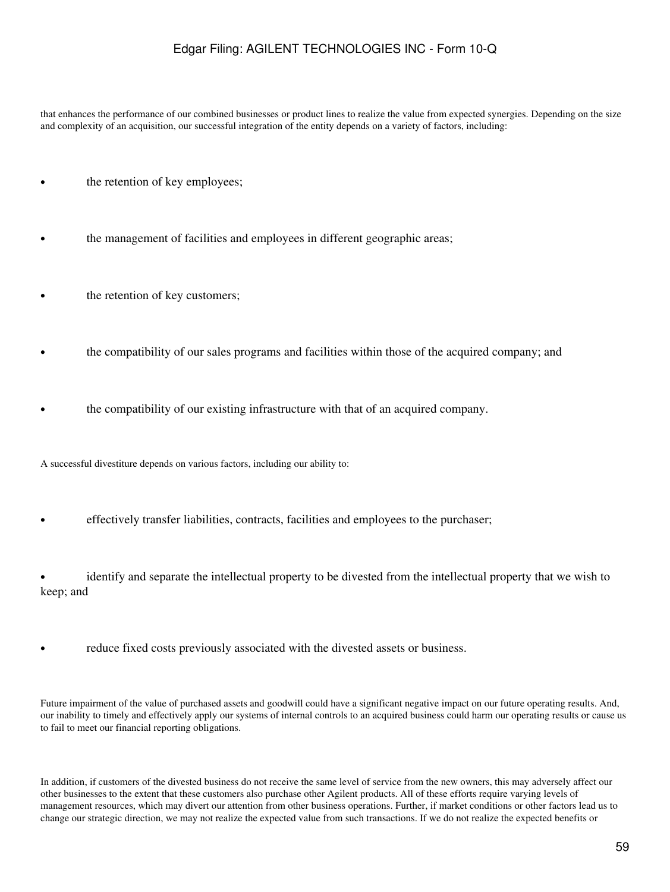that enhances the performance of our combined businesses or product lines to realize the value from expected synergies. Depending on the size and complexity of an acquisition, our successful integration of the entity depends on a variety of factors, including:

- the retention of key employees;
- the management of facilities and employees in different geographic areas;
- the retention of key customers;
- the compatibility of our sales programs and facilities within those of the acquired company; and
- the compatibility of our existing infrastructure with that of an acquired company.

A successful divestiture depends on various factors, including our ability to:

- effectively transfer liabilities, contracts, facilities and employees to the purchaser;
- identify and separate the intellectual property to be divested from the intellectual property that we wish to keep; and
- reduce fixed costs previously associated with the divested assets or business.

Future impairment of the value of purchased assets and goodwill could have a significant negative impact on our future operating results. And, our inability to timely and effectively apply our systems of internal controls to an acquired business could harm our operating results or cause us to fail to meet our financial reporting obligations.

In addition, if customers of the divested business do not receive the same level of service from the new owners, this may adversely affect our other businesses to the extent that these customers also purchase other Agilent products. All of these efforts require varying levels of management resources, which may divert our attention from other business operations. Further, if market conditions or other factors lead us to change our strategic direction, we may not realize the expected value from such transactions. If we do not realize the expected benefits or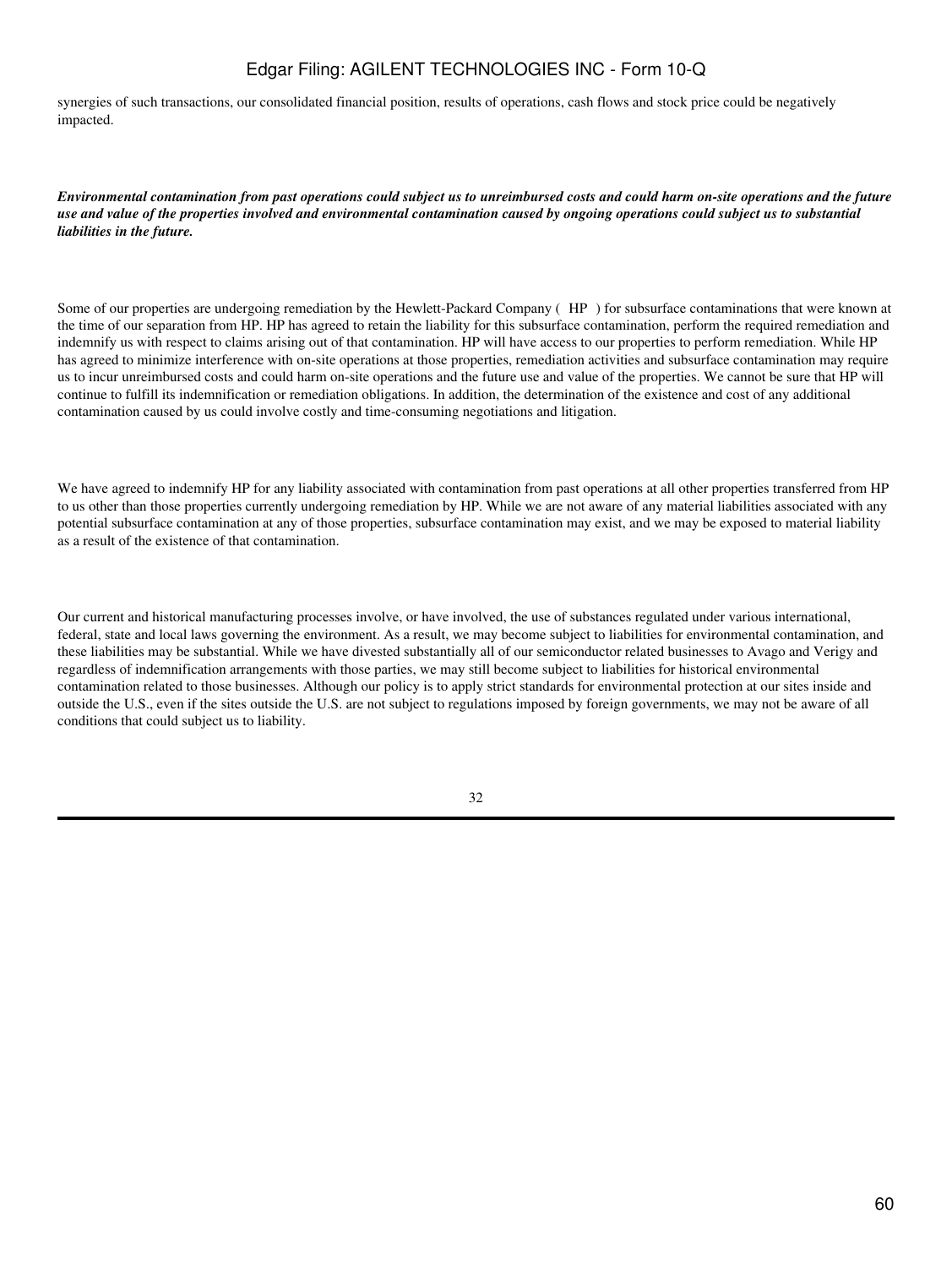synergies of such transactions, our consolidated financial position, results of operations, cash flows and stock price could be negatively impacted.

***Environmental contamination from past operations could subject us to unreimbursed costs and could harm on-site operations and the future use and value of the properties involved and environmental contamination caused by ongoing operations could subject us to substantial liabilities in the future.***

Some of our properties are undergoing remediation by the Hewlett-Packard Company ( HP ) for subsurface contaminations that were known at the time of our separation from HP. HP has agreed to retain the liability for this subsurface contamination, perform the required remediation and indemnify us with respect to claims arising out of that contamination. HP will have access to our properties to perform remediation. While HP has agreed to minimize interference with on-site operations at those properties, remediation activities and subsurface contamination may require us to incur unreimbursed costs and could harm on-site operations and the future use and value of the properties. We cannot be sure that HP will continue to fulfill its indemnification or remediation obligations. In addition, the determination of the existence and cost of any additional contamination caused by us could involve costly and time-consuming negotiations and litigation.

We have agreed to indemnify HP for any liability associated with contamination from past operations at all other properties transferred from HP to us other than those properties currently undergoing remediation by HP. While we are not aware of any material liabilities associated with any potential subsurface contamination at any of those properties, subsurface contamination may exist, and we may be exposed to material liability as a result of the existence of that contamination.

Our current and historical manufacturing processes involve, or have involved, the use of substances regulated under various international, federal, state and local laws governing the environment. As a result, we may become subject to liabilities for environmental contamination, and these liabilities may be substantial. While we have divested substantially all of our semiconductor related businesses to Avago and Verigy and regardless of indemnification arrangements with those parties, we may still become subject to liabilities for historical environmental contamination related to those businesses. Although our policy is to apply strict standards for environmental protection at our sites inside and outside the U.S., even if the sites outside the U.S. are not subject to regulations imposed by foreign governments, we may not be aware of all conditions that could subject us to liability.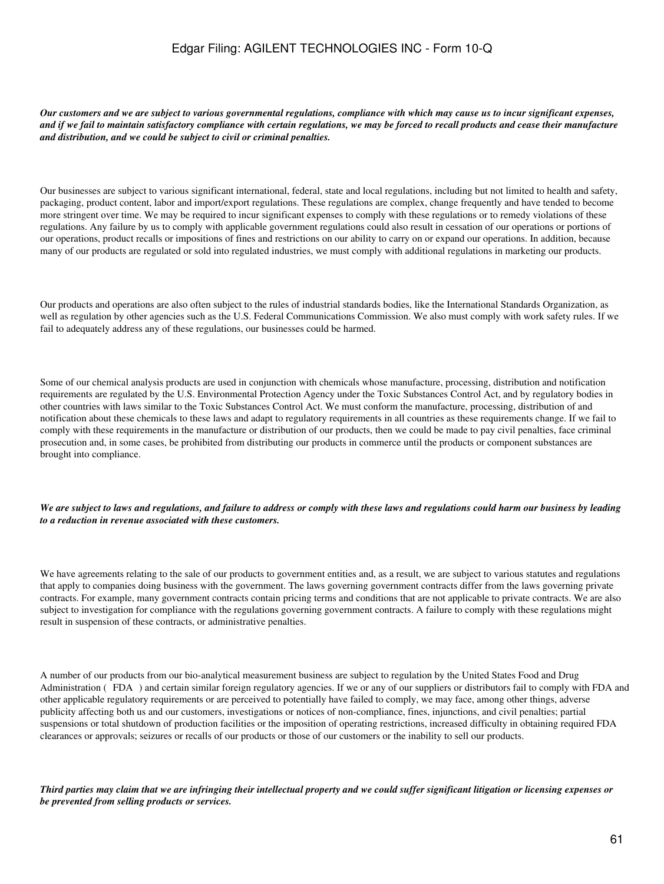***Our customers and we are subject to various governmental regulations, compliance with which may cause us to incur significant expenses, and if we fail to maintain satisfactory compliance with certain regulations, we may be forced to recall products and cease their manufacture and distribution, and we could be subject to civil or criminal penalties.***

Our businesses are subject to various significant international, federal, state and local regulations, including but not limited to health and safety, packaging, product content, labor and import/export regulations. These regulations are complex, change frequently and have tended to become more stringent over time. We may be required to incur significant expenses to comply with these regulations or to remedy violations of these regulations. Any failure by us to comply with applicable government regulations could also result in cessation of our operations or portions of our operations, product recalls or impositions of fines and restrictions on our ability to carry on or expand our operations. In addition, because many of our products are regulated or sold into regulated industries, we must comply with additional regulations in marketing our products.

Our products and operations are also often subject to the rules of industrial standards bodies, like the International Standards Organization, as well as regulation by other agencies such as the U.S. Federal Communications Commission. We also must comply with work safety rules. If we fail to adequately address any of these regulations, our businesses could be harmed.

Some of our chemical analysis products are used in conjunction with chemicals whose manufacture, processing, distribution and notification requirements are regulated by the U.S. Environmental Protection Agency under the Toxic Substances Control Act, and by regulatory bodies in other countries with laws similar to the Toxic Substances Control Act. We must conform the manufacture, processing, distribution of and notification about these chemicals to these laws and adapt to regulatory requirements in all countries as these requirements change. If we fail to comply with these requirements in the manufacture or distribution of our products, then we could be made to pay civil penalties, face criminal prosecution and, in some cases, be prohibited from distributing our products in commerce until the products or component substances are brought into compliance.

***We are subject to laws and regulations, and failure to address or comply with these laws and regulations could harm our business by leading to a reduction in revenue associated with these customers.***

We have agreements relating to the sale of our products to government entities and, as a result, we are subject to various statutes and regulations that apply to companies doing business with the government. The laws governing government contracts differ from the laws governing private contracts. For example, many government contracts contain pricing terms and conditions that are not applicable to private contracts. We are also subject to investigation for compliance with the regulations governing government contracts. A failure to comply with these regulations might result in suspension of these contracts, or administrative penalties.

A number of our products from our bio-analytical measurement business are subject to regulation by the United States Food and Drug Administration ( FDA ) and certain similar foreign regulatory agencies. If we or any of our suppliers or distributors fail to comply with FDA and other applicable regulatory requirements or are perceived to potentially have failed to comply, we may face, among other things, adverse publicity affecting both us and our customers, investigations or notices of non-compliance, fines, injunctions, and civil penalties; partial suspensions or total shutdown of production facilities or the imposition of operating restrictions, increased difficulty in obtaining required FDA clearances or approvals; seizures or recalls of our products or those of our customers or the inability to sell our products.

***Third parties may claim that we are infringing their intellectual property and we could suffer significant litigation or licensing expenses or be prevented from selling products or services.***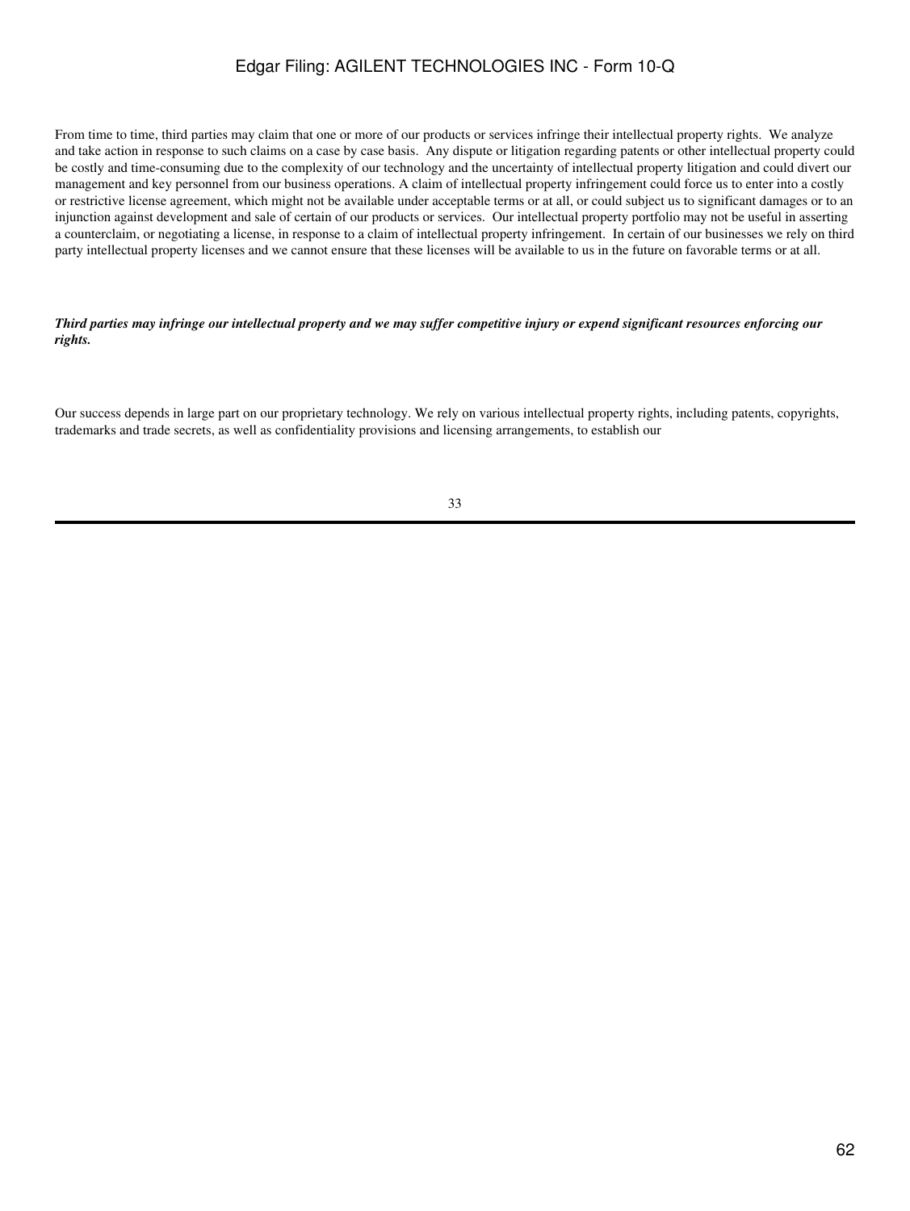From time to time, third parties may claim that one or more of our products or services infringe their intellectual property rights. We analyze and take action in response to such claims on a case by case basis. Any dispute or litigation regarding patents or other intellectual property could be costly and time-consuming due to the complexity of our technology and the uncertainty of intellectual property litigation and could divert our management and key personnel from our business operations. A claim of intellectual property infringement could force us to enter into a costly or restrictive license agreement, which might not be available under acceptable terms or at all, or could subject us to significant damages or to an injunction against development and sale of certain of our products or services. Our intellectual property portfolio may not be useful in asserting a counterclaim, or negotiating a license, in response to a claim of intellectual property infringement. In certain of our businesses we rely on third party intellectual property licenses and we cannot ensure that these licenses will be available to us in the future on favorable terms or at all.

***Third parties may infringe our intellectual property and we may suffer competitive injury or expend significant resources enforcing our rights.***

Our success depends in large part on our proprietary technology. We rely on various intellectual property rights, including patents, copyrights, trademarks and trade secrets, as well as confidentiality provisions and licensing arrangements, to establish our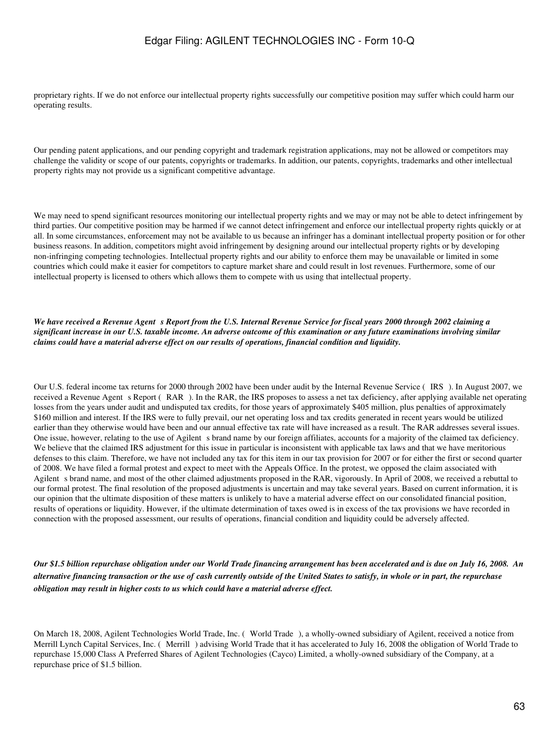proprietary rights. If we do not enforce our intellectual property rights successfully our competitive position may suffer which could harm our operating results.

Our pending patent applications, and our pending copyright and trademark registration applications, may not be allowed or competitors may challenge the validity or scope of our patents, copyrights or trademarks. In addition, our patents, copyrights, trademarks and other intellectual property rights may not provide us a significant competitive advantage.

We may need to spend significant resources monitoring our intellectual property rights and we may or may not be able to detect infringement by third parties. Our competitive position may be harmed if we cannot detect infringement and enforce our intellectual property rights quickly or at all. In some circumstances, enforcement may not be available to us because an infringer has a dominant intellectual property position or for other business reasons. In addition, competitors might avoid infringement by designing around our intellectual property rights or by developing non-infringing competing technologies. Intellectual property rights and our ability to enforce them may be unavailable or limited in some countries which could make it easier for competitors to capture market share and could result in lost revenues. Furthermore, some of our intellectual property is licensed to others which allows them to compete with us using that intellectual property.

***We have received a Revenue Agent s Report from the U.S. Internal Revenue Service for fiscal years 2000 through 2002 claiming a significant increase in our U.S. taxable income. An adverse outcome of this examination or any future examinations involving similar claims could have a material adverse effect on our results of operations, financial condition and liquidity.***

Our U.S. federal income tax returns for 2000 through 2002 have been under audit by the Internal Revenue Service ( IRS ). In August 2007, we received a Revenue Agent s Report ( RAR ). In the RAR, the IRS proposes to assess a net tax deficiency, after applying available net operating losses from the years under audit and undisputed tax credits, for those years of approximately $405 million, plus penalties of approximately $160 million and interest. If the IRS were to fully prevail, our net operating loss and tax credits generated in recent years would be utilized earlier than they otherwise would have been and our annual effective tax rate will have increased as a result. The RAR addresses several issues. One issue, however, relating to the use of Agilent s brand name by our foreign affiliates, accounts for a majority of the claimed tax deficiency. We believe that the claimed IRS adjustment for this issue in particular is inconsistent with applicable tax laws and that we have meritorious defenses to this claim. Therefore, we have not included any tax for this item in our tax provision for 2007 or for either the first or second quarter of 2008. We have filed a formal protest and expect to meet with the Appeals Office. In the protest, we opposed the claim associated with Agilent s brand name, and most of the other claimed adjustments proposed in the RAR, vigorously. In April of 2008, we received a rebuttal to our formal protest. The final resolution of the proposed adjustments is uncertain and may take several years. Based on current information, it is our opinion that the ultimate disposition of these matters is unlikely to have a material adverse effect on our consolidated financial position, results of operations or liquidity. However, if the ultimate determination of taxes owed is in excess of the tax provisions we have recorded in connection with the proposed assessment, our results of operations, financial condition and liquidity could be adversely affected.

***Our $1.5 billion repurchase obligation under our World Trade financing arrangement has been accelerated and is due on July 16, 2008. An alternative financing transaction or the use of cash currently outside of the United States to satisfy, in whole or in part, the repurchase obligation may result in higher costs to us which could have a material adverse effect.***

On March 18, 2008, Agilent Technologies World Trade, Inc. ( World Trade ), a wholly-owned subsidiary of Agilent, received a notice from Merrill Lynch Capital Services, Inc. ( Merrill ) advising World Trade that it has accelerated to July 16, 2008 the obligation of World Trade to repurchase 15,000 Class A Preferred Shares of Agilent Technologies (Cayco) Limited, a wholly-owned subsidiary of the Company, at a repurchase price of $1.5 billion.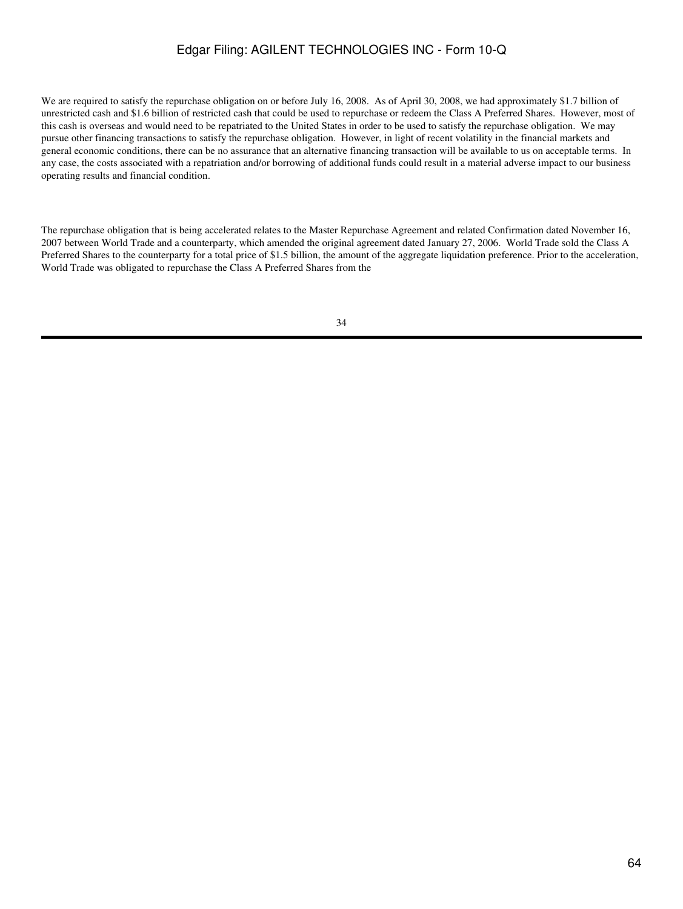We are required to satisfy the repurchase obligation on or before July 16, 2008. As of April 30, 2008, we had approximately $1.7 billion of unrestricted cash and $1.6 billion of restricted cash that could be used to repurchase or redeem the Class A Preferred Shares. However, most of this cash is overseas and would need to be repatriated to the United States in order to be used to satisfy the repurchase obligation. We may pursue other financing transactions to satisfy the repurchase obligation. However, in light of recent volatility in the financial markets and general economic conditions, there can be no assurance that an alternative financing transaction will be available to us on acceptable terms. In any case, the costs associated with a repatriation and/or borrowing of additional funds could result in a material adverse impact to our business operating results and financial condition.

The repurchase obligation that is being accelerated relates to the Master Repurchase Agreement and related Confirmation dated November 16, 2007 between World Trade and a counterparty, which amended the original agreement dated January 27, 2006. World Trade sold the Class A Preferred Shares to the counterparty for a total price of $1.5 billion, the amount of the aggregate liquidation preference. Prior to the acceleration, World Trade was obligated to repurchase the Class A Preferred Shares from the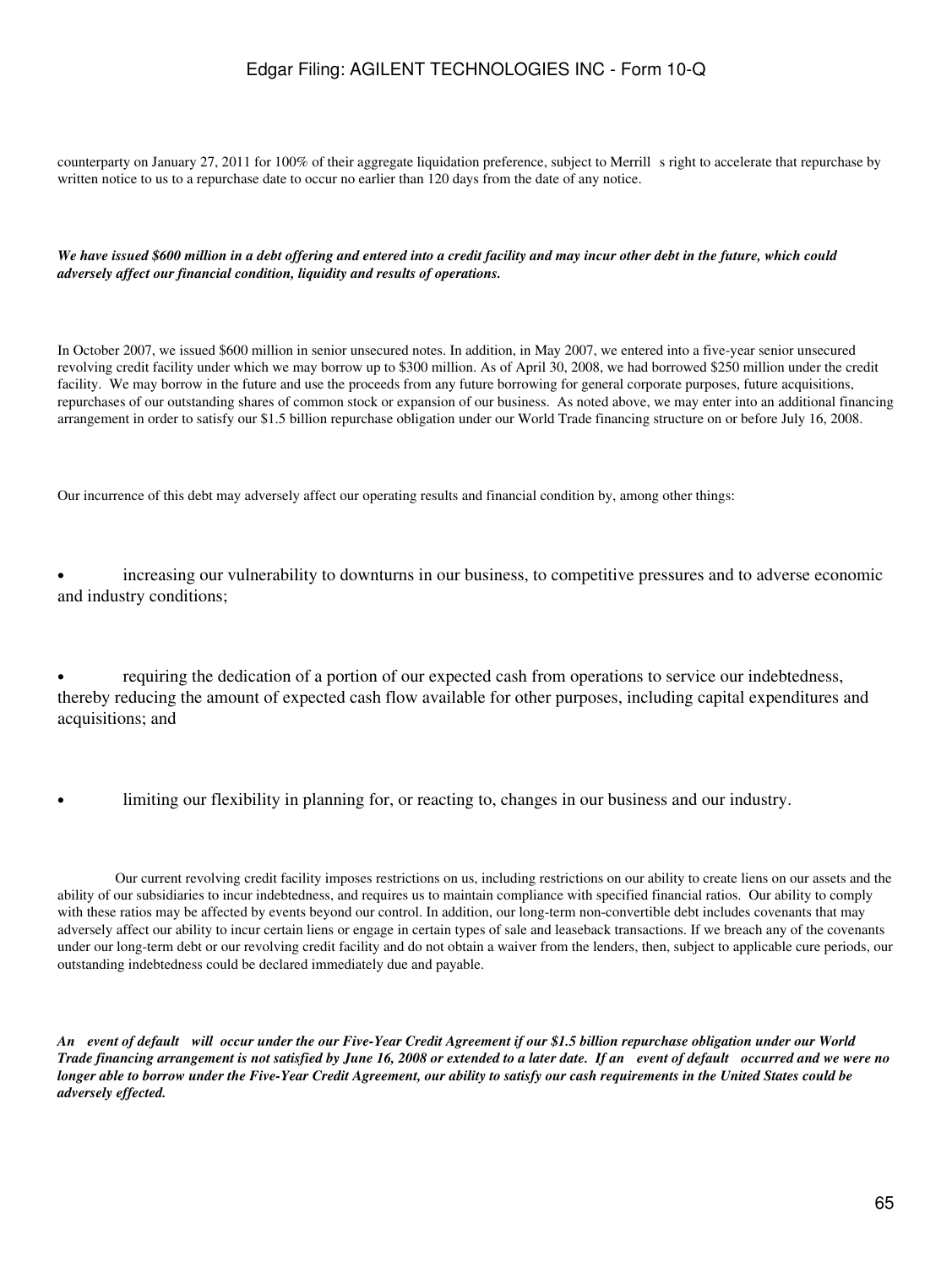counterparty on January 27, 2011 for 100% of their aggregate liquidation preference, subject to Merrill s right to accelerate that repurchase by written notice to us to a repurchase date to occur no earlier than 120 days from the date of any notice.

***We have issued $600 million in a debt offering and entered into a credit facility and may incur other debt in the future, which could adversely affect our financial condition, liquidity and results of operations.***

In October 2007, we issued $600 million in senior unsecured notes. In addition, in May 2007, we entered into a five-year senior unsecured revolving credit facility under which we may borrow up to $300 million. As of April 30, 2008, we had borrowed $250 million under the credit facility. We may borrow in the future and use the proceeds from any future borrowing for general corporate purposes, future acquisitions, repurchases of our outstanding shares of common stock or expansion of our business. As noted above, we may enter into an additional financing arrangement in order to satisfy our $1.5 billion repurchase obligation under our World Trade financing structure on or before July 16, 2008.

Our incurrence of this debt may adversely affect our operating results and financial condition by, among other things:

- increasing our vulnerability to downturns in our business, to competitive pressures and to adverse economic and industry conditions;
- requiring the dedication of a portion of our expected cash from operations to service our indebtedness, thereby reducing the amount of expected cash flow available for other purposes, including capital expenditures and acquisitions; and
- limiting our flexibility in planning for, or reacting to, changes in our business and our industry.

Our current revolving credit facility imposes restrictions on us, including restrictions on our ability to create liens on our assets and the ability of our subsidiaries to incur indebtedness, and requires us to maintain compliance with specified financial ratios. Our ability to comply with these ratios may be affected by events beyond our control. In addition, our long-term non-convertible debt includes covenants that may adversely affect our ability to incur certain liens or engage in certain types of sale and leaseback transactions. If we breach any of the covenants under our long-term debt or our revolving credit facility and do not obtain a waiver from the lenders, then, subject to applicable cure periods, our outstanding indebtedness could be declared immediately due and payable.

***An event of default will occur under the our Five-Year Credit Agreement if our $1.5 billion repurchase obligation under our World Trade financing arrangement is not satisfied by June 16, 2008 or extended to a later date. If an event of default occurred and we were no longer able to borrow under the Five-Year Credit Agreement, our ability to satisfy our cash requirements in the United States could be adversely effected.***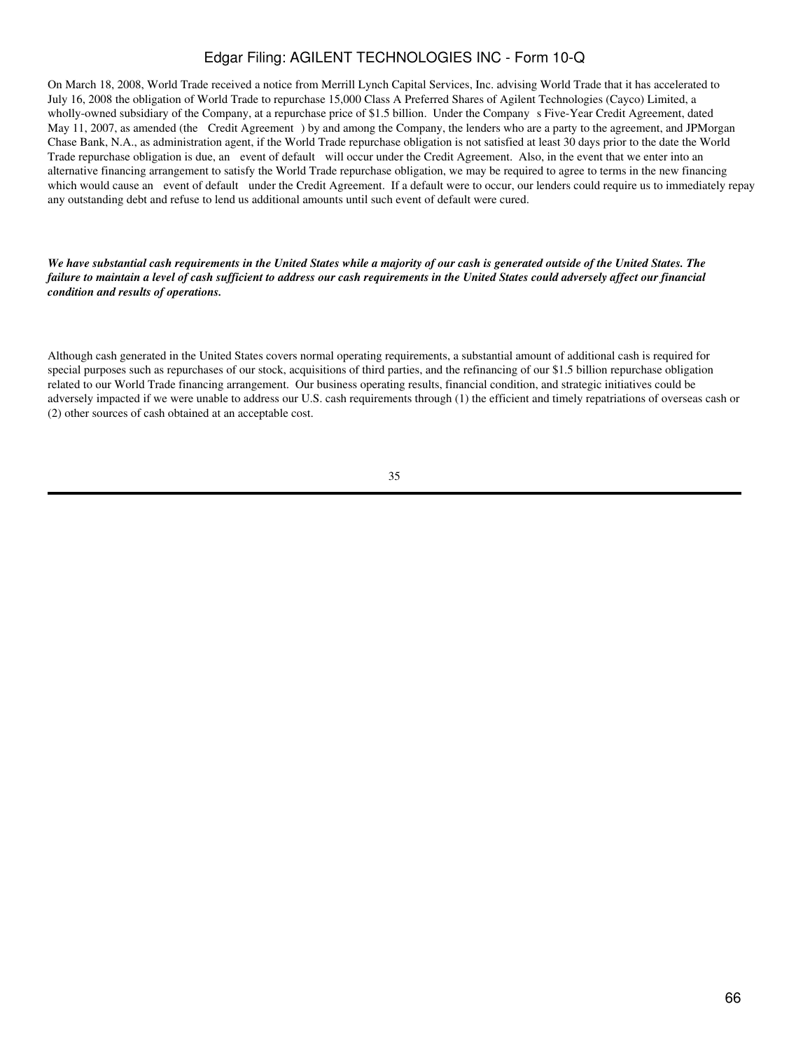On March 18, 2008, World Trade received a notice from Merrill Lynch Capital Services, Inc. advising World Trade that it has accelerated to July 16, 2008 the obligation of World Trade to repurchase 15,000 Class A Preferred Shares of Agilent Technologies (Cayco) Limited, a wholly-owned subsidiary of the Company, at a repurchase price of $1.5 billion. Under the Company s Five-Year Credit Agreement, dated May 11, 2007, as amended (the Credit Agreement ) by and among the Company, the lenders who are a party to the agreement, and JPMorgan Chase Bank, N.A., as administration agent, if the World Trade repurchase obligation is not satisfied at least 30 days prior to the date the World Trade repurchase obligation is due, an event of default will occur under the Credit Agreement. Also, in the event that we enter into an alternative financing arrangement to satisfy the World Trade repurchase obligation, we may be required to agree to terms in the new financing which would cause an event of default under the Credit Agreement. If a default were to occur, our lenders could require us to immediately repay any outstanding debt and refuse to lend us additional amounts until such event of default were cured.

***We have substantial cash requirements in the United States while a majority of our cash is generated outside of the United States. The failure to maintain a level of cash sufficient to address our cash requirements in the United States could adversely affect our financial condition and results of operations.***

Although cash generated in the United States covers normal operating requirements, a substantial amount of additional cash is required for special purposes such as repurchases of our stock, acquisitions of third parties, and the refinancing of our $1.5 billion repurchase obligation related to our World Trade financing arrangement. Our business operating results, financial condition, and strategic initiatives could be adversely impacted if we were unable to address our U.S. cash requirements through (1) the efficient and timely repatriations of overseas cash or (2) other sources of cash obtained at an acceptable cost.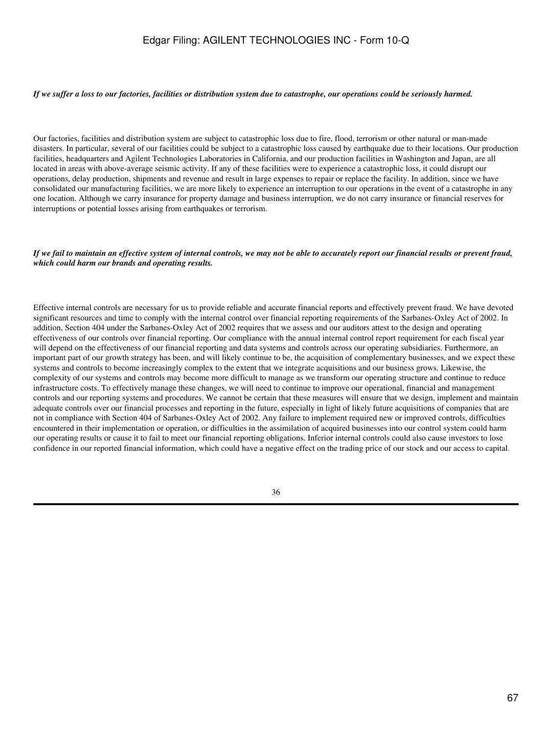***If we suffer a loss to our factories, facilities or distribution system due to catastrophe, our operations could be seriously harmed.***

Our factories, facilities and distribution system are subject to catastrophic loss due to fire, flood, terrorism or other natural or man-made disasters. In particular, several of our facilities could be subject to a catastrophic loss caused by earthquake due to their locations. Our production facilities, headquarters and Agilent Technologies Laboratories in California, and our production facilities in Washington and Japan, are all located in areas with above-average seismic activity. If any of these facilities were to experience a catastrophic loss, it could disrupt our operations, delay production, shipments and revenue and result in large expenses to repair or replace the facility. In addition, since we have consolidated our manufacturing facilities, we are more likely to experience an interruption to our operations in the event of a catastrophe in any one location. Although we carry insurance for property damage and business interruption, we do not carry insurance or financial reserves for interruptions or potential losses arising from earthquakes or terrorism.

***If we fail to maintain an effective system of internal controls, we may not be able to accurately report our financial results or prevent fraud, which could harm our brands and operating results.***

Effective internal controls are necessary for us to provide reliable and accurate financial reports and effectively prevent fraud. We have devoted significant resources and time to comply with the internal control over financial reporting requirements of the Sarbanes-Oxley Act of 2002. In addition, Section 404 under the Sarbanes-Oxley Act of 2002 requires that we assess and our auditors attest to the design and operating effectiveness of our controls over financial reporting. Our compliance with the annual internal control report requirement for each fiscal year will depend on the effectiveness of our financial reporting and data systems and controls across our operating subsidiaries. Furthermore, an important part of our growth strategy has been, and will likely continue to be, the acquisition of complementary businesses, and we expect these systems and controls to become increasingly complex to the extent that we integrate acquisitions and our business grows. Likewise, the complexity of our systems and controls may become more difficult to manage as we transform our operating structure and continue to reduce infrastructure costs. To effectively manage these changes, we will need to continue to improve our operational, financial and management controls and our reporting systems and procedures. We cannot be certain that these measures will ensure that we design, implement and maintain adequate controls over our financial processes and reporting in the future, especially in light of likely future acquisitions of companies that are not in compliance with Section 404 of Sarbanes-Oxley Act of 2002. Any failure to implement required new or improved controls, difficulties encountered in their implementation or operation, or difficulties in the assimilation of acquired businesses into our control system could harm our operating results or cause it to fail to meet our financial reporting obligations. Inferior internal controls could also cause investors to lose confidence in our reported financial information, which could have a negative effect on the trading price of our stock and our access to capital.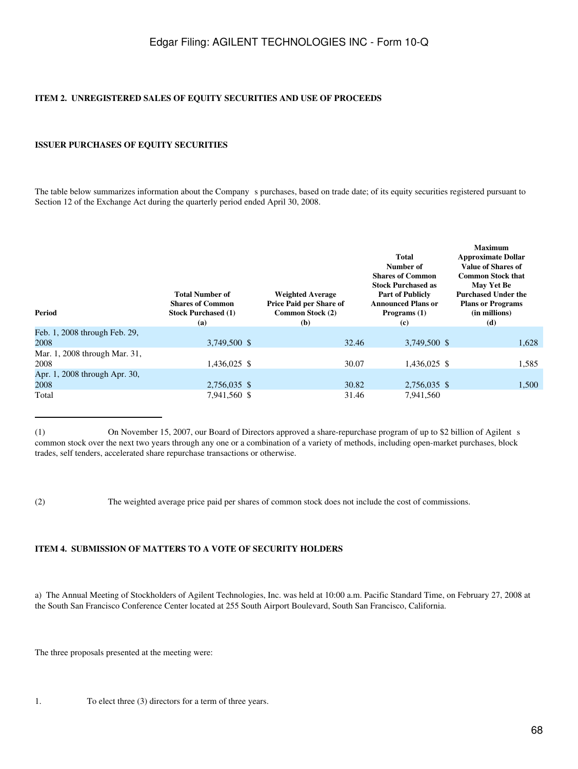### ITEM 2. UNREGISTERED SALES OF EQUITY SECURITIES AND USE OF PROCEEDS

#### ISSUER PURCHASES OF EQUITY SECURITIES

The table below summarizes information about the Company s purchases, based on trade date; of its equity securities registered pursuant to Section 12 of the Exchange Act during the quarterly period ended April 30, 2008.

| Period | Total Number of Shares of Common Stock Purchased (1) (a) | Weighted Average Price Paid per Share of Common Stock (2) (b) | Total Number of Shares of Common Stock Purchased as Part of Publicly Announced Plans or Programs (1) (c) | Maximum Approximate Dollar Value of Shares of Common Stock that May Yet Be Purchased Under the Plans or Programs (in millions) (d) |
|---|---|---|---|---|
| Feb. 1, 2008 through Feb. 29, 2008 | 3,749,500 | $ 32.46 | 3,749,500 | $ 1,628 |
| Mar. 1, 2008 through Mar. 31, 2008 | 1,436,025 | $ 30.07 | 1,436,025 | $ 1,585 |
| Apr. 1, 2008 through Apr. 30, 2008 | 2,756,035 | $ 30.82 | 2,756,035 | $ 1,500 |
| Total | 7,941,560 | $ 31.46 | 7,941,560 | |

(1) On November 15, 2007, our Board of Directors approved a share-repurchase program of up to $2 billion of Agilent s common stock over the next two years through any one or a combination of a variety of methods, including open-market purchases, block trades, self tenders, accelerated share repurchase transactions or otherwise.

(2) The weighted average price paid per shares of common stock does not include the cost of commissions.

### ITEM 4. SUBMISSION OF MATTERS TO A VOTE OF SECURITY HOLDERS

a) The Annual Meeting of Stockholders of Agilent Technologies, Inc. was held at 10:00 a.m. Pacific Standard Time, on February 27, 2008 at the South San Francisco Conference Center located at 255 South Airport Boulevard, South San Francisco, California.

The three proposals presented at the meeting were:

1. To elect three (3) directors for a term of three years.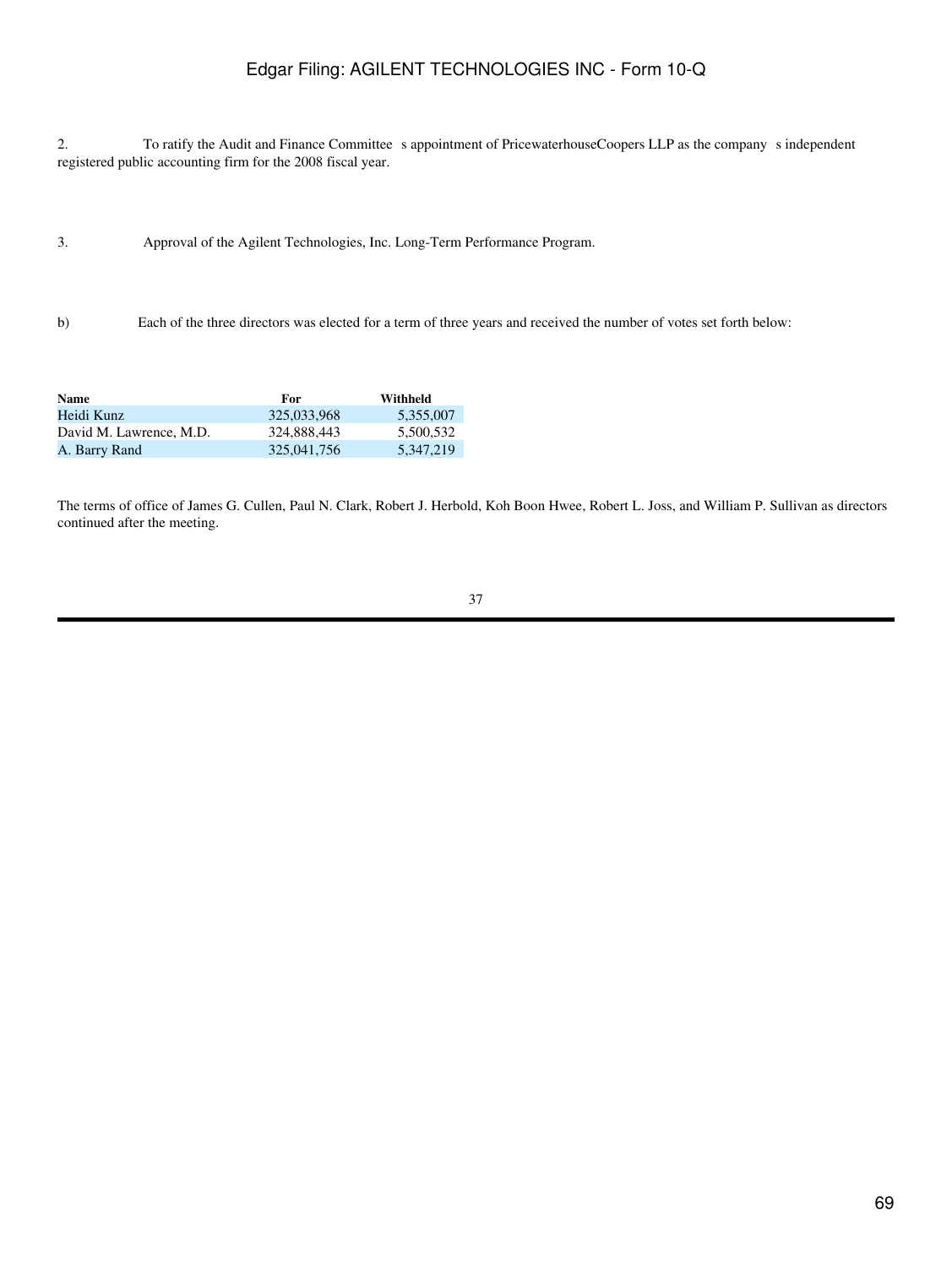2. To ratify the Audit and Finance Committee s appointment of PricewaterhouseCoopers LLP as the company s independent registered public accounting firm for the 2008 fiscal year.

3. Approval of the Agilent Technologies, Inc. Long-Term Performance Program.

b) Each of the three directors was elected for a term of three years and received the number of votes set forth below:

| Name | For | Withheld |
| --- | --- | --- |
| Heidi Kunz | 325,033,968 | 5,355,007 |
| David M. Lawrence, M.D. | 324,888,443 | 5,500,532 |
| A. Barry Rand | 325,041,756 | 5,347,219 |

The terms of office of James G. Cullen, Paul N. Clark, Robert J. Herbold, Koh Boon Hwee, Robert L. Joss, and William P. Sullivan as directors continued after the meeting.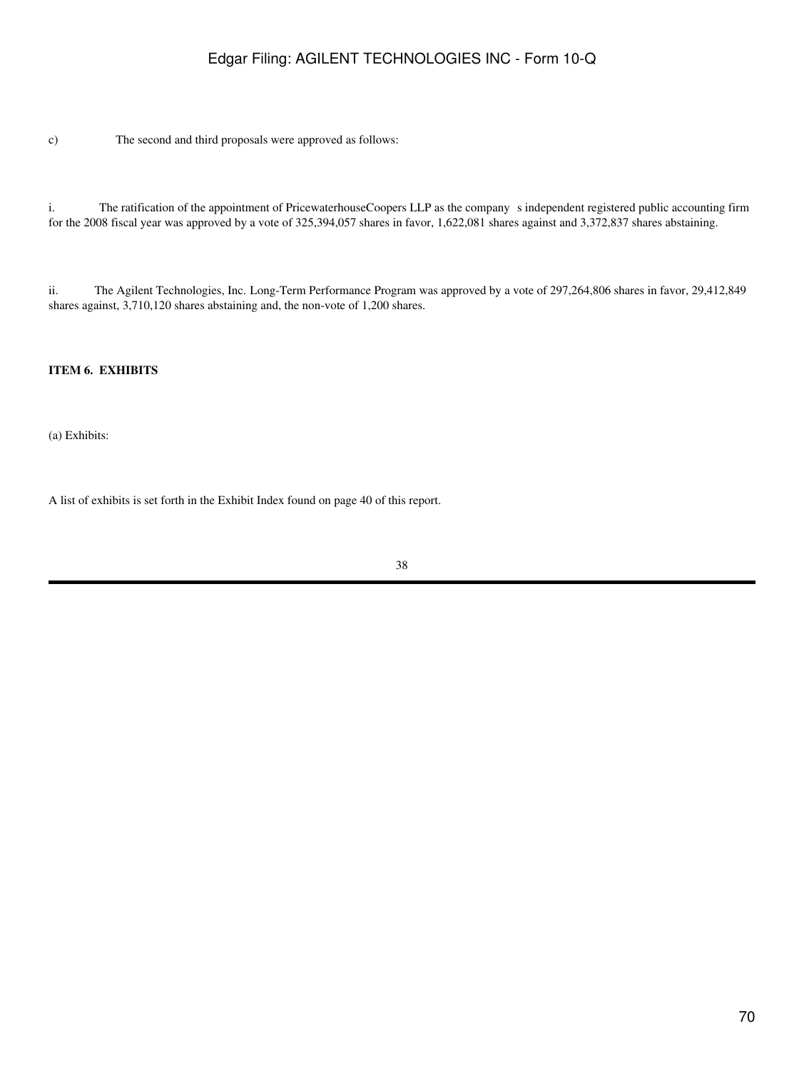c) The second and third proposals were approved as follows:

i. The ratification of the appointment of PricewaterhouseCoopers LLP as the company s independent registered public accounting firm for the 2008 fiscal year was approved by a vote of 325,394,057 shares in favor, 1,622,081 shares against and 3,372,837 shares abstaining.

ii. The Agilent Technologies, Inc. Long-Term Performance Program was approved by a vote of 297,264,806 shares in favor, 29,412,849 shares against, 3,710,120 shares abstaining and, the non-vote of 1,200 shares.

**ITEM 6. EXHIBITS**

(a) Exhibits:

A list of exhibits is set forth in the Exhibit Index found on page 40 of this report.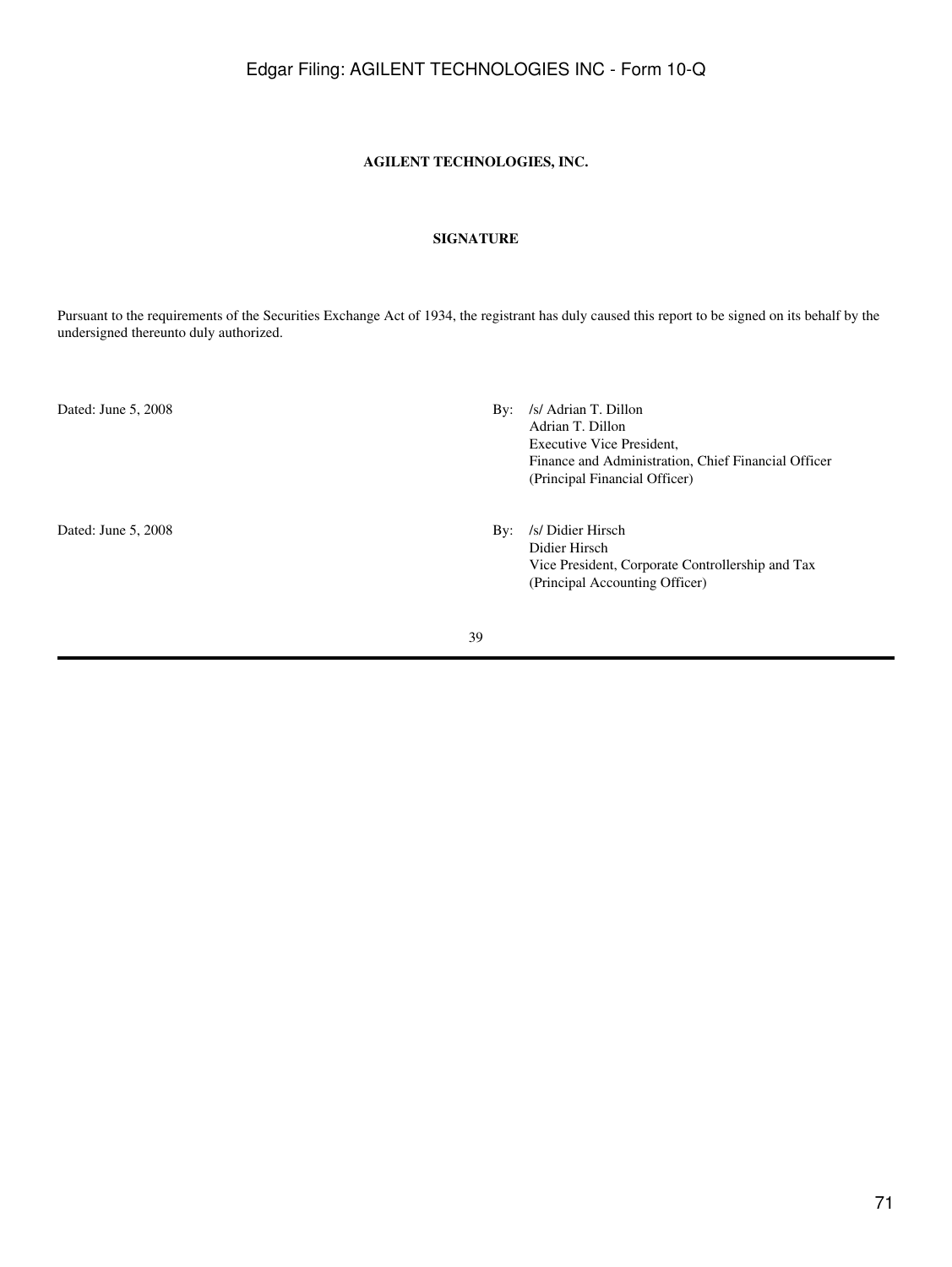**AGILENT TECHNOLOGIES, INC.**

**SIGNATURE**

Pursuant to the requirements of the Securities Exchange Act of 1934, the registrant has duly caused this report to be signed on its behalf by the undersigned thereunto duly authorized.

| | |
|---|---|
| Dated: June 5, 2008 | By: /s/ Adrian T. Dillon<br>Adrian T. Dillon<br>Executive Vice President,<br>Finance and Administration, Chief Financial Officer<br>(Principal Financial Officer) |
| Dated: June 5, 2008 | By: /s/ Didier Hirsch<br>Didier Hirsch<br>Vice President, Corporate Controllership and Tax<br>(Principal Accounting Officer) |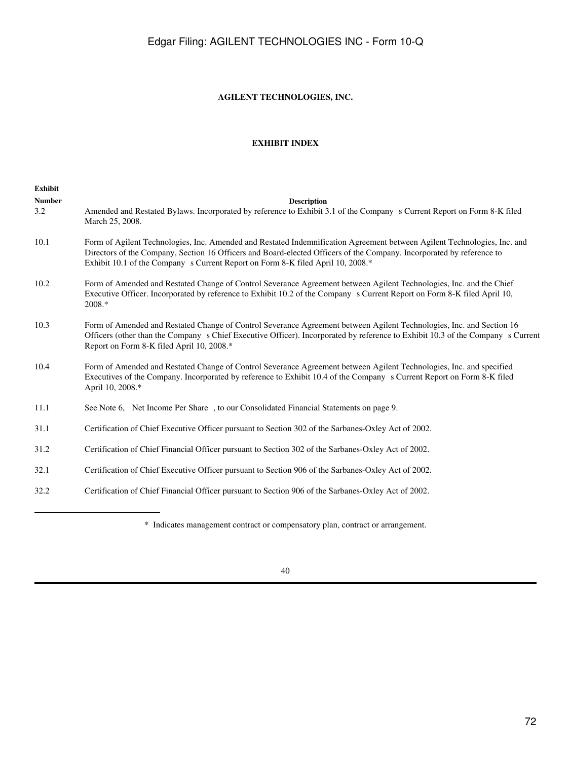**AGILENT TECHNOLOGIES, INC.**

**EXHIBIT INDEX**

| Exhibit Number | Description |
| --- | --- |
| 3.2 | Amended and Restated Bylaws. Incorporated by reference to Exhibit 3.1 of the Company s Current Report on Form 8-K filed March 25, 2008. |
| 10.1 | Form of Agilent Technologies, Inc. Amended and Restated Indemnification Agreement between Agilent Technologies, Inc. and Directors of the Company, Section 16 Officers and Board-elected Officers of the Company. Incorporated by reference to Exhibit 10.1 of the Company s Current Report on Form 8-K filed April 10, 2008.* |
| 10.2 | Form of Amended and Restated Change of Control Severance Agreement between Agilent Technologies, Inc. and the Chief Executive Officer. Incorporated by reference to Exhibit 10.2 of the Company s Current Report on Form 8-K filed April 10, 2008.* |
| 10.3 | Form of Amended and Restated Change of Control Severance Agreement between Agilent Technologies, Inc. and Section 16 Officers (other than the Company s Chief Executive Officer). Incorporated by reference to Exhibit 10.3 of the Company s Current Report on Form 8-K filed April 10, 2008.* |
| 10.4 | Form of Amended and Restated Change of Control Severance Agreement between Agilent Technologies, Inc. and specified Executives of the Company. Incorporated by reference to Exhibit 10.4 of the Company s Current Report on Form 8-K filed April 10, 2008.* |
| 11.1 | See Note 6, Net Income Per Share , to our Consolidated Financial Statements on page 9. |
| 31.1 | Certification of Chief Executive Officer pursuant to Section 302 of the Sarbanes-Oxley Act of 2002. |
| 31.2 | Certification of Chief Financial Officer pursuant to Section 302 of the Sarbanes-Oxley Act of 2002. |
| 32.1 | Certification of Chief Executive Officer pursuant to Section 906 of the Sarbanes-Oxley Act of 2002. |
| 32.2 | Certification of Chief Financial Officer pursuant to Section 906 of the Sarbanes-Oxley Act of 2002. |

\* Indicates management contract or compensatory plan, contract or arrangement.